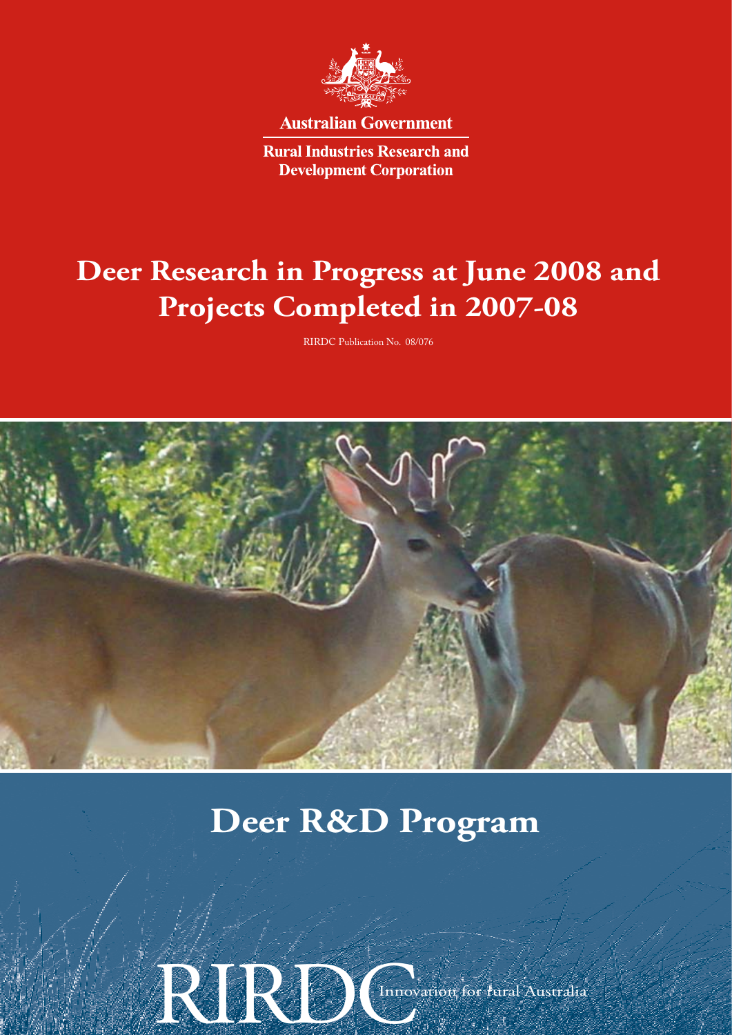Australian Government

Rural Industries Research and Development Corporation

# Deer Research in Progress at June 2008 and Projects Completed in 2007-08

RIRDC Publication No. 08/076

## Deer R&D Program

RIRDC Innovation for rural Australia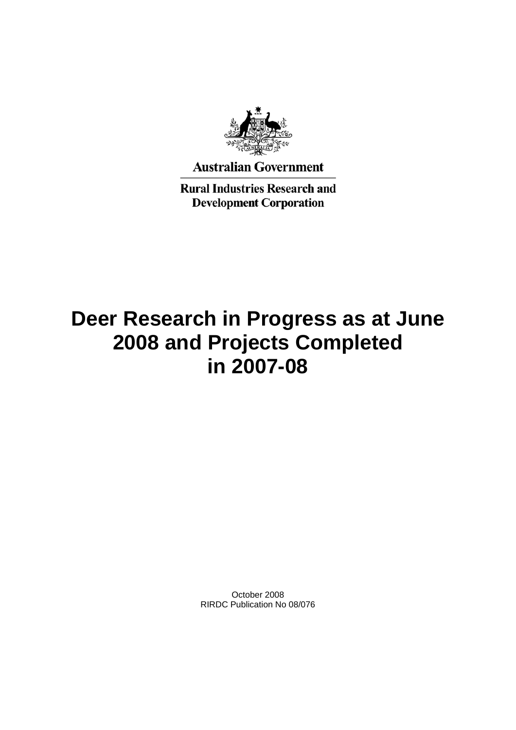Australian Government

Rural Industries Research and Development Corporation

# Deer Research in Progress as at June 2008 and Projects Completed in 2007-08

October 2008
RIRDC Publication No 08/076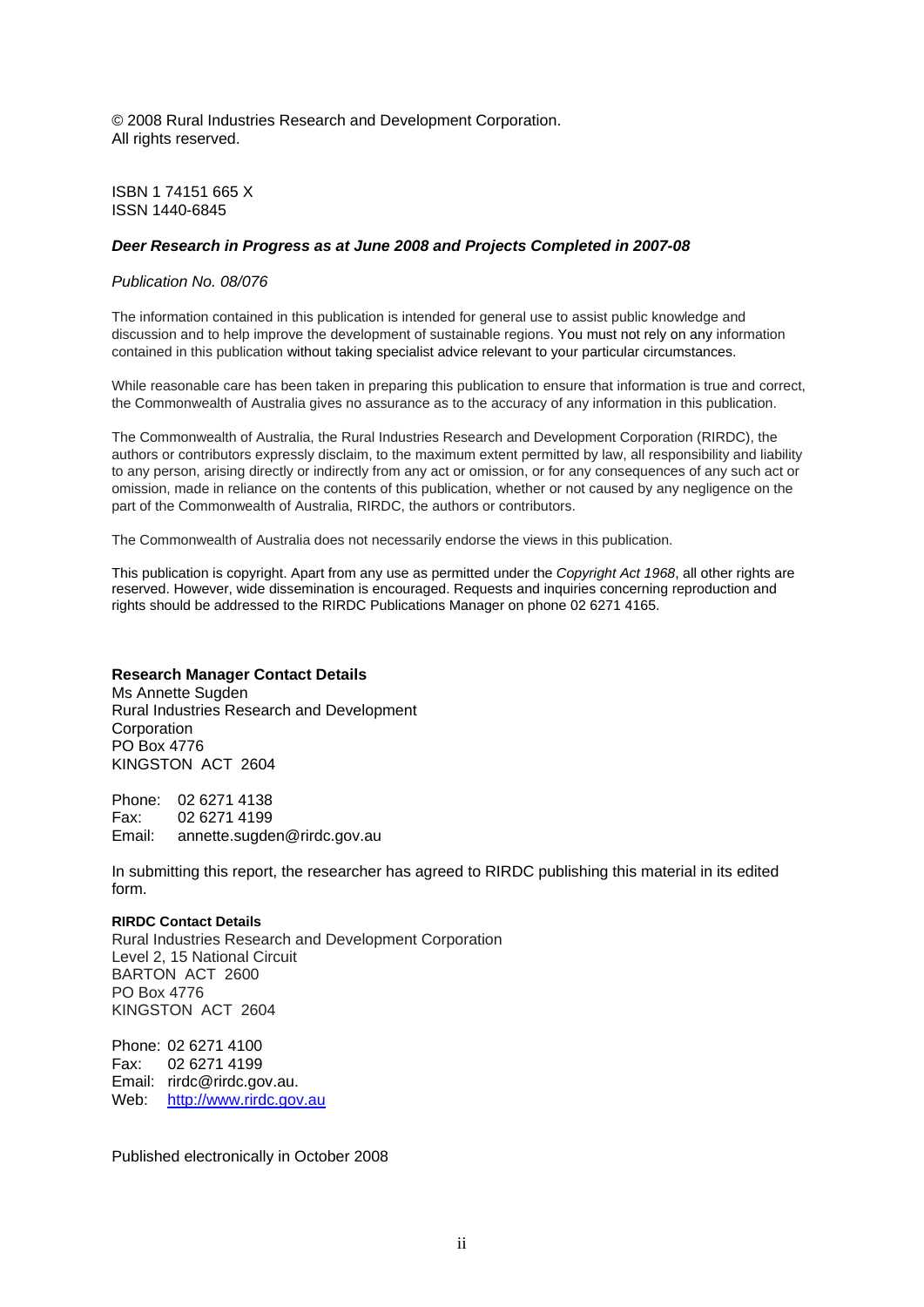© 2008 Rural Industries Research and Development Corporation.
All rights reserved.

ISBN 1 74151 665 X
ISSN 1440-6845

***Deer Research in Progress as at June 2008 and Projects Completed in 2007-08***

*Publication No. 08/076*

The information contained in this publication is intended for general use to assist public knowledge and discussion and to help improve the development of sustainable regions. You must not rely on any information contained in this publication without taking specialist advice relevant to your particular circumstances.

While reasonable care has been taken in preparing this publication to ensure that information is true and correct, the Commonwealth of Australia gives no assurance as to the accuracy of any information in this publication.

The Commonwealth of Australia, the Rural Industries Research and Development Corporation (RIRDC), the authors or contributors expressly disclaim, to the maximum extent permitted by law, all responsibility and liability to any person, arising directly or indirectly from any act or omission, or for any consequences of any such act or omission, made in reliance on the contents of this publication, whether or not caused by any negligence on the part of the Commonwealth of Australia, RIRDC, the authors or contributors.

The Commonwealth of Australia does not necessarily endorse the views in this publication.

This publication is copyright. Apart from any use as permitted under the *Copyright Act 1968*, all other rights are reserved. However, wide dissemination is encouraged. Requests and inquiries concerning reproduction and rights should be addressed to the RIRDC Publications Manager on phone 02 6271 4165.

**Research Manager Contact Details**
Ms Annette Sugden
Rural Industries Research and Development Corporation
PO Box 4776
KINGSTON ACT 2604

Phone: 02 6271 4138
Fax: 02 6271 4199
Email: annette.sugden@rirdc.gov.au

In submitting this report, the researcher has agreed to RIRDC publishing this material in its edited form.

**RIRDC Contact Details**
Rural Industries Research and Development Corporation
Level 2, 15 National Circuit
BARTON ACT 2600
PO Box 4776
KINGSTON ACT 2604

Phone: 02 6271 4100
Fax: 02 6271 4199
Email: rirdc@rirdc.gov.au.
Web: http://www.rirdc.gov.au

Published electronically in October 2008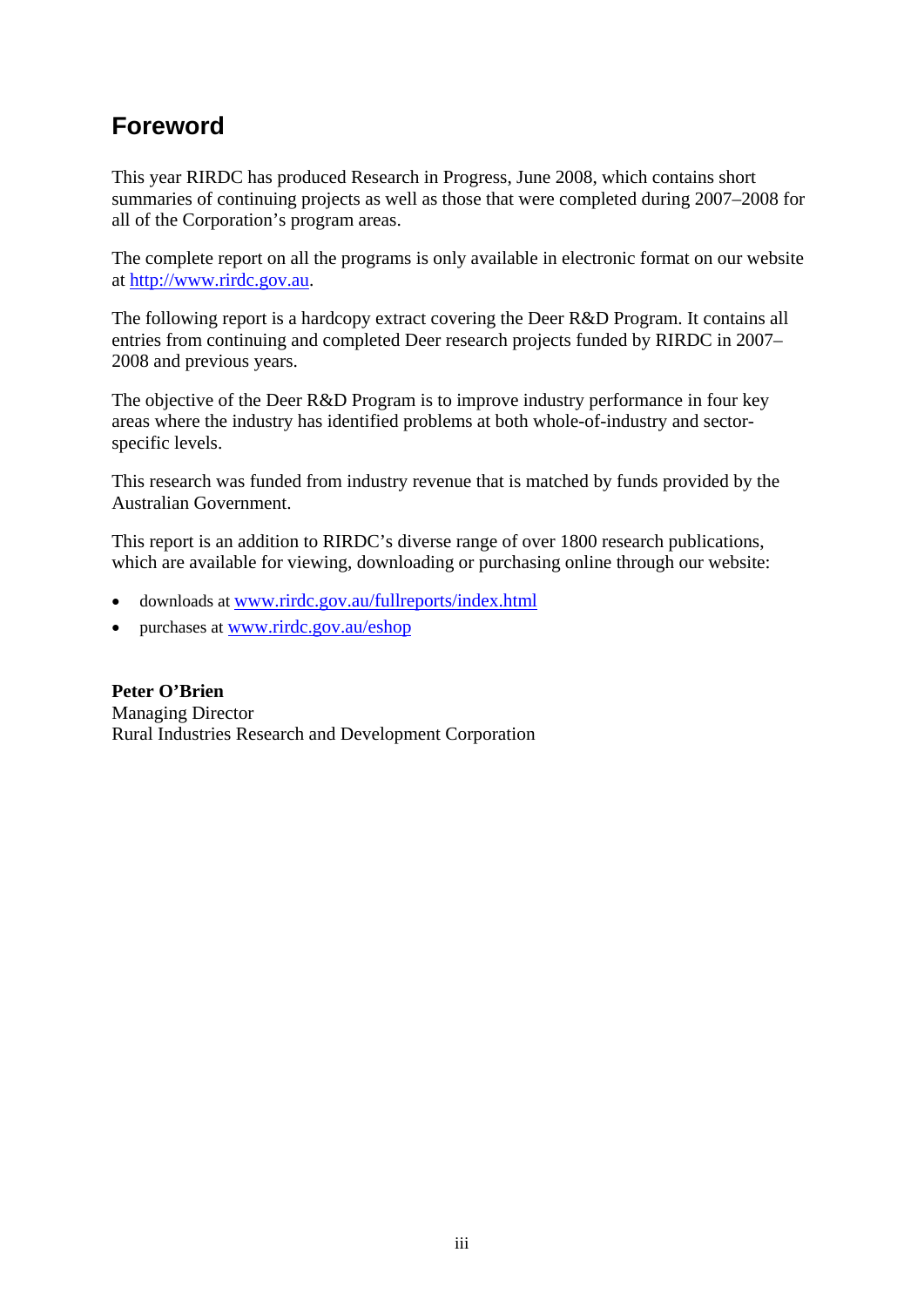# Foreword

This year RIRDC has produced Research in Progress, June 2008, which contains short summaries of continuing projects as well as those that were completed during 2007–2008 for all of the Corporation's program areas.

The complete report on all the programs is only available in electronic format on our website at http://www.rirdc.gov.au.

The following report is a hardcopy extract covering the Deer R&D Program. It contains all entries from continuing and completed Deer research projects funded by RIRDC in 2007–2008 and previous years.

The objective of the Deer R&D Program is to improve industry performance in four key areas where the industry has identified problems at both whole-of-industry and sector-specific levels.

This research was funded from industry revenue that is matched by funds provided by the Australian Government.

This report is an addition to RIRDC's diverse range of over 1800 research publications, which are available for viewing, downloading or purchasing online through our website:

- downloads at www.rirdc.gov.au/fullreports/index.html
- purchases at www.rirdc.gov.au/eshop

**Peter O'Brien**
Managing Director
Rural Industries Research and Development Corporation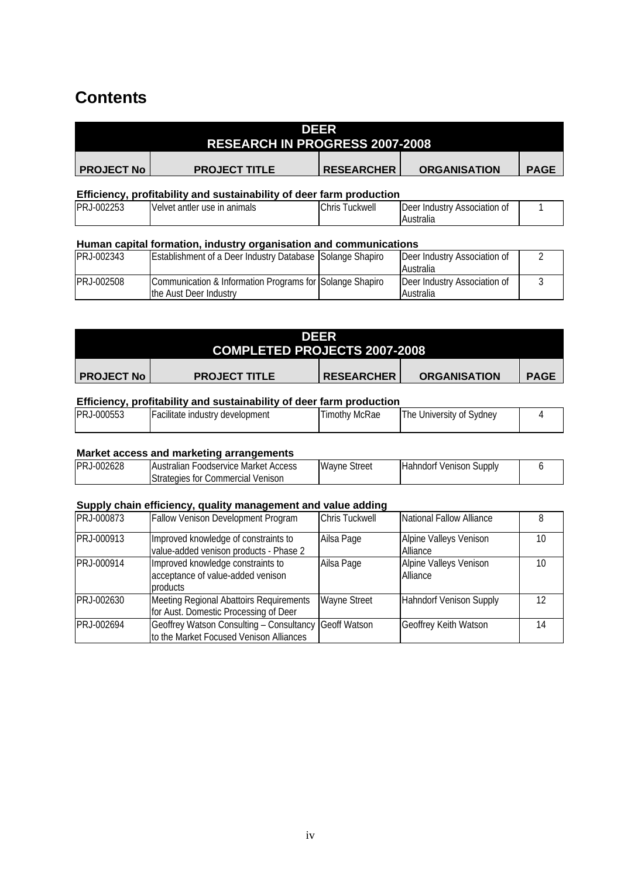# Contents

## DEER RESEARCH IN PROGRESS 2007-2008

| PROJECT No | PROJECT TITLE | RESEARCHER | ORGANISATION | PAGE |
|---|---|---|---|---|
| **Efficiency, profitability and sustainability of deer farm production** | | | | |
| PRJ-002253 | Velvet antler use in animals | Chris Tuckwell | Deer Industry Association of Australia | 1 |
| **Human capital formation, industry organisation and communications** | | | | |
| PRJ-002343 | Establishment of a Deer Industry Database | Solange Shapiro | Deer Industry Association of Australia | 2 |
| PRJ-002508 | Communication & Information Programs for the Aust Deer Industry | Solange Shapiro | Deer Industry Association of Australia | 3 |

## DEER COMPLETED PROJECTS 2007-2008

| PROJECT No | PROJECT TITLE | RESEARCHER | ORGANISATION | PAGE |
|---|---|---|---|---|
| **Efficiency, profitability and sustainability of deer farm production** | | | | |
| PRJ-000553 | Facilitate industry development | Timothy McRae | The University of Sydney | 4 |
| **Market access and marketing arrangements** | | | | |
| PRJ-002628 | Australian Foodservice Market Access Strategies for Commercial Venison | Wayne Street | Hahndorf Venison Supply | 6 |
| **Supply chain efficiency, quality management and value adding** | | | | |
| PRJ-000873 | Fallow Venison Development Program | Chris Tuckwell | National Fallow Alliance | 8 |
| PRJ-000913 | Improved knowledge of constraints to value-added venison products - Phase 2 | Ailsa Page | Alpine Valleys Venison Alliance | 10 |
| PRJ-000914 | Improved knowledge constraints to acceptance of value-added venison products | Ailsa Page | Alpine Valleys Venison Alliance | 10 |
| PRJ-002630 | Meeting Regional Abattoirs Requirements for Aust. Domestic Processing of Deer | Wayne Street | Hahndorf Venison Supply | 12 |
| PRJ-002694 | Geoffrey Watson Consulting – Consultancy to the Market Focused Venison Alliances | Geoff Watson | Geoffrey Keith Watson | 14 |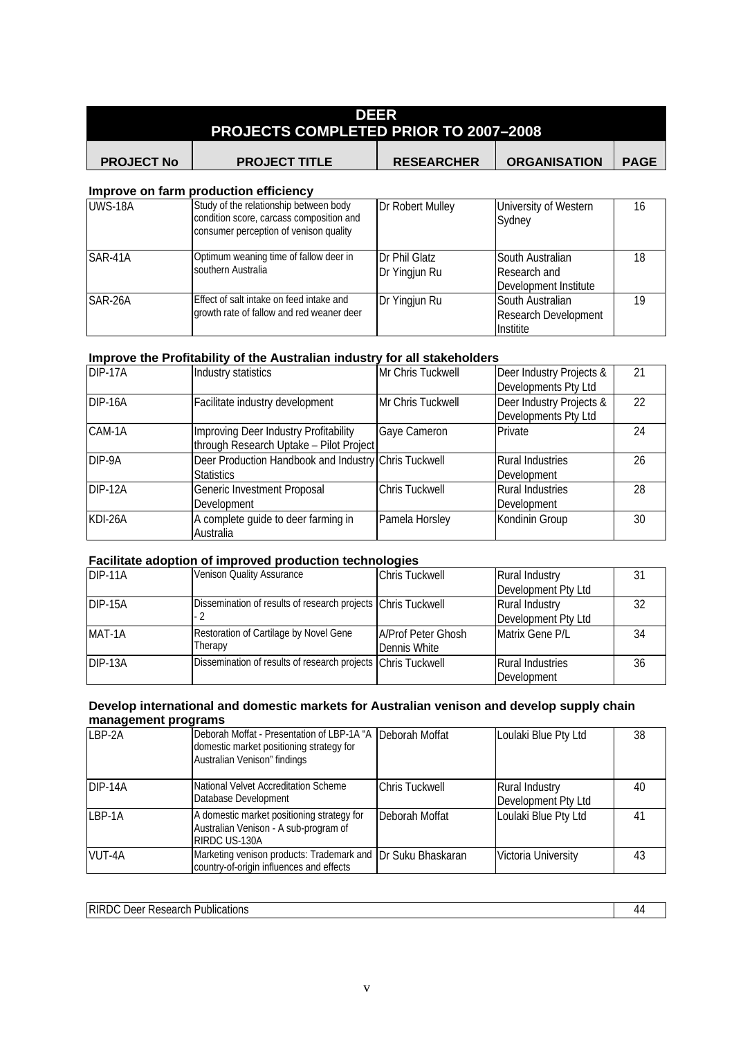# DEER
## PROJECTS COMPLETED PRIOR TO 2007–2008

| PROJECT No | PROJECT TITLE | RESEARCHER | ORGANISATION | PAGE |
|---|---|---|---|---|

### Improve on farm production efficiency

| PROJECT No | PROJECT TITLE | RESEARCHER | ORGANISATION | PAGE |
|---|---|---|---|---|
| UWS-18A | Study of the relationship between body condition score, carcass composition and consumer perception of venison quality | Dr Robert Mulley | University of Western Sydney | 16 |
| SAR-41A | Optimum weaning time of fallow deer in southern Australia | Dr Phil Glatz<br>Dr Yingjun Ru | South Australian Research and Development Institute | 18 |
| SAR-26A | Effect of salt intake on feed intake and growth rate of fallow and red weaner deer | Dr Yingjun Ru | South Australian Research Development Institite | 19 |

### Improve the Profitability of the Australian industry for all stakeholders

| PROJECT No | PROJECT TITLE | RESEARCHER | ORGANISATION | PAGE |
|---|---|---|---|---|
| DIP-17A | Industry statistics | Mr Chris Tuckwell | Deer Industry Projects & Developments Pty Ltd | 21 |
| DIP-16A | Facilitate industry development | Mr Chris Tuckwell | Deer Industry Projects & Developments Pty Ltd | 22 |
| CAM-1A | Improving Deer Industry Profitability through Research Uptake – Pilot Project | Gaye Cameron | Private | 24 |
| DIP-9A | Deer Production Handbook and Industry Statistics | Chris Tuckwell | Rural Industries Development | 26 |
| DIP-12A | Generic Investment Proposal Development | Chris Tuckwell | Rural Industries Development | 28 |
| KDI-26A | A complete guide to deer farming in Australia | Pamela Horsley | Kondinin Group | 30 |

### Facilitate adoption of improved production technologies

| PROJECT No | PROJECT TITLE | RESEARCHER | ORGANISATION | PAGE |
|---|---|---|---|---|
| DIP-11A | Venison Quality Assurance | Chris Tuckwell | Rural Industry Development Pty Ltd | 31 |
| DIP-15A | Dissemination of results of research projects - 2 | Chris Tuckwell | Rural Industry Development Pty Ltd | 32 |
| MAT-1A | Restoration of Cartilage by Novel Gene Therapy | A/Prof Peter Ghosh<br>Dennis White | Matrix Gene P/L | 34 |
| DIP-13A | Dissemination of results of research projects | Chris Tuckwell | Rural Industries Development | 36 |

### Develop international and domestic markets for Australian venison and develop supply chain management programs

| PROJECT No | PROJECT TITLE | RESEARCHER | ORGANISATION | PAGE |
|---|---|---|---|---|
| LBP-2A | Deborah Moffat - Presentation of LBP-1A "A domestic market positioning strategy for Australian Venison" findings | Deborah Moffat | Loulaki Blue Pty Ltd | 38 |
| DIP-14A | National Velvet Accreditation Scheme Database Development | Chris Tuckwell | Rural Industry Development Pty Ltd | 40 |
| LBP-1A | A domestic market positioning strategy for Australian Venison - A sub-program of RIRDC US-130A | Deborah Moffat | Loulaki Blue Pty Ltd | 41 |
| VUT-4A | Marketing venison products: Trademark and country-of-origin influences and effects | Dr Suku Bhaskaran | Victoria University | 43 |

| | |
|---|---|
| RIRDC Deer Research Publications | 44 |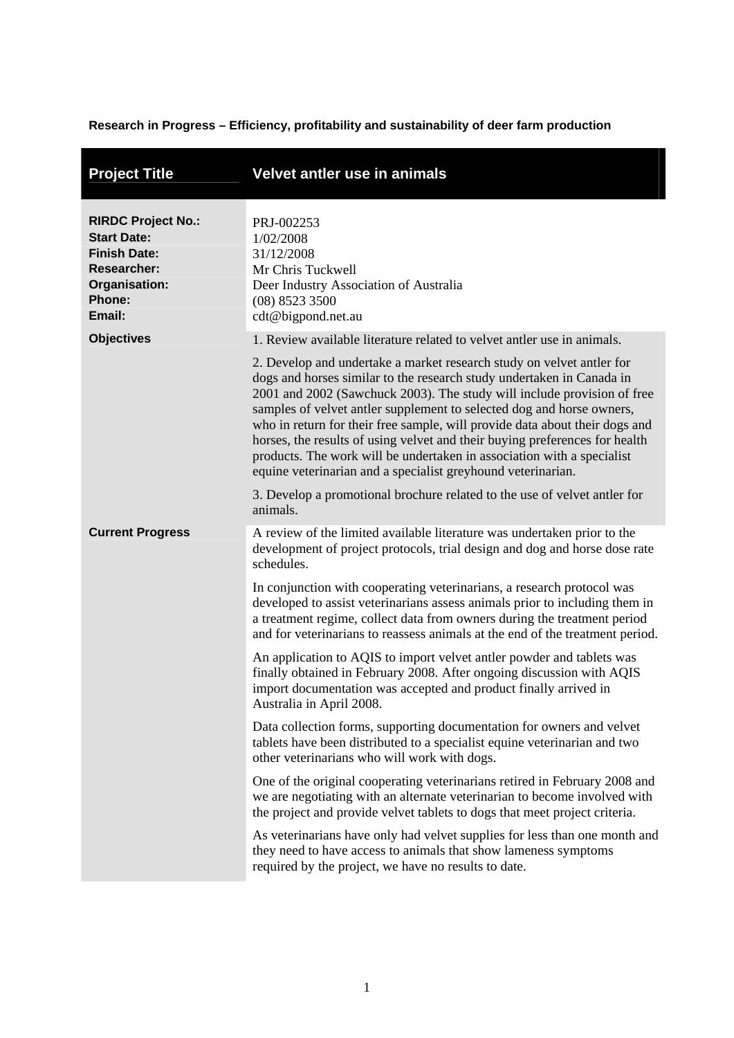**Research in Progress – Efficiency, profitability and sustainability of deer farm production**

| **Project Title** | **Velvet antler use in animals** |
|---|---|
| **RIRDC Project No.:** | PRJ-002253 |
| **Start Date:** | 1/02/2008 |
| **Finish Date:** | 31/12/2008 |
| **Researcher:** | Mr Chris Tuckwell |
| **Organisation:** | Deer Industry Association of Australia |
| **Phone:** | (08) 8523 3500 |
| **Email:** | cdt@bigpond.net.au |
| **Objectives** | 1. Review available literature related to velvet antler use in animals.<br><br>2. Develop and undertake a market research study on velvet antler for dogs and horses similar to the research study undertaken in Canada in 2001 and 2002 (Sawchuck 2003). The study will include provision of free samples of velvet antler supplement to selected dog and horse owners, who in return for their free sample, will provide data about their dogs and horses, the results of using velvet and their buying preferences for health products. The work will be undertaken in association with a specialist equine veterinarian and a specialist greyhound veterinarian.<br><br>3. Develop a promotional brochure related to the use of velvet antler for animals. |
| **Current Progress** | A review of the limited available literature was undertaken prior to the development of project protocols, trial design and dog and horse dose rate schedules.<br><br>In conjunction with cooperating veterinarians, a research protocol was developed to assist veterinarians assess animals prior to including them in a treatment regime, collect data from owners during the treatment period and for veterinarians to reassess animals at the end of the treatment period.<br><br>An application to AQIS to import velvet antler powder and tablets was finally obtained in February 2008. After ongoing discussion with AQIS import documentation was accepted and product finally arrived in Australia in April 2008.<br><br>Data collection forms, supporting documentation for owners and velvet tablets have been distributed to a specialist equine veterinarian and two other veterinarians who will work with dogs.<br><br>One of the original cooperating veterinarians retired in February 2008 and we are negotiating with an alternate veterinarian to become involved with the project and provide velvet tablets to dogs that meet project criteria.<br><br>As veterinarians have only had velvet supplies for less than one month and they need to have access to animals that show lameness symptoms required by the project, we have no results to date. |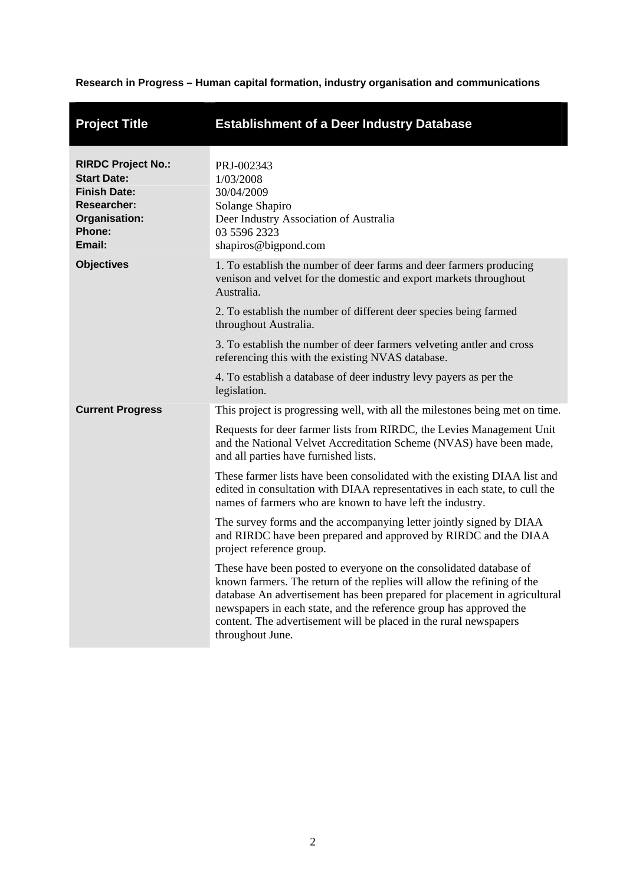**Research in Progress – Human capital formation, industry organisation and communications**

| **Project Title** | **Establishment of a Deer Industry Database** |
|---|---|
| **RIRDC Project No.:**<br>**Start Date:**<br>**Finish Date:**<br>**Researcher:**<br>**Organisation:**<br>**Phone:**<br>**Email:** | PRJ-002343<br>1/03/2008<br>30/04/2009<br>Solange Shapiro<br>Deer Industry Association of Australia<br>03 5596 2323<br>shapiros@bigpond.com |
| **Objectives** | 1. To establish the number of deer farms and deer farmers producing venison and velvet for the domestic and export markets throughout Australia.<br><br>2. To establish the number of different deer species being farmed throughout Australia.<br><br>3. To establish the number of deer farmers velveting antler and cross referencing this with the existing NVAS database.<br><br>4. To establish a database of deer industry levy payers as per the legislation. |
| **Current Progress** | This project is progressing well, with all the milestones being met on time.<br><br>Requests for deer farmer lists from RIRDC, the Levies Management Unit and the National Velvet Accreditation Scheme (NVAS) have been made, and all parties have furnished lists.<br><br>These farmer lists have been consolidated with the existing DIAA list and edited in consultation with DIAA representatives in each state, to cull the names of farmers who are known to have left the industry.<br><br>The survey forms and the accompanying letter jointly signed by DIAA and RIRDC have been prepared and approved by RIRDC and the DIAA project reference group.<br><br>These have been posted to everyone on the consolidated database of known farmers. The return of the replies will allow the refining of the database An advertisement has been prepared for placement in agricultural newspapers in each state, and the reference group has approved the content. The advertisement will be placed in the rural newspapers throughout June. |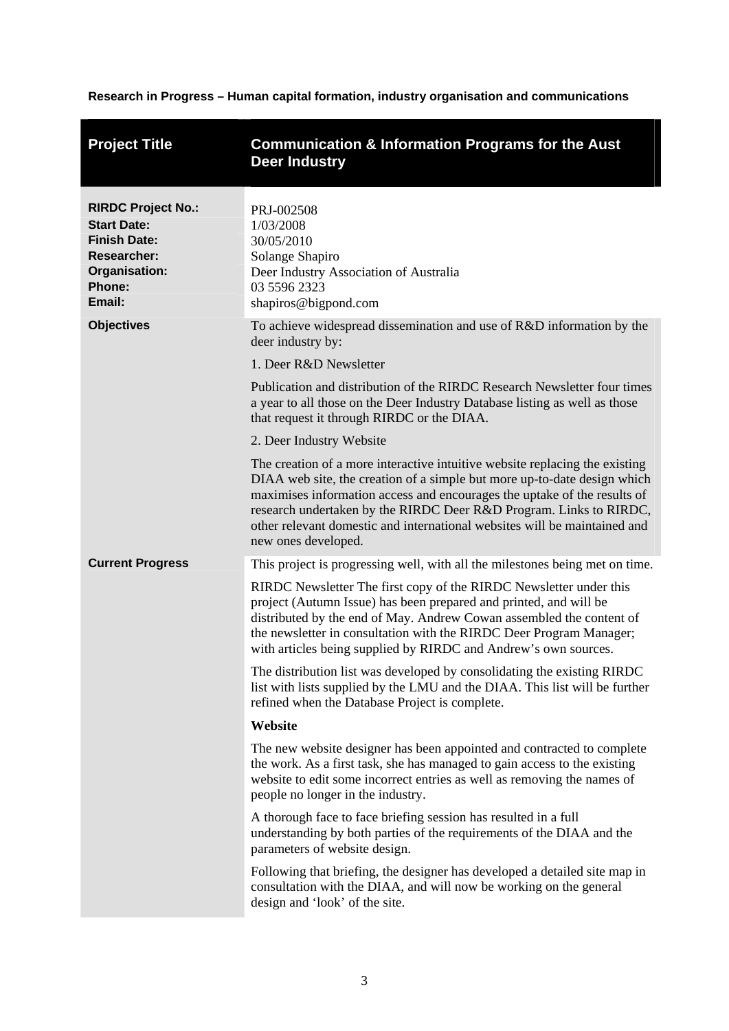**Research in Progress – Human capital formation, industry organisation and communications**

| **Project Title** | **Communication & Information Programs for the Aust Deer Industry** |
|---|---|
| **RIRDC Project No.:** | PRJ-002508 |
| **Start Date:** | 1/03/2008 |
| **Finish Date:** | 30/05/2010 |
| **Researcher:** | Solange Shapiro |
| **Organisation:** | Deer Industry Association of Australia |
| **Phone:** | 03 5596 2323 |
| **Email:** | shapiros@bigpond.com |
| **Objectives** | To achieve widespread dissemination and use of R&D information by the deer industry by:<br><br>1. Deer R&D Newsletter<br><br>Publication and distribution of the RIRDC Research Newsletter four times a year to all those on the Deer Industry Database listing as well as those that request it through RIRDC or the DIAA.<br><br>2. Deer Industry Website<br><br>The creation of a more interactive intuitive website replacing the existing DIAA web site, the creation of a simple but more up-to-date design which maximises information access and encourages the uptake of the results of research undertaken by the RIRDC Deer R&D Program. Links to RIRDC, other relevant domestic and international websites will be maintained and new ones developed. |
| **Current Progress** | This project is progressing well, with all the milestones being met on time.<br><br>RIRDC Newsletter The first copy of the RIRDC Newsletter under this project (Autumn Issue) has been prepared and printed, and will be distributed by the end of May. Andrew Cowan assembled the content of the newsletter in consultation with the RIRDC Deer Program Manager; with articles being supplied by RIRDC and Andrew's own sources.<br><br>The distribution list was developed by consolidating the existing RIRDC list with lists supplied by the LMU and the DIAA. This list will be further refined when the Database Project is complete.<br><br>**Website**<br><br>The new website designer has been appointed and contracted to complete the work. As a first task, she has managed to gain access to the existing website to edit some incorrect entries as well as removing the names of people no longer in the industry.<br><br>A thorough face to face briefing session has resulted in a full understanding by both parties of the requirements of the DIAA and the parameters of website design.<br><br>Following that briefing, the designer has developed a detailed site map in consultation with the DIAA, and will now be working on the general design and 'look' of the site. |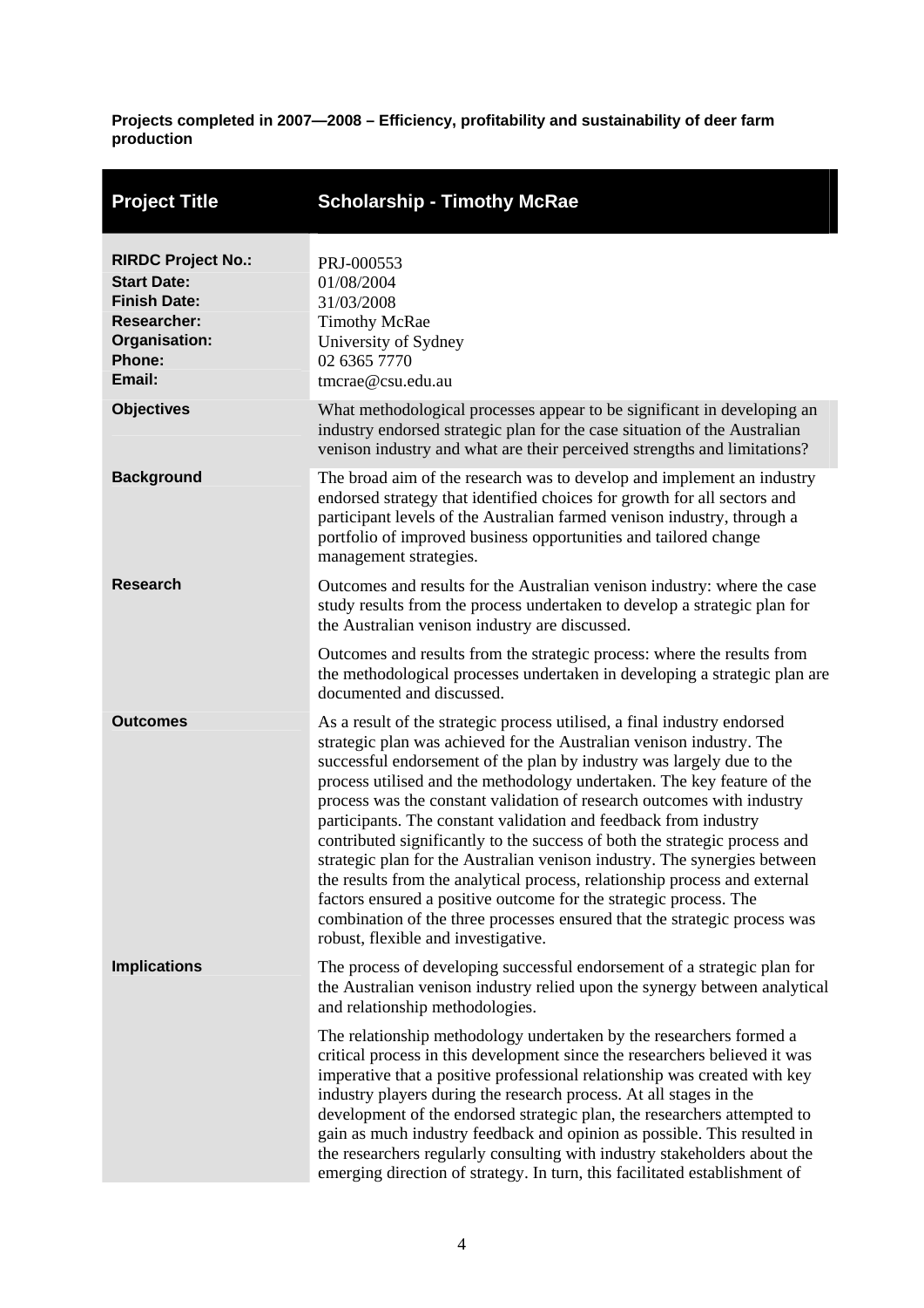**Projects completed in 2007—2008 – Efficiency, profitability and sustainability of deer farm production**

| **Project Title** | **Scholarship - Timothy McRae** |
|---|---|
| **RIRDC Project No.:** | PRJ-000553 |
| **Start Date:** | 01/08/2004 |
| **Finish Date:** | 31/03/2008 |
| **Researcher:** | Timothy McRae |
| **Organisation:** | University of Sydney |
| **Phone:** | 02 6365 7770 |
| **Email:** | tmcrae@csu.edu.au |
| **Objectives** | What methodological processes appear to be significant in developing an industry endorsed strategic plan for the case situation of the Australian venison industry and what are their perceived strengths and limitations? |
| **Background** | The broad aim of the research was to develop and implement an industry endorsed strategy that identified choices for growth for all sectors and participant levels of the Australian farmed venison industry, through a portfolio of improved business opportunities and tailored change management strategies. |
| **Research** | Outcomes and results for the Australian venison industry: where the case study results from the process undertaken to develop a strategic plan for the Australian venison industry are discussed.<br><br>Outcomes and results from the strategic process: where the results from the methodological processes undertaken in developing a strategic plan are documented and discussed. |
| **Outcomes** | As a result of the strategic process utilised, a final industry endorsed strategic plan was achieved for the Australian venison industry. The successful endorsement of the plan by industry was largely due to the process utilised and the methodology undertaken. The key feature of the process was the constant validation of research outcomes with industry participants. The constant validation and feedback from industry contributed significantly to the success of both the strategic process and strategic plan for the Australian venison industry. The synergies between the results from the analytical process, relationship process and external factors ensured a positive outcome for the strategic process. The combination of the three processes ensured that the strategic process was robust, flexible and investigative. |
| **Implications** | The process of developing successful endorsement of a strategic plan for the Australian venison industry relied upon the synergy between analytical and relationship methodologies.<br><br>The relationship methodology undertaken by the researchers formed a critical process in this development since the researchers believed it was imperative that a positive professional relationship was created with key industry players during the research process. At all stages in the development of the endorsed strategic plan, the researchers attempted to gain as much industry feedback and opinion as possible. This resulted in the researchers regularly consulting with industry stakeholders about the emerging direction of strategy. In turn, this facilitated establishment of |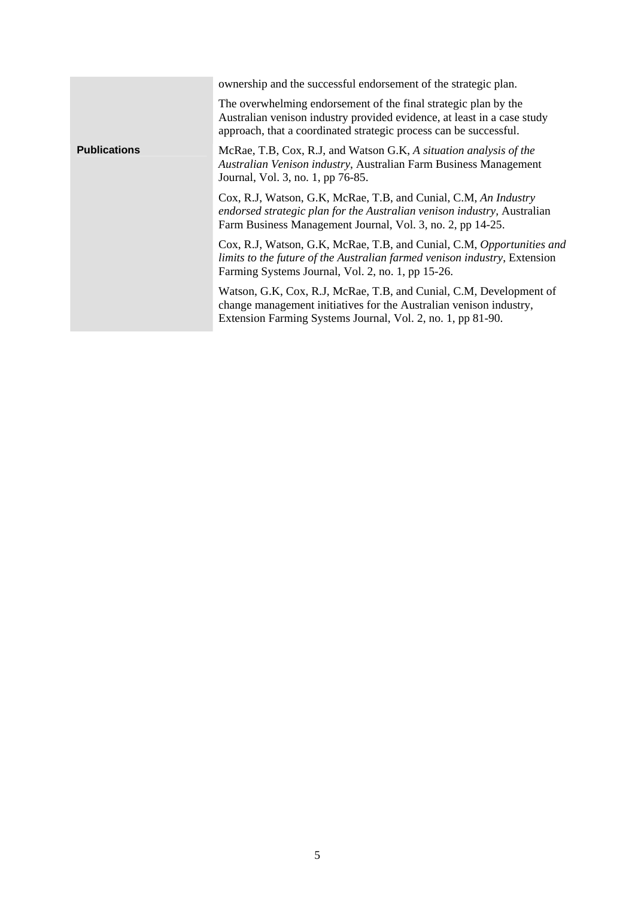| | |
|---|---|
| | ownership and the successful endorsement of the strategic plan.<br><br>The overwhelming endorsement of the final strategic plan by the Australian venison industry provided evidence, at least in a case study approach, that a coordinated strategic process can be successful. |
| **Publications** | McRae, T.B, Cox, R.J, and Watson G.K, *A situation analysis of the Australian Venison industry*, Australian Farm Business Management Journal, Vol. 3, no. 1, pp 76-85.<br><br>Cox, R.J, Watson, G.K, McRae, T.B, and Cunial, C.M, *An Industry endorsed strategic plan for the Australian venison industry*, Australian Farm Business Management Journal, Vol. 3, no. 2, pp 14-25.<br><br>Cox, R.J, Watson, G.K, McRae, T.B, and Cunial, C.M, *Opportunities and limits to the future of the Australian farmed venison industry*, Extension Farming Systems Journal, Vol. 2, no. 1, pp 15-26.<br><br>Watson, G.K, Cox, R.J, McRae, T.B, and Cunial, C.M, Development of change management initiatives for the Australian venison industry, Extension Farming Systems Journal, Vol. 2, no. 1, pp 81-90. |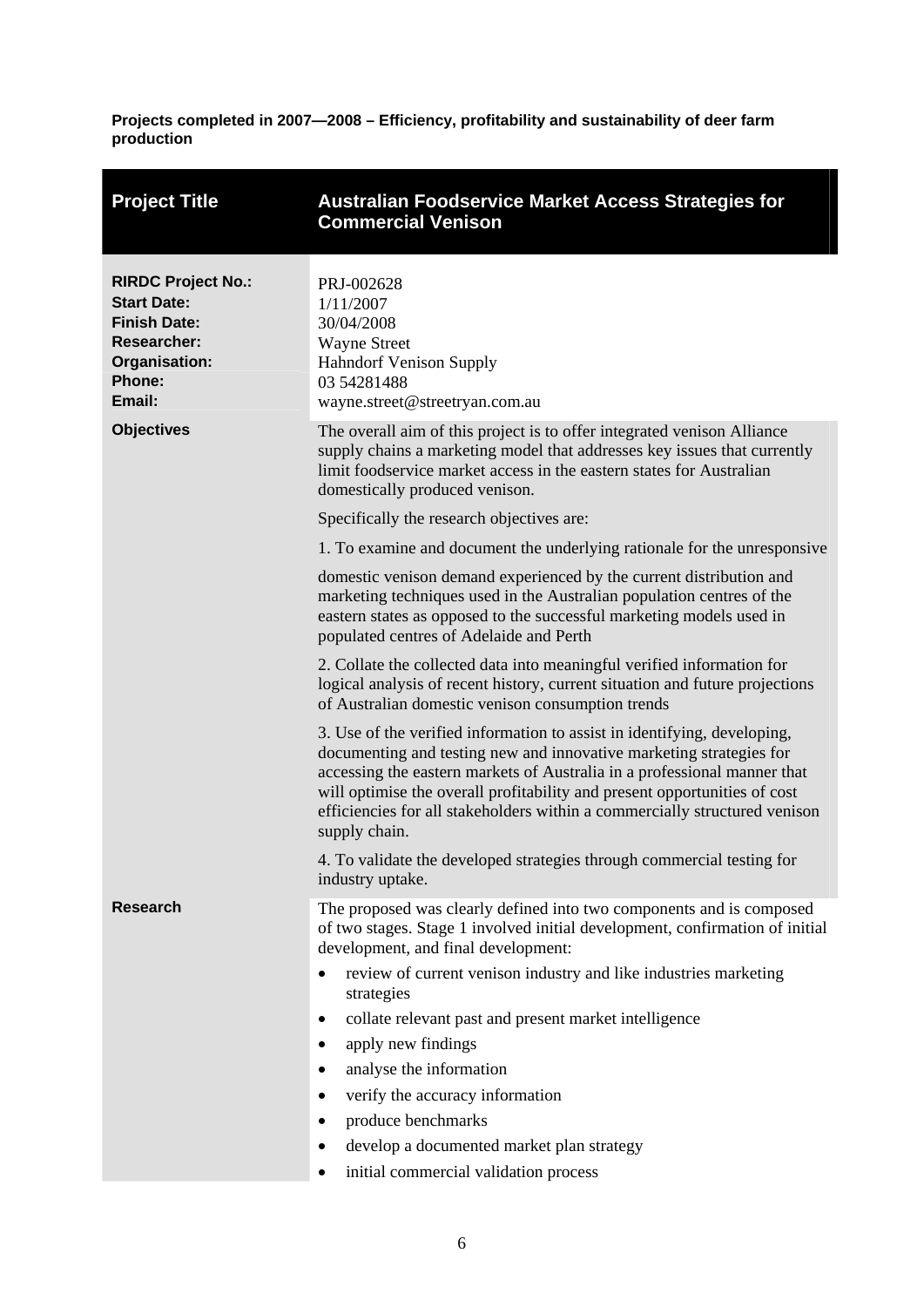**Projects completed in 2007—2008 – Efficiency, profitability and sustainability of deer farm production**

| **Project Title** | **Australian Foodservice Market Access Strategies for Commercial Venison** |
|---|---|
| **RIRDC Project No.:**<br>**Start Date:**<br>**Finish Date:**<br>**Researcher:**<br>**Organisation:**<br>**Phone:**<br>**Email:** | PRJ-002628<br>1/11/2007<br>30/04/2008<br>Wayne Street<br>Hahndorf Venison Supply<br>03 54281488<br>wayne.street@streetryan.com.au |
| **Objectives** | The overall aim of this project is to offer integrated venison Alliance supply chains a marketing model that addresses key issues that currently limit foodservice market access in the eastern states for Australian domestically produced venison.<br><br>Specifically the research objectives are:<br><br>1. To examine and document the underlying rationale for the unresponsive<br><br>domestic venison demand experienced by the current distribution and marketing techniques used in the Australian population centres of the eastern states as opposed to the successful marketing models used in populated centres of Adelaide and Perth<br><br>2. Collate the collected data into meaningful verified information for logical analysis of recent history, current situation and future projections of Australian domestic venison consumption trends<br><br>3. Use of the verified information to assist in identifying, developing, documenting and testing new and innovative marketing strategies for accessing the eastern markets of Australia in a professional manner that will optimise the overall profitability and present opportunities of cost efficiencies for all stakeholders within a commercially structured venison supply chain.<br><br>4. To validate the developed strategies through commercial testing for industry uptake. |
| **Research** | The proposed was clearly defined into two components and is composed of two stages. Stage 1 involved initial development, confirmation of initial development, and final development:<br><br>• review of current venison industry and like industries marketing strategies<br>• collate relevant past and present market intelligence<br>• apply new findings<br>• analyse the information<br>• verify the accuracy information<br>• produce benchmarks<br>• develop a documented market plan strategy<br>• initial commercial validation process |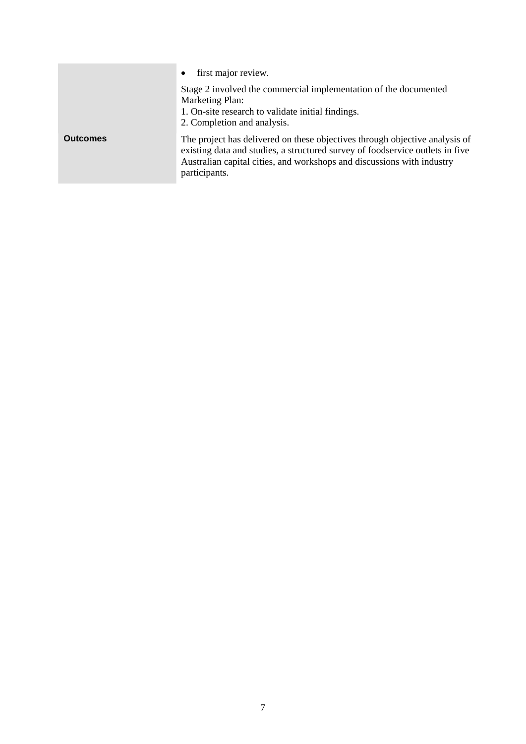|  |  |
|---|---|
|  | • first major review.<br><br>Stage 2 involved the commercial implementation of the documented Marketing Plan:<br>1. On-site research to validate initial findings.<br>2. Completion and analysis. |
| **Outcomes** | The project has delivered on these objectives through objective analysis of existing data and studies, a structured survey of foodservice outlets in five Australian capital cities, and workshops and discussions with industry participants. |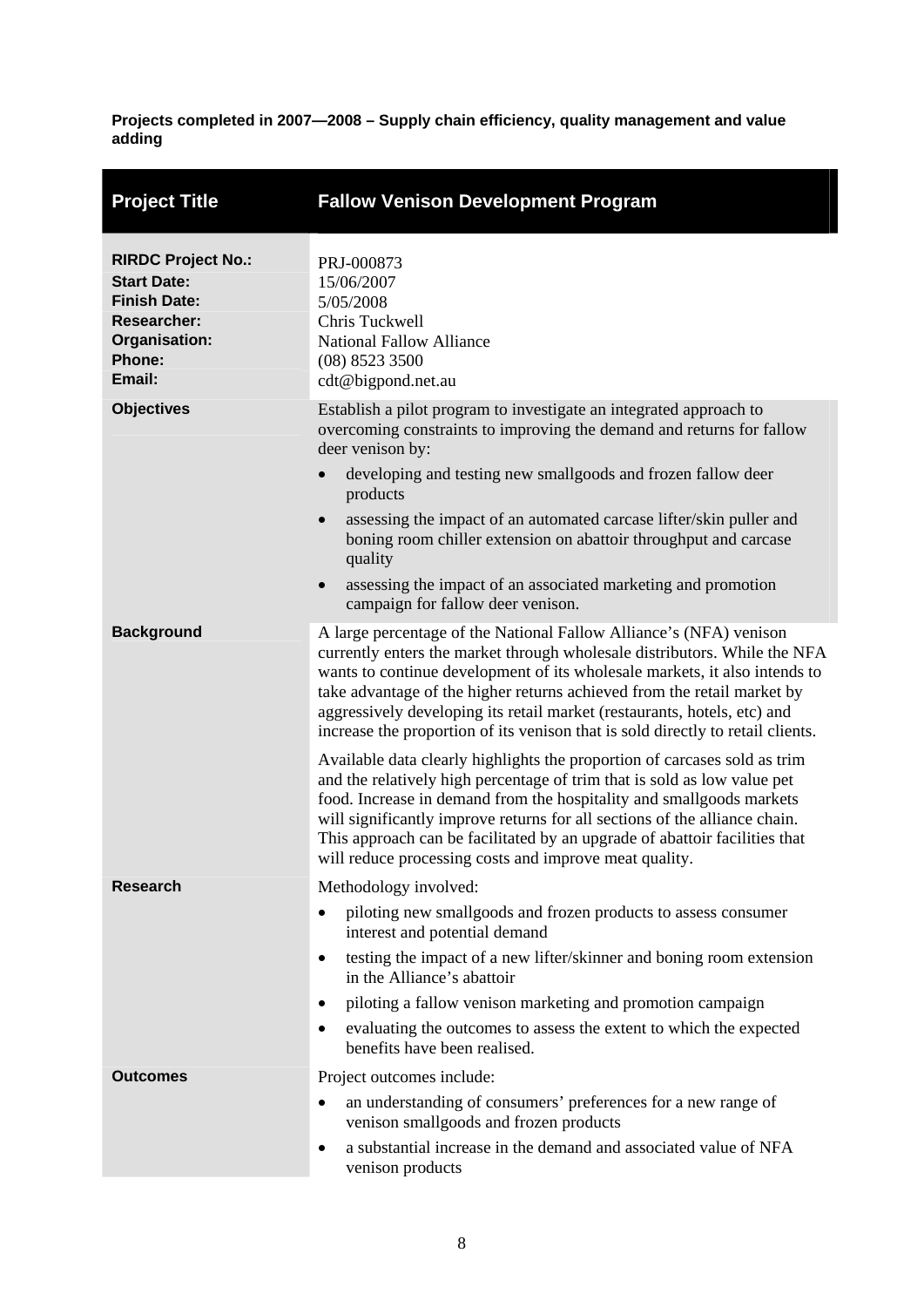**Projects completed in 2007—2008 – Supply chain efficiency, quality management and value adding**

| **Project Title** | **Fallow Venison Development Program** |
|---|---|
| **RIRDC Project No.:** | PRJ-000873 |
| **Start Date:** | 15/06/2007 |
| **Finish Date:** | 5/05/2008 |
| **Researcher:** | Chris Tuckwell |
| **Organisation:** | National Fallow Alliance |
| **Phone:** | (08) 8523 3500 |
| **Email:** | cdt@bigpond.net.au |
| **Objectives** | Establish a pilot program to investigate an integrated approach to overcoming constraints to improving the demand and returns for fallow deer venison by:<br>• developing and testing new smallgoods and frozen fallow deer products<br>• assessing the impact of an automated carcase lifter/skin puller and boning room chiller extension on abattoir throughput and carcase quality<br>• assessing the impact of an associated marketing and promotion campaign for fallow deer venison. |
| **Background** | A large percentage of the National Fallow Alliance's (NFA) venison currently enters the market through wholesale distributors. While the NFA wants to continue development of its wholesale markets, it also intends to take advantage of the higher returns achieved from the retail market by aggressively developing its retail market (restaurants, hotels, etc) and increase the proportion of its venison that is sold directly to retail clients.<br><br>Available data clearly highlights the proportion of carcases sold as trim and the relatively high percentage of trim that is sold as low value pet food. Increase in demand from the hospitality and smallgoods markets will significantly improve returns for all sections of the alliance chain. This approach can be facilitated by an upgrade of abattoir facilities that will reduce processing costs and improve meat quality. |
| **Research** | Methodology involved:<br>• piloting new smallgoods and frozen products to assess consumer interest and potential demand<br>• testing the impact of a new lifter/skinner and boning room extension in the Alliance's abattoir<br>• piloting a fallow venison marketing and promotion campaign<br>• evaluating the outcomes to assess the extent to which the expected benefits have been realised. |
| **Outcomes** | Project outcomes include:<br>• an understanding of consumers' preferences for a new range of venison smallgoods and frozen products<br>• a substantial increase in the demand and associated value of NFA venison products |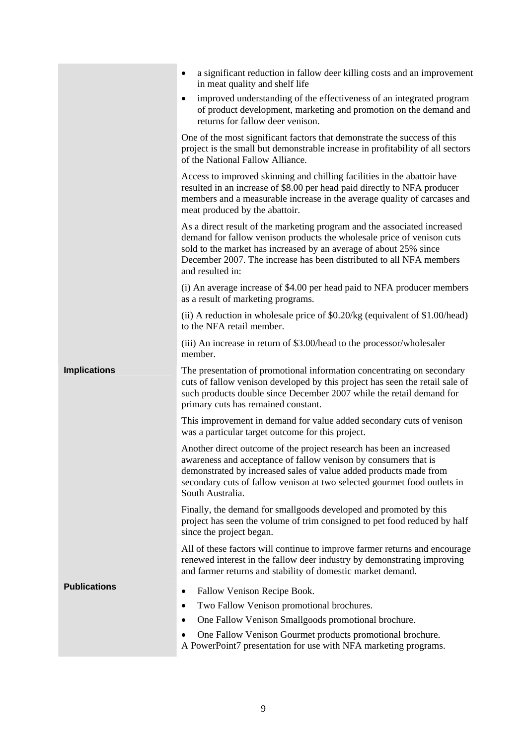- a significant reduction in fallow deer killing costs and an improvement in meat quality and shelf life
- improved understanding of the effectiveness of an integrated program of product development, marketing and promotion on the demand and returns for fallow deer venison.

One of the most significant factors that demonstrate the success of this project is the small but demonstrable increase in profitability of all sectors of the National Fallow Alliance.

Access to improved skinning and chilling facilities in the abattoir have resulted in an increase of $8.00 per head paid directly to NFA producer members and a measurable increase in the average quality of carcases and meat produced by the abattoir.

As a direct result of the marketing program and the associated increased demand for fallow venison products the wholesale price of venison cuts sold to the market has increased by an average of about 25% since December 2007. The increase has been distributed to all NFA members and resulted in:

(i) An average increase of $4.00 per head paid to NFA producer members as a result of marketing programs.

(ii) A reduction in wholesale price of $0.20/kg (equivalent of $1.00/head) to the NFA retail member.

(iii) An increase in return of $3.00/head to the processor/wholesaler member.

**Implications**

The presentation of promotional information concentrating on secondary cuts of fallow venison developed by this project has seen the retail sale of such products double since December 2007 while the retail demand for primary cuts has remained constant.

This improvement in demand for value added secondary cuts of venison was a particular target outcome for this project.

Another direct outcome of the project research has been an increased awareness and acceptance of fallow venison by consumers that is demonstrated by increased sales of value added products made from secondary cuts of fallow venison at two selected gourmet food outlets in South Australia.

Finally, the demand for smallgoods developed and promoted by this project has seen the volume of trim consigned to pet food reduced by half since the project began.

All of these factors will continue to improve farmer returns and encourage renewed interest in the fallow deer industry by demonstrating improving and farmer returns and stability of domestic market demand.

**Publications**

- Fallow Venison Recipe Book.
- Two Fallow Venison promotional brochures.
- One Fallow Venison Smallgoods promotional brochure.
- One Fallow Venison Gourmet products promotional brochure.

A PowerPoint7 presentation for use with NFA marketing programs.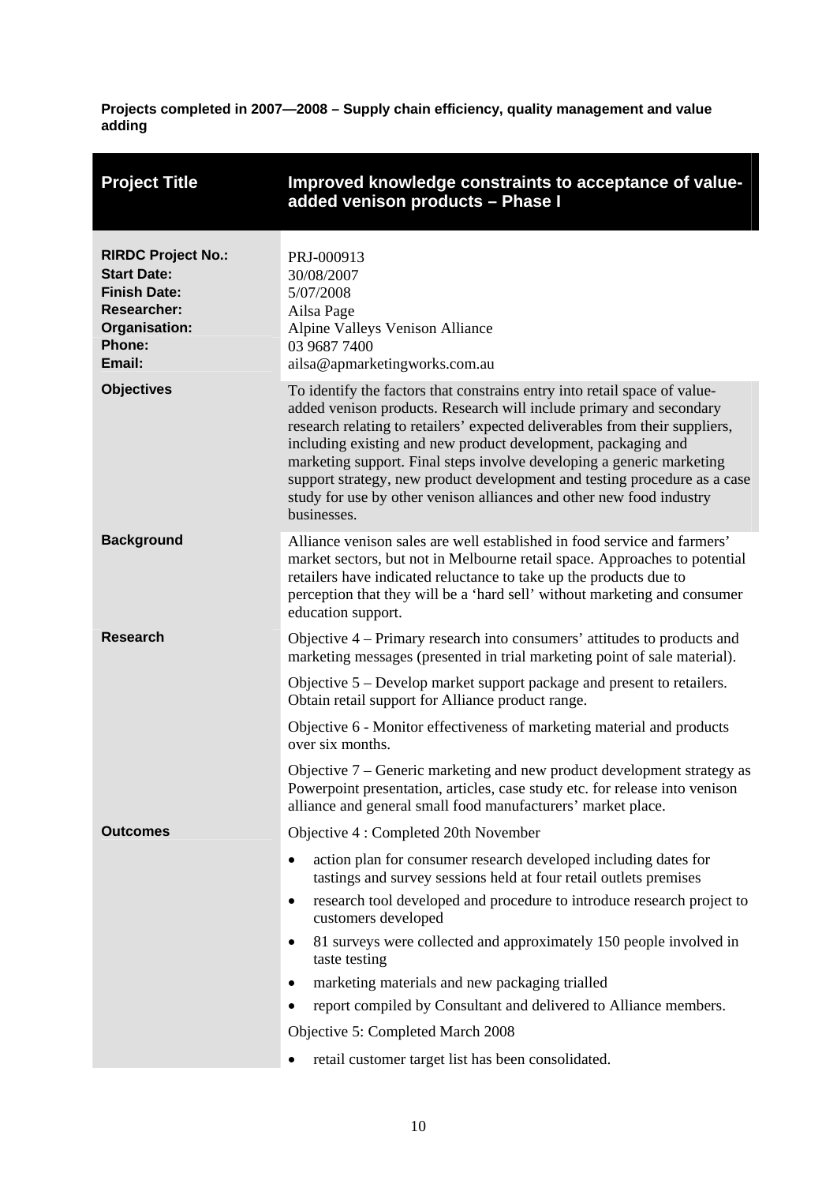**Projects completed in 2007—2008 – Supply chain efficiency, quality management and value adding**

| Project Title | Improved knowledge constraints to acceptance of value-added venison products – Phase I |
|---|---|
| **RIRDC Project No.:** | PRJ-000913 |
| **Start Date:** | 30/08/2007 |
| **Finish Date:** | 5/07/2008 |
| **Researcher:** | Ailsa Page |
| **Organisation:** | Alpine Valleys Venison Alliance |
| **Phone:** | 03 9687 7400 |
| **Email:** | ailsa@apmarketingworks.com.au |
| **Objectives** | To identify the factors that constrains entry into retail space of value-added venison products. Research will include primary and secondary research relating to retailers' expected deliverables from their suppliers, including existing and new product development, packaging and marketing support. Final steps involve developing a generic marketing support strategy, new product development and testing procedure as a case study for use by other venison alliances and other new food industry businesses. |
| **Background** | Alliance venison sales are well established in food service and farmers' market sectors, but not in Melbourne retail space. Approaches to potential retailers have indicated reluctance to take up the products due to perception that they will be a 'hard sell' without marketing and consumer education support. |
| **Research** | Objective 4 – Primary research into consumers' attitudes to products and marketing messages (presented in trial marketing point of sale material).<br><br>Objective 5 – Develop market support package and present to retailers. Obtain retail support for Alliance product range.<br><br>Objective 6 - Monitor effectiveness of marketing material and products over six months.<br><br>Objective 7 – Generic marketing and new product development strategy as Powerpoint presentation, articles, case study etc. for release into venison alliance and general small food manufacturers' market place. |
| **Outcomes** | Objective 4 : Completed 20th November<br><br>• action plan for consumer research developed including dates for tastings and survey sessions held at four retail outlets premises<br>• research tool developed and procedure to introduce research project to customers developed<br>• 81 surveys were collected and approximately 150 people involved in taste testing<br>• marketing materials and new packaging trialled<br>• report compiled by Consultant and delivered to Alliance members.<br><br>Objective 5: Completed March 2008<br><br>• retail customer target list has been consolidated. |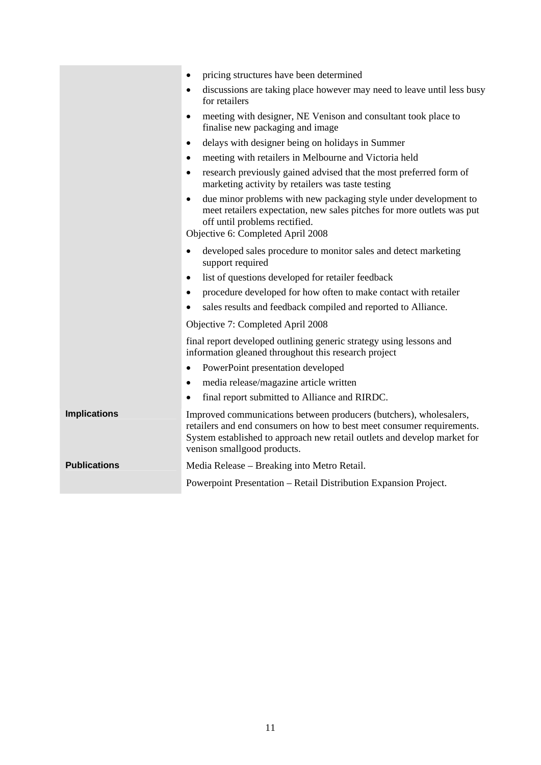| | |
|---|---|
| | • pricing structures have been determined<br>• discussions are taking place however may need to leave until less busy for retailers<br>• meeting with designer, NE Venison and consultant took place to finalise new packaging and image<br>• delays with designer being on holidays in Summer<br>• meeting with retailers in Melbourne and Victoria held<br>• research previously gained advised that the most preferred form of marketing activity by retailers was taste testing<br>• due minor problems with new packaging style under development to meet retailers expectation, new sales pitches for more outlets was put off until problems rectified.<br>Objective 6: Completed April 2008<br>• developed sales procedure to monitor sales and detect marketing support required<br>• list of questions developed for retailer feedback<br>• procedure developed for how often to make contact with retailer<br>• sales results and feedback compiled and reported to Alliance.<br>Objective 7: Completed April 2008<br>final report developed outlining generic strategy using lessons and information gleaned throughout this research project<br>• PowerPoint presentation developed<br>• media release/magazine article written<br>• final report submitted to Alliance and RIRDC. |
| **Implications** | Improved communications between producers (butchers), wholesalers, retailers and end consumers on how to best meet consumer requirements. System established to approach new retail outlets and develop market for venison smallgood products. |
| **Publications** | Media Release – Breaking into Metro Retail.<br>Powerpoint Presentation – Retail Distribution Expansion Project. |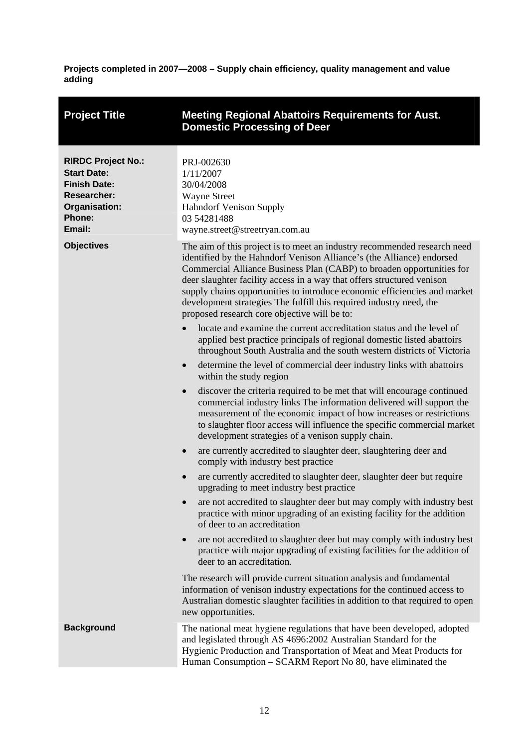**Projects completed in 2007—2008 – Supply chain efficiency, quality management and value adding**

| Project Title | Meeting Regional Abattoirs Requirements for Aust. Domestic Processing of Deer |
|---|---|
| **RIRDC Project No.:** | PRJ-002630 |
| **Start Date:** | 1/11/2007 |
| **Finish Date:** | 30/04/2008 |
| **Researcher:** | Wayne Street |
| **Organisation:** | Hahndorf Venison Supply |
| **Phone:** | 03 54281488 |
| **Email:** | wayne.street@streetryan.com.au |
| **Objectives** | The aim of this project is to meet an industry recommended research need identified by the Hahndorf Venison Alliance's (the Alliance) endorsed Commercial Alliance Business Plan (CABP) to broaden opportunities for deer slaughter facility access in a way that offers structured venison supply chains opportunities to introduce economic efficiencies and market development strategies The fulfill this required industry need, the proposed research core objective will be to:<br>• locate and examine the current accreditation status and the level of applied best practice principals of regional domestic listed abattoirs throughout South Australia and the south western districts of Victoria<br>• determine the level of commercial deer industry links with abattoirs within the study region<br>• discover the criteria required to be met that will encourage continued commercial industry links The information delivered will support the measurement of the economic impact of how increases or restrictions to slaughter floor access will influence the specific commercial market development strategies of a venison supply chain.<br>• are currently accredited to slaughter deer, slaughtering deer and comply with industry best practice<br>• are currently accredited to slaughter deer, slaughter deer but require upgrading to meet industry best practice<br>• are not accredited to slaughter deer but may comply with industry best practice with minor upgrading of an existing facility for the addition of deer to an accreditation<br>• are not accredited to slaughter deer but may comply with industry best practice with major upgrading of existing facilities for the addition of deer to an accreditation.<br>The research will provide current situation analysis and fundamental information of venison industry expectations for the continued access to Australian domestic slaughter facilities in addition to that required to open new opportunities. |
| **Background** | The national meat hygiene regulations that have been developed, adopted and legislated through AS 4696:2002 Australian Standard for the Hygienic Production and Transportation of Meat and Meat Products for Human Consumption – SCARM Report No 80, have eliminated the |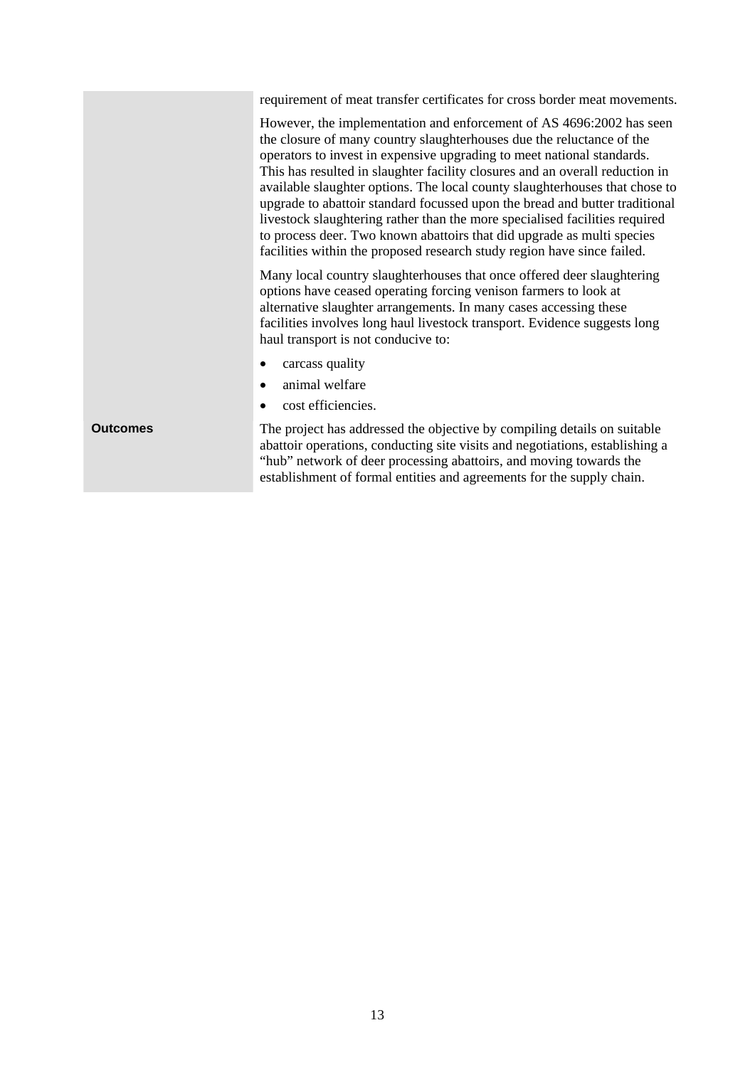| | |
|---|---|
| | requirement of meat transfer certificates for cross border meat movements.<br><br>However, the implementation and enforcement of AS 4696:2002 has seen the closure of many country slaughterhouses due the reluctance of the operators to invest in expensive upgrading to meet national standards. This has resulted in slaughter facility closures and an overall reduction in available slaughter options. The local county slaughterhouses that chose to upgrade to abattoir standard focussed upon the bread and butter traditional livestock slaughtering rather than the more specialised facilities required to process deer. Two known abattoirs that did upgrade as multi species facilities within the proposed research study region have since failed.<br><br>Many local country slaughterhouses that once offered deer slaughtering options have ceased operating forcing venison farmers to look at alternative slaughter arrangements. In many cases accessing these facilities involves long haul livestock transport. Evidence suggests long haul transport is not conducive to:<br><br>• carcass quality<br>• animal welfare<br>• cost efficiencies. |
| **Outcomes** | The project has addressed the objective by compiling details on suitable abattoir operations, conducting site visits and negotiations, establishing a "hub" network of deer processing abattoirs, and moving towards the establishment of formal entities and agreements for the supply chain. |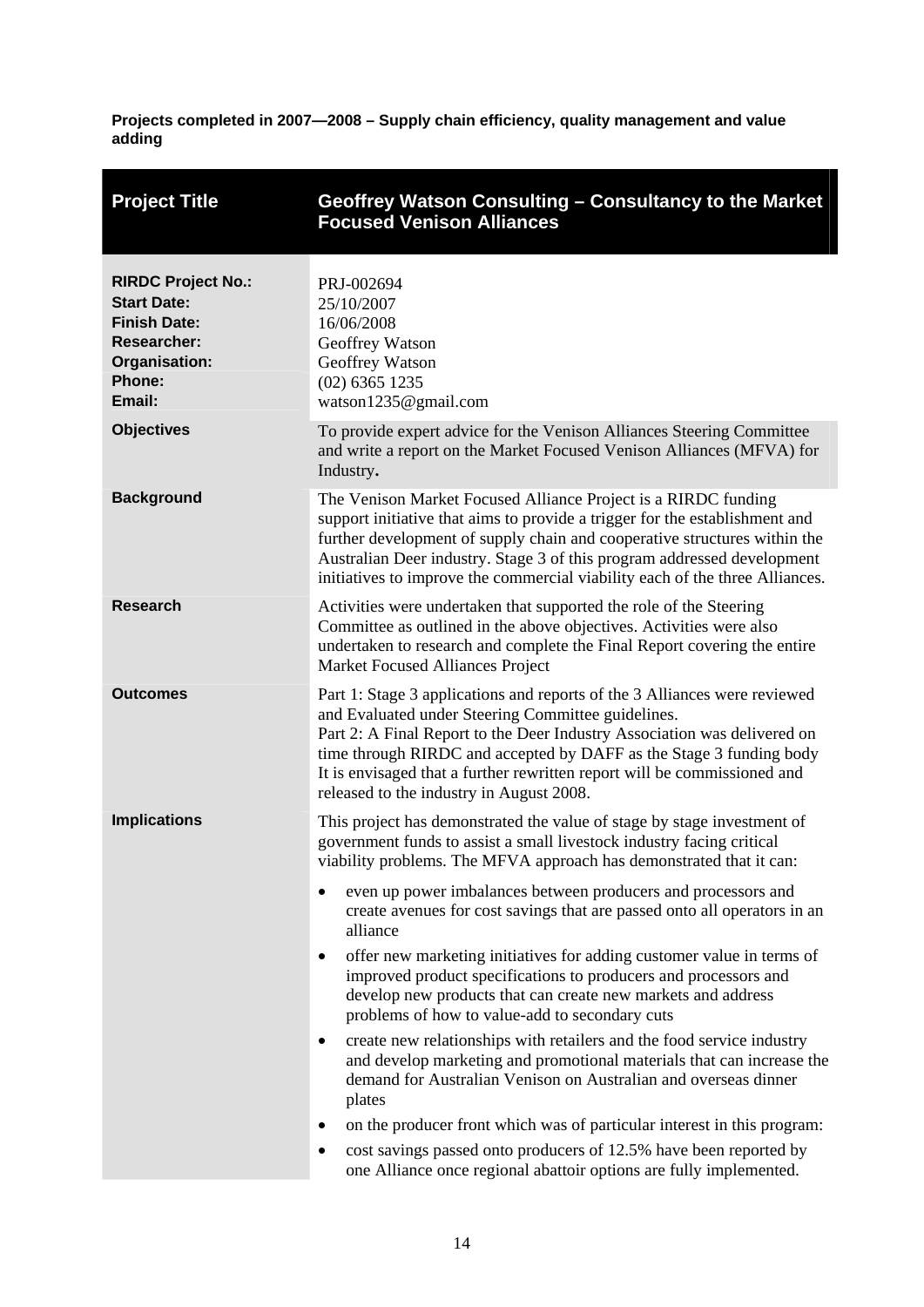**Projects completed in 2007—2008 – Supply chain efficiency, quality management and value adding**

| Project Title | Geoffrey Watson Consulting – Consultancy to the Market Focused Venison Alliances |
| --- | --- |
| **RIRDC Project No.:**<br>**Start Date:**<br>**Finish Date:**<br>**Researcher:**<br>**Organisation:**<br>**Phone:**<br>**Email:** | PRJ-002694<br>25/10/2007<br>16/06/2008<br>Geoffrey Watson<br>Geoffrey Watson<br>(02) 6365 1235<br>watson1235@gmail.com |
| **Objectives** | To provide expert advice for the Venison Alliances Steering Committee and write a report on the Market Focused Venison Alliances (MFVA) for Industry**.** |
| **Background** | The Venison Market Focused Alliance Project is a RIRDC funding support initiative that aims to provide a trigger for the establishment and further development of supply chain and cooperative structures within the Australian Deer industry. Stage 3 of this program addressed development initiatives to improve the commercial viability each of the three Alliances. |
| **Research** | Activities were undertaken that supported the role of the Steering Committee as outlined in the above objectives. Activities were also undertaken to research and complete the Final Report covering the entire Market Focused Alliances Project |
| **Outcomes** | Part 1: Stage 3 applications and reports of the 3 Alliances were reviewed and Evaluated under Steering Committee guidelines.<br>Part 2: A Final Report to the Deer Industry Association was delivered on time through RIRDC and accepted by DAFF as the Stage 3 funding body It is envisaged that a further rewritten report will be commissioned and released to the industry in August 2008. |
| **Implications** | This project has demonstrated the value of stage by stage investment of government funds to assist a small livestock industry facing critical viability problems. The MFVA approach has demonstrated that it can:<br>• even up power imbalances between producers and processors and create avenues for cost savings that are passed onto all operators in an alliance<br>• offer new marketing initiatives for adding customer value in terms of improved product specifications to producers and processors and develop new products that can create new markets and address problems of how to value-add to secondary cuts<br>• create new relationships with retailers and the food service industry and develop marketing and promotional materials that can increase the demand for Australian Venison on Australian and overseas dinner plates<br>• on the producer front which was of particular interest in this program:<br>• cost savings passed onto producers of 12.5% have been reported by one Alliance once regional abattoir options are fully implemented. |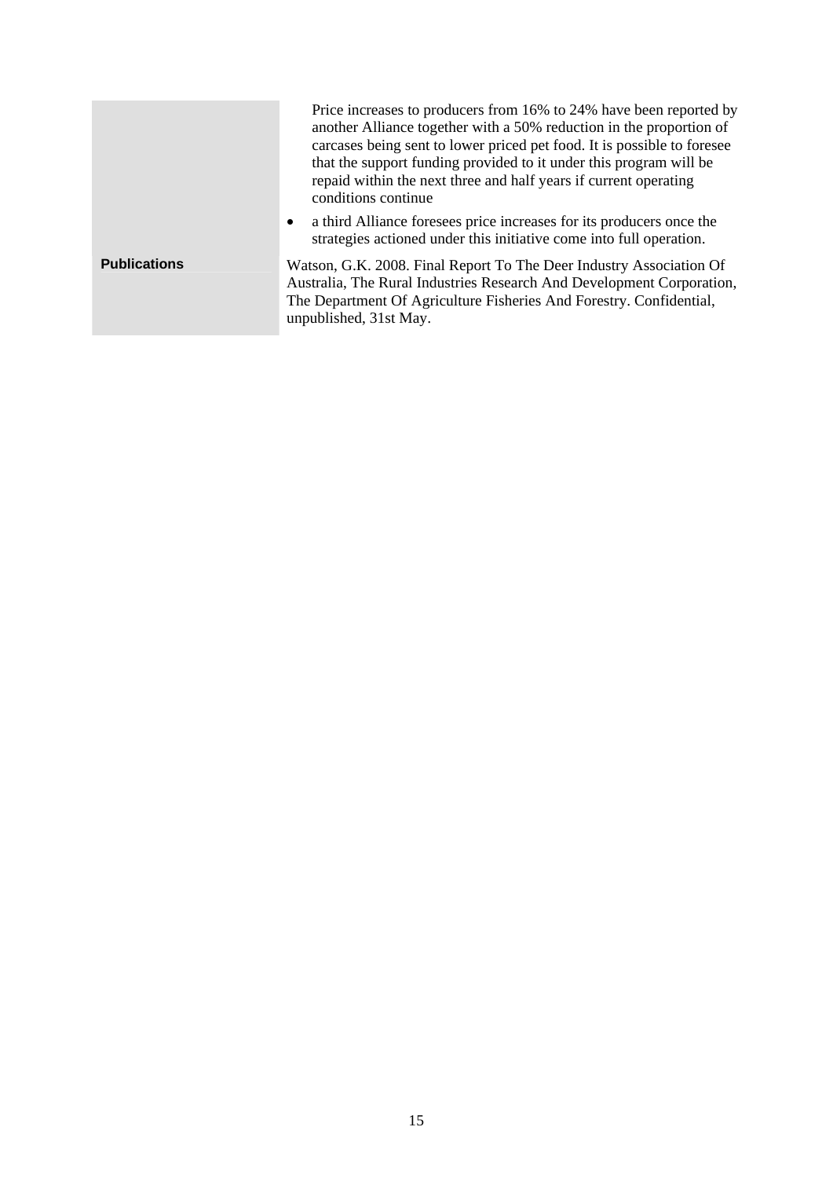|  |  |
| --- | --- |
|  | Price increases to producers from 16% to 24% have been reported by another Alliance together with a 50% reduction in the proportion of carcases being sent to lower priced pet food. It is possible to foresee that the support funding provided to it under this program will be repaid within the next three and half years if current operating conditions continue<br>• a third Alliance foresees price increases for its producers once the strategies actioned under this initiative come into full operation. |
| **Publications** | Watson, G.K. 2008. Final Report To The Deer Industry Association Of Australia, The Rural Industries Research And Development Corporation, The Department Of Agriculture Fisheries And Forestry. Confidential, unpublished, 31st May. |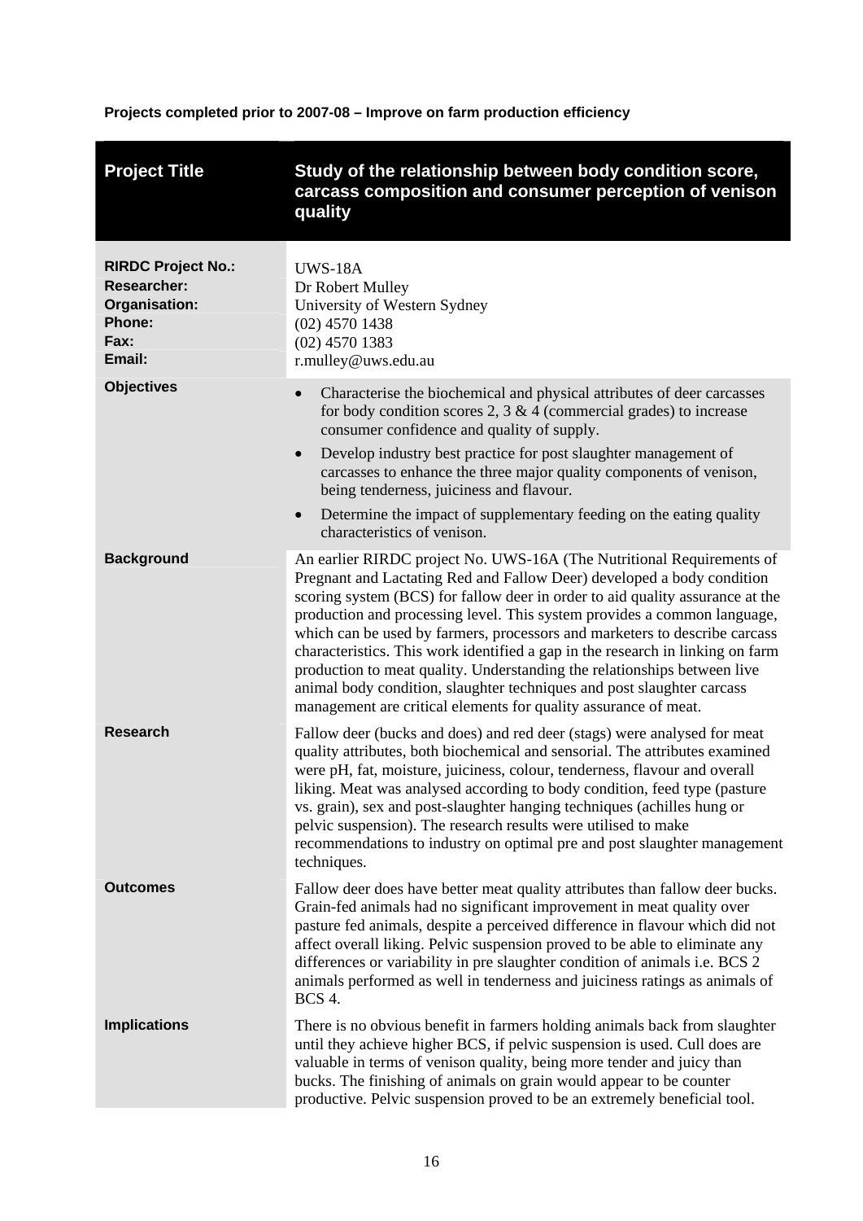**Projects completed prior to 2007-08 – Improve on farm production efficiency**

| **Project Title** | **Study of the relationship between body condition score, carcass composition and consumer perception of venison quality** |
|---|---|
| **RIRDC Project No.:**<br>**Researcher:**<br>**Organisation:**<br>**Phone:**<br>**Fax:**<br>**Email:** | UWS-18A<br>Dr Robert Mulley<br>University of Western Sydney<br>(02) 4570 1438<br>(02) 4570 1383<br>r.mulley@uws.edu.au |
| **Objectives** | • Characterise the biochemical and physical attributes of deer carcasses for body condition scores 2, 3 & 4 (commercial grades) to increase consumer confidence and quality of supply.<br>• Develop industry best practice for post slaughter management of carcasses to enhance the three major quality components of venison, being tenderness, juiciness and flavour.<br>• Determine the impact of supplementary feeding on the eating quality characteristics of venison. |
| **Background** | An earlier RIRDC project No. UWS-16A (The Nutritional Requirements of Pregnant and Lactating Red and Fallow Deer) developed a body condition scoring system (BCS) for fallow deer in order to aid quality assurance at the production and processing level. This system provides a common language, which can be used by farmers, processors and marketers to describe carcass characteristics. This work identified a gap in the research in linking on farm production to meat quality. Understanding the relationships between live animal body condition, slaughter techniques and post slaughter carcass management are critical elements for quality assurance of meat. |
| **Research** | Fallow deer (bucks and does) and red deer (stags) were analysed for meat quality attributes, both biochemical and sensorial. The attributes examined were pH, fat, moisture, juiciness, colour, tenderness, flavour and overall liking. Meat was analysed according to body condition, feed type (pasture vs. grain), sex and post-slaughter hanging techniques (achilles hung or pelvic suspension). The research results were utilised to make recommendations to industry on optimal pre and post slaughter management techniques. |
| **Outcomes** | Fallow deer does have better meat quality attributes than fallow deer bucks. Grain-fed animals had no significant improvement in meat quality over pasture fed animals, despite a perceived difference in flavour which did not affect overall liking. Pelvic suspension proved to be able to eliminate any differences or variability in pre slaughter condition of animals i.e. BCS 2 animals performed as well in tenderness and juiciness ratings as animals of BCS 4. |
| **Implications** | There is no obvious benefit in farmers holding animals back from slaughter until they achieve higher BCS, if pelvic suspension is used. Cull does are valuable in terms of venison quality, being more tender and juicy than bucks. The finishing of animals on grain would appear to be counter productive. Pelvic suspension proved to be an extremely beneficial tool. |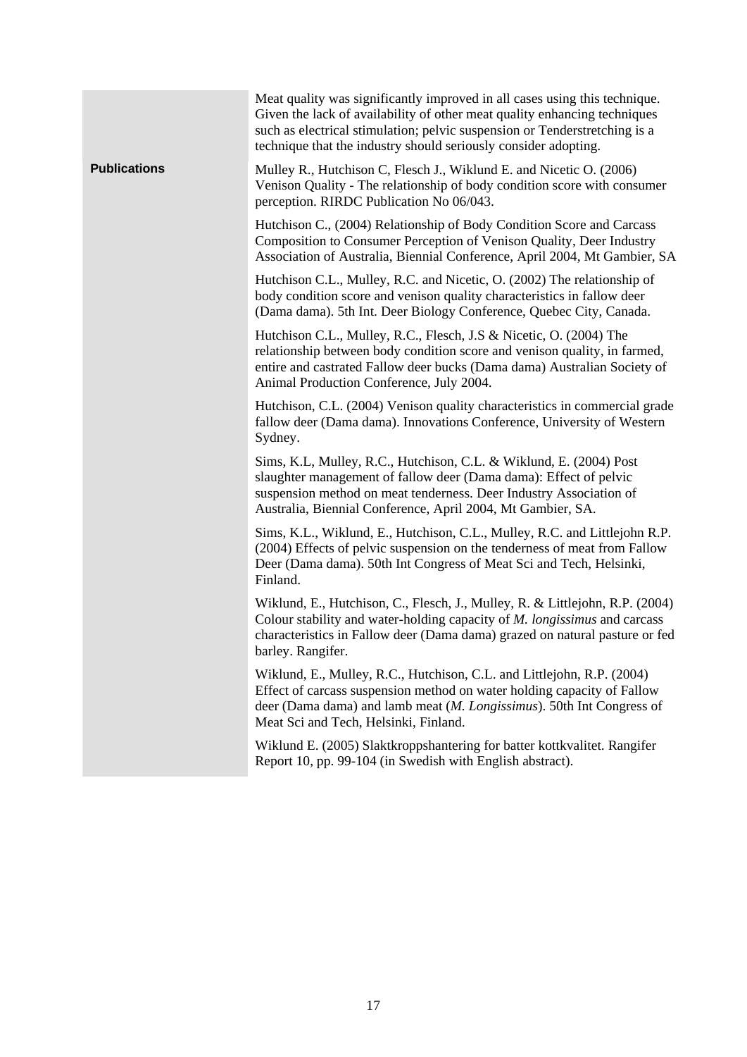Meat quality was significantly improved in all cases using this technique. Given the lack of availability of other meat quality enhancing techniques such as electrical stimulation; pelvic suspension or Tenderstretching is a technique that the industry should seriously consider adopting.

**Publications**

Mulley R., Hutchison C, Flesch J., Wiklund E. and Nicetic O. (2006) Venison Quality - The relationship of body condition score with consumer perception. RIRDC Publication No 06/043.

Hutchison C., (2004) Relationship of Body Condition Score and Carcass Composition to Consumer Perception of Venison Quality, Deer Industry Association of Australia, Biennial Conference, April 2004, Mt Gambier, SA

Hutchison C.L., Mulley, R.C. and Nicetic, O. (2002) The relationship of body condition score and venison quality characteristics in fallow deer (Dama dama). 5th Int. Deer Biology Conference, Quebec City, Canada.

Hutchison C.L., Mulley, R.C., Flesch, J.S & Nicetic, O. (2004) The relationship between body condition score and venison quality, in farmed, entire and castrated Fallow deer bucks (Dama dama) Australian Society of Animal Production Conference, July 2004.

Hutchison, C.L. (2004) Venison quality characteristics in commercial grade fallow deer (Dama dama). Innovations Conference, University of Western Sydney.

Sims, K.L, Mulley, R.C., Hutchison, C.L. & Wiklund, E. (2004) Post slaughter management of fallow deer (Dama dama): Effect of pelvic suspension method on meat tenderness. Deer Industry Association of Australia, Biennial Conference, April 2004, Mt Gambier, SA.

Sims, K.L., Wiklund, E., Hutchison, C.L., Mulley, R.C. and Littlejohn R.P. (2004) Effects of pelvic suspension on the tenderness of meat from Fallow Deer (Dama dama). 50th Int Congress of Meat Sci and Tech, Helsinki, Finland.

Wiklund, E., Hutchison, C., Flesch, J., Mulley, R. & Littlejohn, R.P. (2004) Colour stability and water-holding capacity of *M. longissimus* and carcass characteristics in Fallow deer (Dama dama) grazed on natural pasture or fed barley. Rangifer.

Wiklund, E., Mulley, R.C., Hutchison, C.L. and Littlejohn, R.P. (2004) Effect of carcass suspension method on water holding capacity of Fallow deer (Dama dama) and lamb meat (*M. Longissimus*). 50th Int Congress of Meat Sci and Tech, Helsinki, Finland.

Wiklund E. (2005) Slaktkroppshantering for batter kottkvalitet. Rangifer Report 10, pp. 99-104 (in Swedish with English abstract).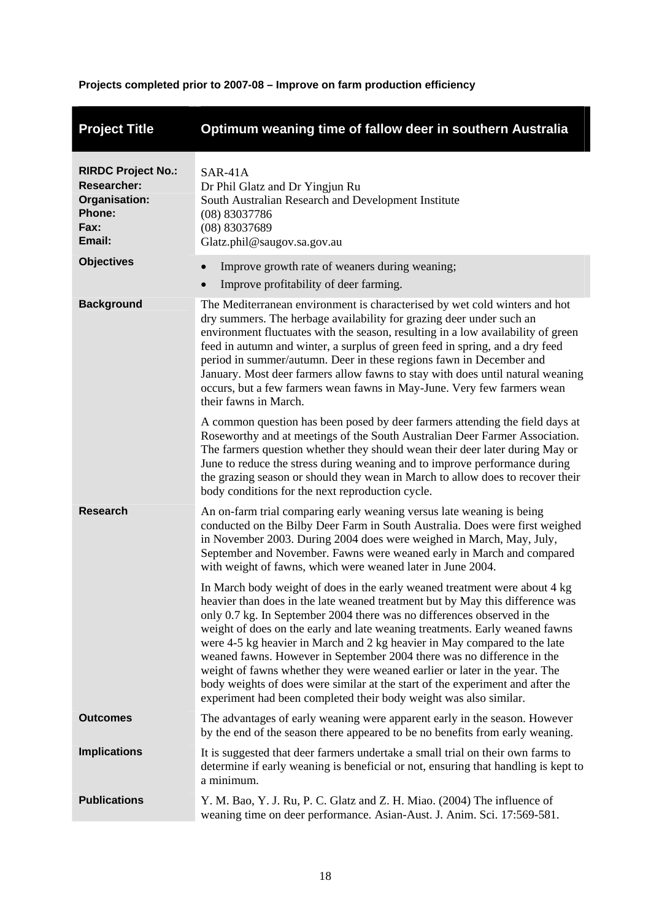**Projects completed prior to 2007-08 – Improve on farm production efficiency**

| **Project Title** | **Optimum weaning time of fallow deer in southern Australia** |
|---|---|
| **RIRDC Project No.:**<br>**Researcher:**<br>**Organisation:**<br>**Phone:**<br>**Fax:**<br>**Email:** | SAR-41A<br>Dr Phil Glatz and Dr Yingjun Ru<br>South Australian Research and Development Institute<br>(08) 83037786<br>(08) 83037689<br>Glatz.phil@saugov.sa.gov.au |
| **Objectives** | • Improve growth rate of weaners during weaning;<br>• Improve profitability of deer farming. |
| **Background** | The Mediterranean environment is characterised by wet cold winters and hot dry summers. The herbage availability for grazing deer under such an environment fluctuates with the season, resulting in a low availability of green feed in autumn and winter, a surplus of green feed in spring, and a dry feed period in summer/autumn. Deer in these regions fawn in December and January. Most deer farmers allow fawns to stay with does until natural weaning occurs, but a few farmers wean fawns in May-June. Very few farmers wean their fawns in March.<br><br>A common question has been posed by deer farmers attending the field days at Roseworthy and at meetings of the South Australian Deer Farmer Association. The farmers question whether they should wean their deer later during May or June to reduce the stress during weaning and to improve performance during the grazing season or should they wean in March to allow does to recover their body conditions for the next reproduction cycle. |
| **Research** | An on-farm trial comparing early weaning versus late weaning is being conducted on the Bilby Deer Farm in South Australia. Does were first weighed in November 2003. During 2004 does were weighed in March, May, July, September and November. Fawns were weaned early in March and compared with weight of fawns, which were weaned later in June 2004.<br><br>In March body weight of does in the early weaned treatment were about 4 kg heavier than does in the late weaned treatment but by May this difference was only 0.7 kg. In September 2004 there was no differences observed in the weight of does on the early and late weaning treatments. Early weaned fawns were 4-5 kg heavier in March and 2 kg heavier in May compared to the late weaned fawns. However in September 2004 there was no difference in the weight of fawns whether they were weaned earlier or later in the year. The body weights of does were similar at the start of the experiment and after the experiment had been completed their body weight was also similar. |
| **Outcomes** | The advantages of early weaning were apparent early in the season. However by the end of the season there appeared to be no benefits from early weaning. |
| **Implications** | It is suggested that deer farmers undertake a small trial on their own farms to determine if early weaning is beneficial or not, ensuring that handling is kept to a minimum. |
| **Publications** | Y. M. Bao, Y. J. Ru, P. C. Glatz and Z. H. Miao. (2004) The influence of weaning time on deer performance. Asian-Aust. J. Anim. Sci. 17:569-581. |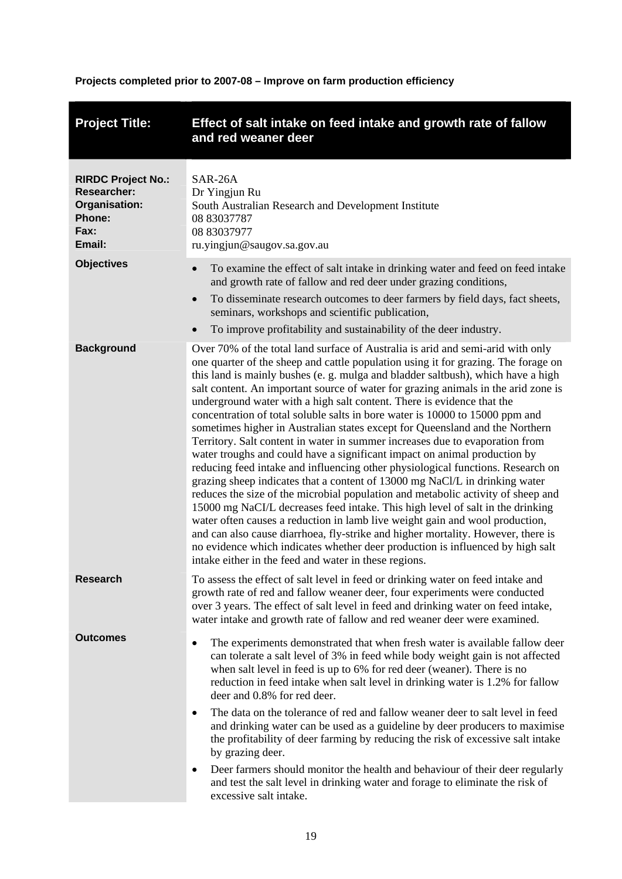**Projects completed prior to 2007-08 – Improve on farm production efficiency**

| **Project Title:** | **Effect of salt intake on feed intake and growth rate of fallow and red weaner deer** |
|---|---|
| **RIRDC Project No.:**<br>**Researcher:**<br>**Organisation:**<br>**Phone:**<br>**Fax:**<br>**Email:** | SAR-26A<br>Dr Yingjun Ru<br>South Australian Research and Development Institute<br>08 83037787<br>08 83037977<br>ru.yingjun@saugov.sa.gov.au |
| **Objectives** | • To examine the effect of salt intake in drinking water and feed on feed intake and growth rate of fallow and red deer under grazing conditions,<br>• To disseminate research outcomes to deer farmers by field days, fact sheets, seminars, workshops and scientific publication,<br>• To improve profitability and sustainability of the deer industry. |
| **Background** | Over 70% of the total land surface of Australia is arid and semi-arid with only one quarter of the sheep and cattle population using it for grazing. The forage on this land is mainly bushes (e. g. mulga and bladder saltbush), which have a high salt content. An important source of water for grazing animals in the arid zone is underground water with a high salt content. There is evidence that the concentration of total soluble salts in bore water is 10000 to 15000 ppm and sometimes higher in Australian states except for Queensland and the Northern Territory. Salt content in water in summer increases due to evaporation from water troughs and could have a significant impact on animal production by reducing feed intake and influencing other physiological functions. Research on grazing sheep indicates that a content of 13000 mg NaCl/L in drinking water reduces the size of the microbial population and metabolic activity of sheep and 15000 mg NaCI/L decreases feed intake. This high level of salt in the drinking water often causes a reduction in lamb live weight gain and wool production, and can also cause diarrhoea, fly-strike and higher mortality. However, there is no evidence which indicates whether deer production is influenced by high salt intake either in the feed and water in these regions. |
| **Research** | To assess the effect of salt level in feed or drinking water on feed intake and growth rate of red and fallow weaner deer, four experiments were conducted over 3 years. The effect of salt level in feed and drinking water on feed intake, water intake and growth rate of fallow and red weaner deer were examined. |
| **Outcomes** | • The experiments demonstrated that when fresh water is available fallow deer can tolerate a salt level of 3% in feed while body weight gain is not affected when salt level in feed is up to 6% for red deer (weaner). There is no reduction in feed intake when salt level in drinking water is 1.2% for fallow deer and 0.8% for red deer.<br>• The data on the tolerance of red and fallow weaner deer to salt level in feed and drinking water can be used as a guideline by deer producers to maximise the profitability of deer farming by reducing the risk of excessive salt intake by grazing deer.<br>• Deer farmers should monitor the health and behaviour of their deer regularly and test the salt level in drinking water and forage to eliminate the risk of excessive salt intake. |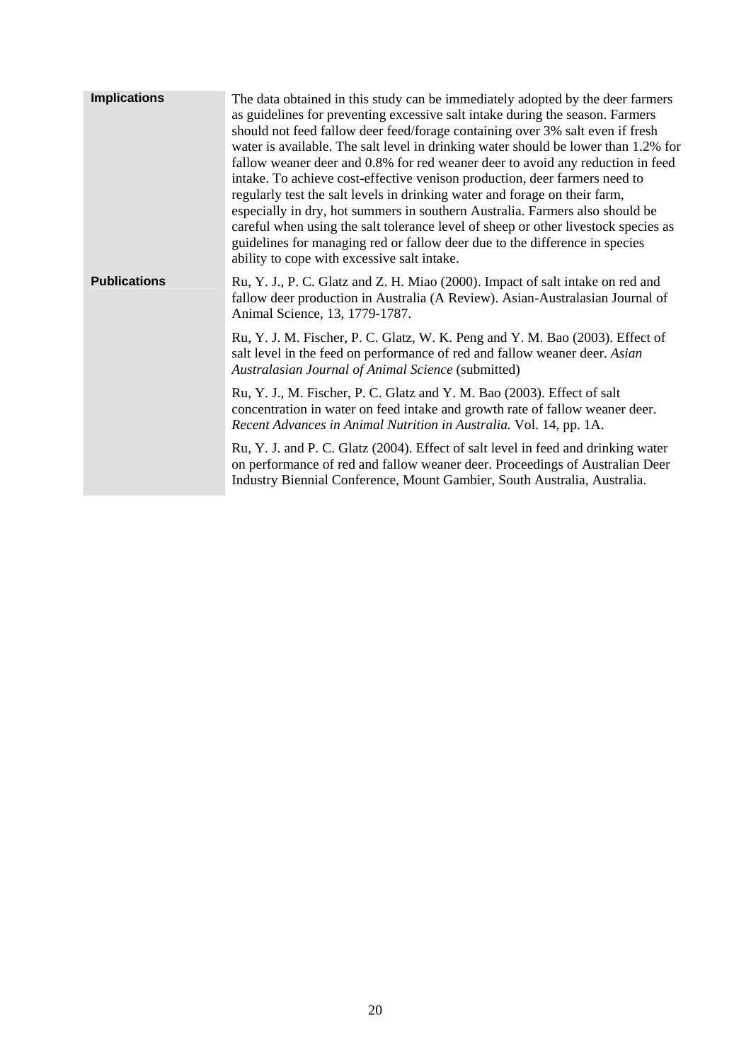| | |
|---|---|
| **Implications** | The data obtained in this study can be immediately adopted by the deer farmers as guidelines for preventing excessive salt intake during the season. Farmers should not feed fallow deer feed/forage containing over 3% salt even if fresh water is available. The salt level in drinking water should be lower than 1.2% for fallow weaner deer and 0.8% for red weaner deer to avoid any reduction in feed intake. To achieve cost-effective venison production, deer farmers need to regularly test the salt levels in drinking water and forage on their farm, especially in dry, hot summers in southern Australia. Farmers also should be careful when using the salt tolerance level of sheep or other livestock species as guidelines for managing red or fallow deer due to the difference in species ability to cope with excessive salt intake. |
| **Publications** | Ru, Y. J., P. C. Glatz and Z. H. Miao (2000). Impact of salt intake on red and fallow deer production in Australia (A Review). Asian-Australasian Journal of Animal Science, 13, 1779-1787.<br><br>Ru, Y. J. M. Fischer, P. C. Glatz, W. K. Peng and Y. M. Bao (2003). Effect of salt level in the feed on performance of red and fallow weaner deer. *Asian Australasian Journal of Animal Science* (submitted)<br><br>Ru, Y. J., M. Fischer, P. C. Glatz and Y. M. Bao (2003). Effect of salt concentration in water on feed intake and growth rate of fallow weaner deer. *Recent Advances in Animal Nutrition in Australia.* Vol. 14, pp. 1A.<br><br>Ru, Y. J. and P. C. Glatz (2004). Effect of salt level in feed and drinking water on performance of red and fallow weaner deer. Proceedings of Australian Deer Industry Biennial Conference, Mount Gambier, South Australia, Australia. |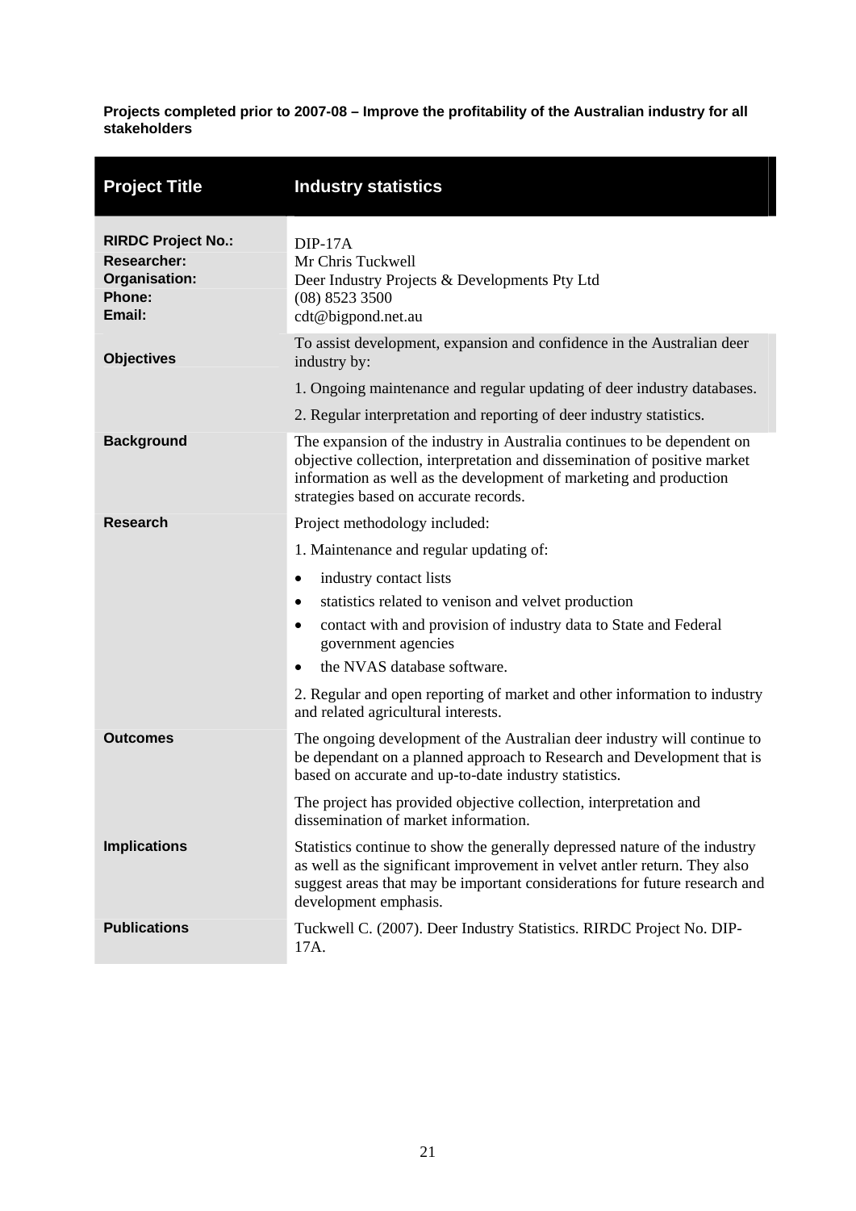**Projects completed prior to 2007-08 – Improve the profitability of the Australian industry for all stakeholders**

| **Project Title** | **Industry statistics** |
|---|---|
| **RIRDC Project No.:** | DIP-17A |
| **Researcher:** | Mr Chris Tuckwell |
| **Organisation:** | Deer Industry Projects & Developments Pty Ltd |
| **Phone:** | (08) 8523 3500 |
| **Email:** | cdt@bigpond.net.au |
| **Objectives** | To assist development, expansion and confidence in the Australian deer industry by:<br><br>1. Ongoing maintenance and regular updating of deer industry databases.<br><br>2. Regular interpretation and reporting of deer industry statistics. |
| **Background** | The expansion of the industry in Australia continues to be dependent on objective collection, interpretation and dissemination of positive market information as well as the development of marketing and production strategies based on accurate records. |
| **Research** | Project methodology included:<br><br>1. Maintenance and regular updating of:<br><br>• industry contact lists<br>• statistics related to venison and velvet production<br>• contact with and provision of industry data to State and Federal government agencies<br>• the NVAS database software.<br><br>2. Regular and open reporting of market and other information to industry and related agricultural interests. |
| **Outcomes** | The ongoing development of the Australian deer industry will continue to be dependant on a planned approach to Research and Development that is based on accurate and up-to-date industry statistics.<br><br>The project has provided objective collection, interpretation and dissemination of market information. |
| **Implications** | Statistics continue to show the generally depressed nature of the industry as well as the significant improvement in velvet antler return. They also suggest areas that may be important considerations for future research and development emphasis. |
| **Publications** | Tuckwell C. (2007). Deer Industry Statistics. RIRDC Project No. DIP-17A. |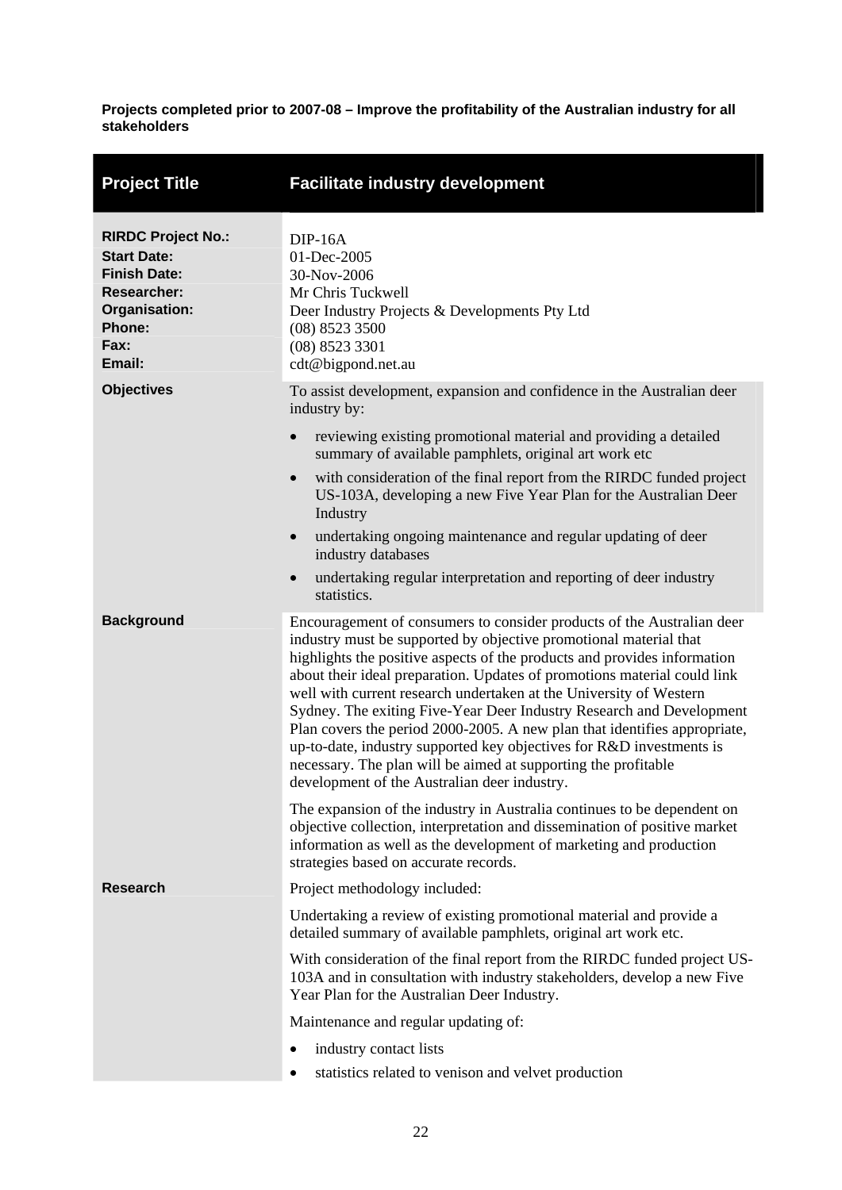**Projects completed prior to 2007-08 – Improve the profitability of the Australian industry for all stakeholders**

| **Project Title** | **Facilitate industry development** |
|---|---|
| **RIRDC Project No.:** | DIP-16A |
| **Start Date:** | 01-Dec-2005 |
| **Finish Date:** | 30-Nov-2006 |
| **Researcher:** | Mr Chris Tuckwell |
| **Organisation:** | Deer Industry Projects & Developments Pty Ltd |
| **Phone:** | (08) 8523 3500 |
| **Fax:** | (08) 8523 3301 |
| **Email:** | cdt@bigpond.net.au |
| **Objectives** | To assist development, expansion and confidence in the Australian deer industry by:<br>• reviewing existing promotional material and providing a detailed summary of available pamphlets, original art work etc<br>• with consideration of the final report from the RIRDC funded project US-103A, developing a new Five Year Plan for the Australian Deer Industry<br>• undertaking ongoing maintenance and regular updating of deer industry databases<br>• undertaking regular interpretation and reporting of deer industry statistics. |
| **Background** | Encouragement of consumers to consider products of the Australian deer industry must be supported by objective promotional material that highlights the positive aspects of the products and provides information about their ideal preparation. Updates of promotions material could link well with current research undertaken at the University of Western Sydney. The exiting Five-Year Deer Industry Research and Development Plan covers the period 2000-2005. A new plan that identifies appropriate, up-to-date, industry supported key objectives for R&D investments is necessary. The plan will be aimed at supporting the profitable development of the Australian deer industry.<br><br>The expansion of the industry in Australia continues to be dependent on objective collection, interpretation and dissemination of positive market information as well as the development of marketing and production strategies based on accurate records. |
| **Research** | Project methodology included:<br><br>Undertaking a review of existing promotional material and provide a detailed summary of available pamphlets, original art work etc.<br><br>With consideration of the final report from the RIRDC funded project US-103A and in consultation with industry stakeholders, develop a new Five Year Plan for the Australian Deer Industry.<br><br>Maintenance and regular updating of:<br>• industry contact lists<br>• statistics related to venison and velvet production |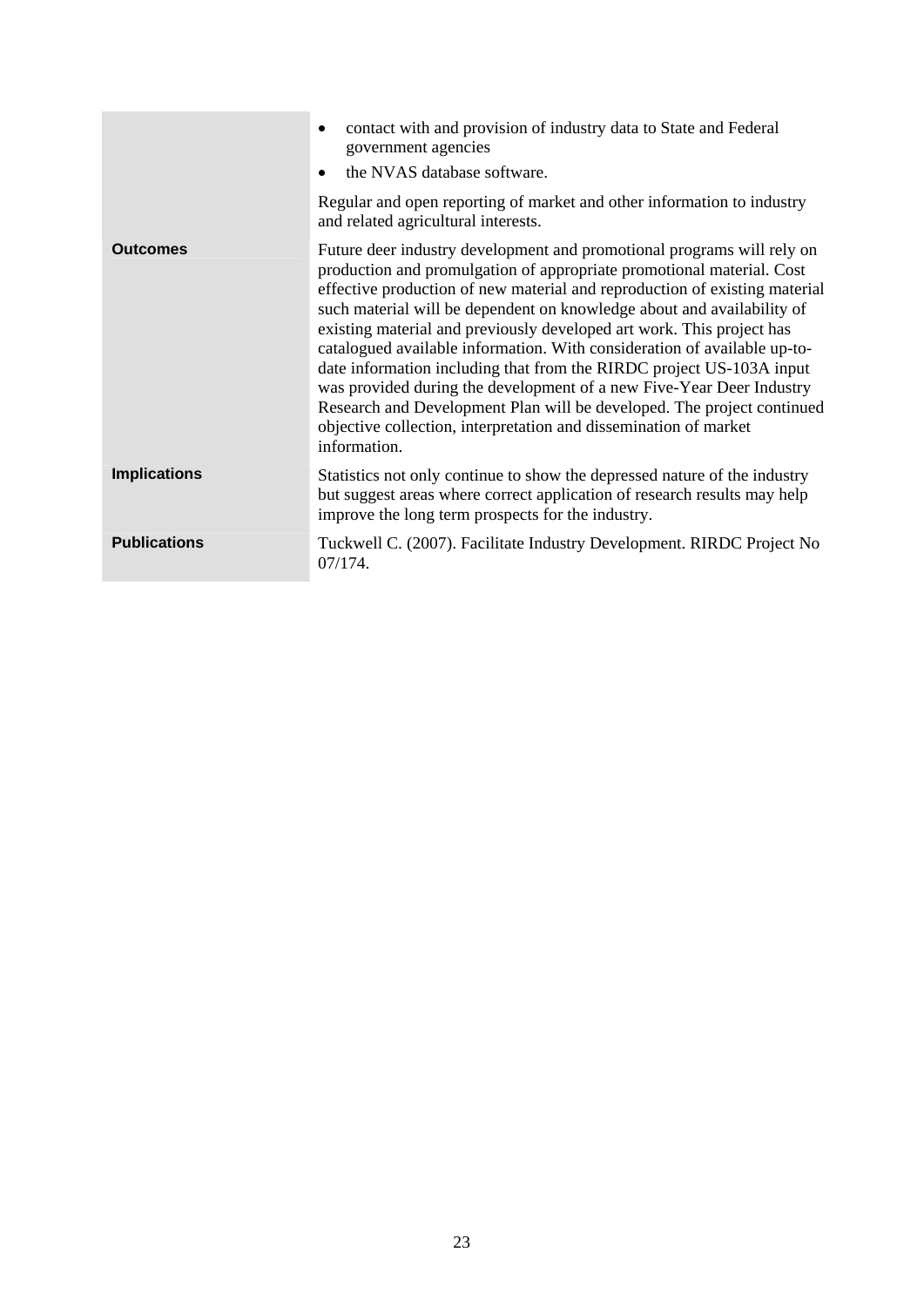| | |
|---|---|
| | • contact with and provision of industry data to State and Federal government agencies<br>• the NVAS database software.<br><br>Regular and open reporting of market and other information to industry and related agricultural interests. |
| **Outcomes** | Future deer industry development and promotional programs will rely on production and promulgation of appropriate promotional material. Cost effective production of new material and reproduction of existing material such material will be dependent on knowledge about and availability of existing material and previously developed art work. This project has catalogued available information. With consideration of available up-to-date information including that from the RIRDC project US-103A input was provided during the development of a new Five-Year Deer Industry Research and Development Plan will be developed. The project continued objective collection, interpretation and dissemination of market information. |
| **Implications** | Statistics not only continue to show the depressed nature of the industry but suggest areas where correct application of research results may help improve the long term prospects for the industry. |
| **Publications** | Tuckwell C. (2007). Facilitate Industry Development. RIRDC Project No 07/174. |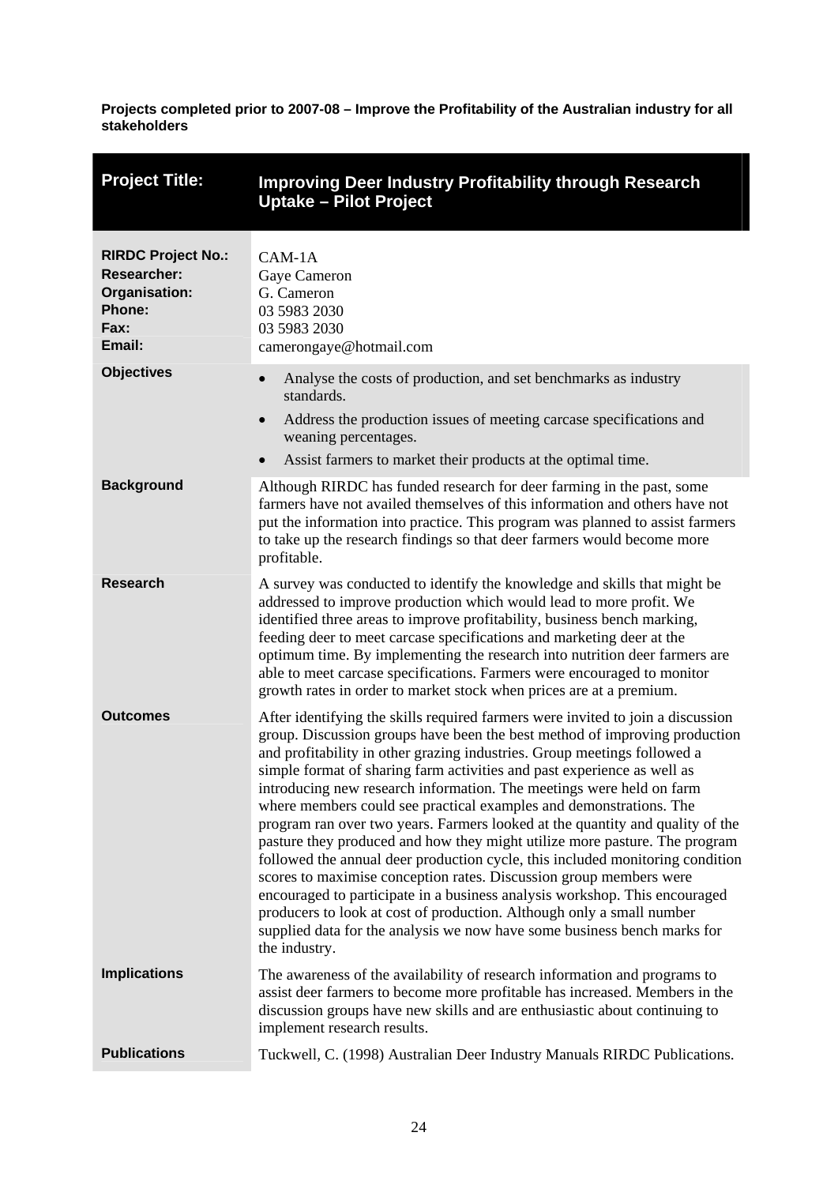**Projects completed prior to 2007-08 – Improve the Profitability of the Australian industry for all stakeholders**

| **Project Title:** | **Improving Deer Industry Profitability through Research Uptake – Pilot Project** |
|---|---|
| **RIRDC Project No.:**<br>**Researcher:**<br>**Organisation:**<br>**Phone:**<br>**Fax:**<br>**Email:** | CAM-1A<br>Gaye Cameron<br>G. Cameron<br>03 5983 2030<br>03 5983 2030<br>camerongaye@hotmail.com |
| **Objectives** | • Analyse the costs of production, and set benchmarks as industry standards.<br>• Address the production issues of meeting carcase specifications and weaning percentages.<br>• Assist farmers to market their products at the optimal time. |
| **Background** | Although RIRDC has funded research for deer farming in the past, some farmers have not availed themselves of this information and others have not put the information into practice. This program was planned to assist farmers to take up the research findings so that deer farmers would become more profitable. |
| **Research** | A survey was conducted to identify the knowledge and skills that might be addressed to improve production which would lead to more profit. We identified three areas to improve profitability, business bench marking, feeding deer to meet carcase specifications and marketing deer at the optimum time. By implementing the research into nutrition deer farmers are able to meet carcase specifications. Farmers were encouraged to monitor growth rates in order to market stock when prices are at a premium. |
| **Outcomes** | After identifying the skills required farmers were invited to join a discussion group. Discussion groups have been the best method of improving production and profitability in other grazing industries. Group meetings followed a simple format of sharing farm activities and past experience as well as introducing new research information. The meetings were held on farm where members could see practical examples and demonstrations. The program ran over two years. Farmers looked at the quantity and quality of the pasture they produced and how they might utilize more pasture. The program followed the annual deer production cycle, this included monitoring condition scores to maximise conception rates. Discussion group members were encouraged to participate in a business analysis workshop. This encouraged producers to look at cost of production. Although only a small number supplied data for the analysis we now have some business bench marks for the industry. |
| **Implications** | The awareness of the availability of research information and programs to assist deer farmers to become more profitable has increased. Members in the discussion groups have new skills and are enthusiastic about continuing to implement research results. |
| **Publications** | Tuckwell, C. (1998) Australian Deer Industry Manuals RIRDC Publications. |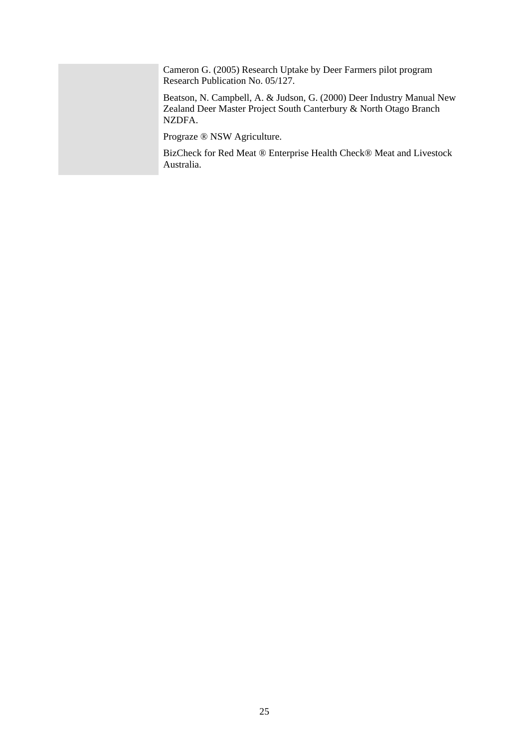Cameron G. (2005) Research Uptake by Deer Farmers pilot program Research Publication No. 05/127.

Beatson, N. Campbell, A. & Judson, G. (2000) Deer Industry Manual New Zealand Deer Master Project South Canterbury & North Otago Branch NZDFA.

Prograze ® NSW Agriculture.

BizCheck for Red Meat ® Enterprise Health Check® Meat and Livestock Australia.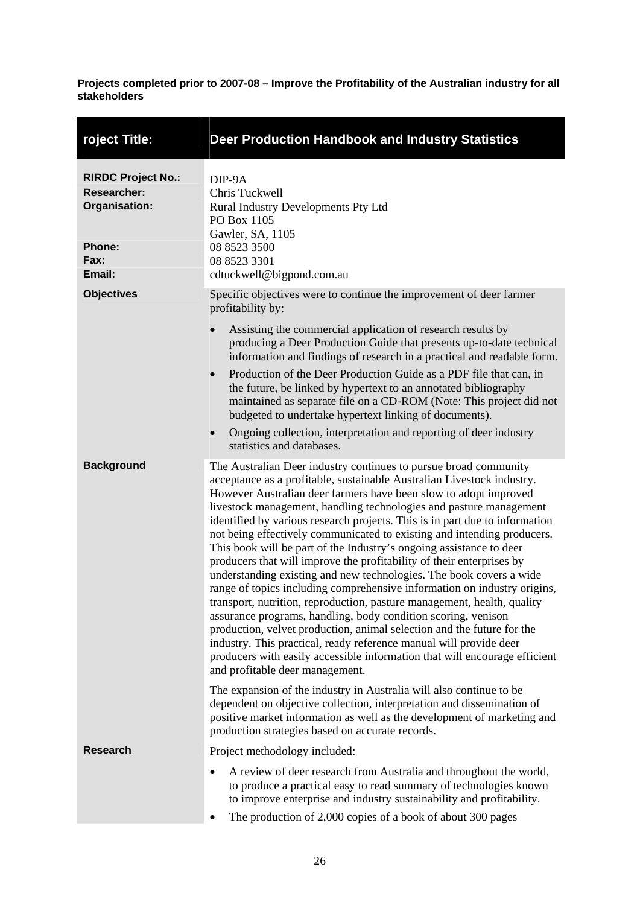**Projects completed prior to 2007-08 – Improve the Profitability of the Australian industry for all stakeholders**

| roject Title: | Deer Production Handbook and Industry Statistics |
|---|---|
| **RIRDC Project No.:** | DIP-9A |
| **Researcher:** | Chris Tuckwell |
| **Organisation:** | Rural Industry Developments Pty Ltd<br>PO Box 1105<br>Gawler, SA, 1105 |
| **Phone:** | 08 8523 3500 |
| **Fax:** | 08 8523 3301 |
| **Email:** | cdtuckwell@bigpond.com.au |
| **Objectives** | Specific objectives were to continue the improvement of deer farmer profitability by:<br>• Assisting the commercial application of research results by producing a Deer Production Guide that presents up-to-date technical information and findings of research in a practical and readable form.<br>• Production of the Deer Production Guide as a PDF file that can, in the future, be linked by hypertext to an annotated bibliography maintained as separate file on a CD-ROM (Note: This project did not budgeted to undertake hypertext linking of documents).<br>• Ongoing collection, interpretation and reporting of deer industry statistics and databases. |
| **Background** | The Australian Deer industry continues to pursue broad community acceptance as a profitable, sustainable Australian Livestock industry. However Australian deer farmers have been slow to adopt improved livestock management, handling technologies and pasture management identified by various research projects. This is in part due to information not being effectively communicated to existing and intending producers. This book will be part of the Industry's ongoing assistance to deer producers that will improve the profitability of their enterprises by understanding existing and new technologies. The book covers a wide range of topics including comprehensive information on industry origins, transport, nutrition, reproduction, pasture management, health, quality assurance programs, handling, body condition scoring, venison production, velvet production, animal selection and the future for the industry. This practical, ready reference manual will provide deer producers with easily accessible information that will encourage efficient and profitable deer management.<br><br>The expansion of the industry in Australia will also continue to be dependent on objective collection, interpretation and dissemination of positive market information as well as the development of marketing and production strategies based on accurate records. |
| **Research** | Project methodology included:<br>• A review of deer research from Australia and throughout the world, to produce a practical easy to read summary of technologies known to improve enterprise and industry sustainability and profitability.<br>• The production of 2,000 copies of a book of about 300 pages |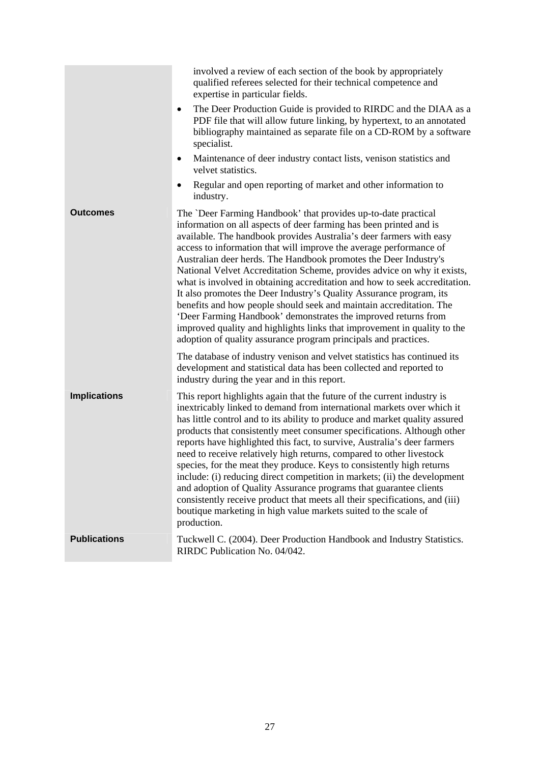| | |
|---|---|
| | involved a review of each section of the book by appropriately qualified referees selected for their technical competence and expertise in particular fields.<br>• The Deer Production Guide is provided to RIRDC and the DIAA as a PDF file that will allow future linking, by hypertext, to an annotated bibliography maintained as separate file on a CD-ROM by a software specialist.<br>• Maintenance of deer industry contact lists, venison statistics and velvet statistics.<br>• Regular and open reporting of market and other information to industry. |
| **Outcomes** | The `Deer Farming Handbook' that provides up-to-date practical information on all aspects of deer farming has been printed and is available. The handbook provides Australia's deer farmers with easy access to information that will improve the average performance of Australian deer herds. The Handbook promotes the Deer Industry's National Velvet Accreditation Scheme, provides advice on why it exists, what is involved in obtaining accreditation and how to seek accreditation. It also promotes the Deer Industry's Quality Assurance program, its benefits and how people should seek and maintain accreditation. The 'Deer Farming Handbook' demonstrates the improved returns from improved quality and highlights links that improvement in quality to the adoption of quality assurance program principals and practices.<br><br>The database of industry venison and velvet statistics has continued its development and statistical data has been collected and reported to industry during the year and in this report. |
| **Implications** | This report highlights again that the future of the current industry is inextricably linked to demand from international markets over which it has little control and to its ability to produce and market quality assured products that consistently meet consumer specifications. Although other reports have highlighted this fact, to survive, Australia's deer farmers need to receive relatively high returns, compared to other livestock species, for the meat they produce. Keys to consistently high returns include: (i) reducing direct competition in markets; (ii) the development and adoption of Quality Assurance programs that guarantee clients consistently receive product that meets all their specifications, and (iii) boutique marketing in high value markets suited to the scale of production. |
| **Publications** | Tuckwell C. (2004). Deer Production Handbook and Industry Statistics. RIRDC Publication No. 04/042. |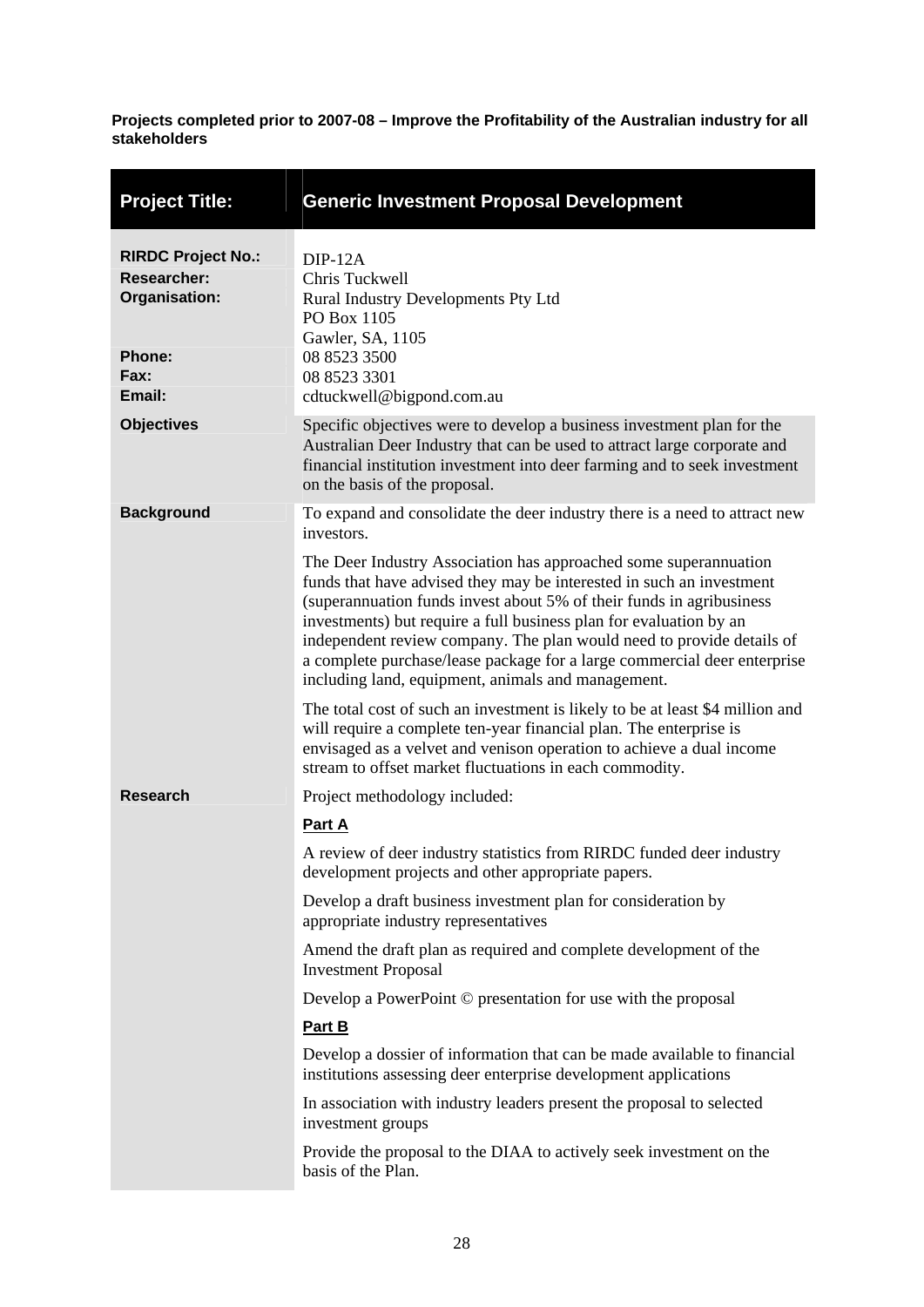**Projects completed prior to 2007-08 – Improve the Profitability of the Australian industry for all stakeholders**

| **Project Title:** | **Generic Investment Proposal Development** |
|---|---|
| **RIRDC Project No.:** | DIP-12A |
| **Researcher:** | Chris Tuckwell |
| **Organisation:** | Rural Industry Developments Pty Ltd<br>PO Box 1105<br>Gawler, SA, 1105 |
| **Phone:** | 08 8523 3500 |
| **Fax:** | 08 8523 3301 |
| **Email:** | cdtuckwell@bigpond.com.au |
| **Objectives** | Specific objectives were to develop a business investment plan for the Australian Deer Industry that can be used to attract large corporate and financial institution investment into deer farming and to seek investment on the basis of the proposal. |
| **Background** | To expand and consolidate the deer industry there is a need to attract new investors.<br><br>The Deer Industry Association has approached some superannuation funds that have advised they may be interested in such an investment (superannuation funds invest about 5% of their funds in agribusiness investments) but require a full business plan for evaluation by an independent review company. The plan would need to provide details of a complete purchase/lease package for a large commercial deer enterprise including land, equipment, animals and management.<br><br>The total cost of such an investment is likely to be at least $4 million and will require a complete ten-year financial plan. The enterprise is envisaged as a velvet and venison operation to achieve a dual income stream to offset market fluctuations in each commodity. |
| **Research** | Project methodology included:<br><br>**Part A**<br><br>A review of deer industry statistics from RIRDC funded deer industry development projects and other appropriate papers.<br><br>Develop a draft business investment plan for consideration by appropriate industry representatives<br><br>Amend the draft plan as required and complete development of the Investment Proposal<br><br>Develop a PowerPoint © presentation for use with the proposal<br><br>**Part B**<br><br>Develop a dossier of information that can be made available to financial institutions assessing deer enterprise development applications<br><br>In association with industry leaders present the proposal to selected investment groups<br><br>Provide the proposal to the DIAA to actively seek investment on the basis of the Plan. |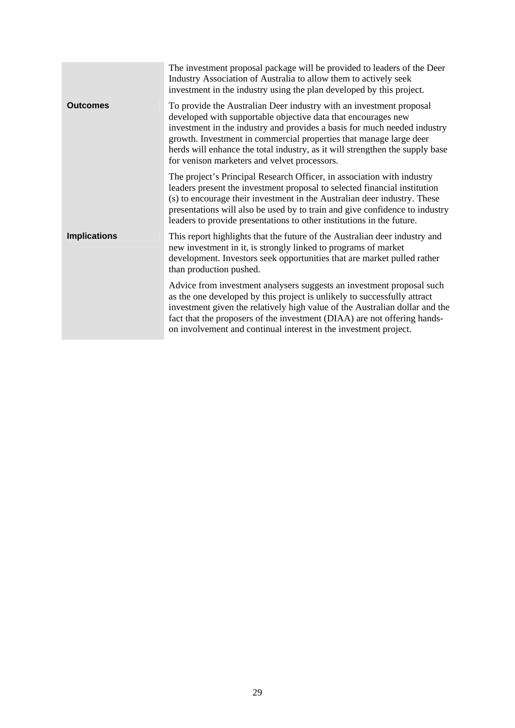| | |
|---|---|
| | The investment proposal package will be provided to leaders of the Deer Industry Association of Australia to allow them to actively seek investment in the industry using the plan developed by this project. |
| **Outcomes** | To provide the Australian Deer industry with an investment proposal developed with supportable objective data that encourages new investment in the industry and provides a basis for much needed industry growth. Investment in commercial properties that manage large deer herds will enhance the total industry, as it will strengthen the supply base for venison marketers and velvet processors. |
| | The project's Principal Research Officer, in association with industry leaders present the investment proposal to selected financial institution (s) to encourage their investment in the Australian deer industry. These presentations will also be used by to train and give confidence to industry leaders to provide presentations to other institutions in the future. |
| **Implications** | This report highlights that the future of the Australian deer industry and new investment in it, is strongly linked to programs of market development. Investors seek opportunities that are market pulled rather than production pushed. |
| | Advice from investment analysers suggests an investment proposal such as the one developed by this project is unlikely to successfully attract investment given the relatively high value of the Australian dollar and the fact that the proposers of the investment (DIAA) are not offering hands-on involvement and continual interest in the investment project. |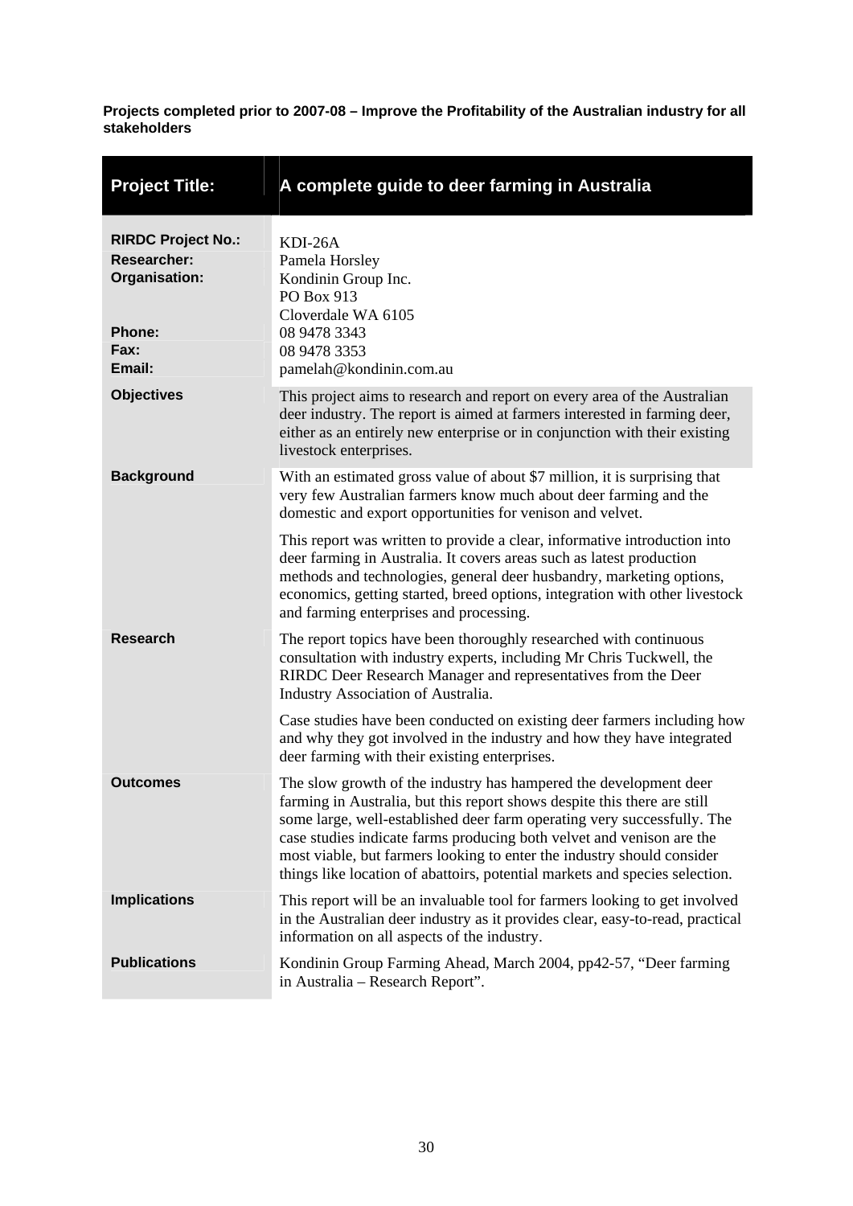**Projects completed prior to 2007-08 – Improve the Profitability of the Australian industry for all stakeholders**

| **Project Title:** | **A complete guide to deer farming in Australia** |
|---|---|
| **RIRDC Project No.:** | KDI-26A |
| **Researcher:** | Pamela Horsley |
| **Organisation:** | Kondinin Group Inc.<br>PO Box 913<br>Cloverdale WA 6105 |
| **Phone:** | 08 9478 3343 |
| **Fax:** | 08 9478 3353 |
| **Email:** | pamelah@kondinin.com.au |
| **Objectives** | This project aims to research and report on every area of the Australian deer industry. The report is aimed at farmers interested in farming deer, either as an entirely new enterprise or in conjunction with their existing livestock enterprises. |
| **Background** | With an estimated gross value of about $7 million, it is surprising that very few Australian farmers know much about deer farming and the domestic and export opportunities for venison and velvet.<br><br>This report was written to provide a clear, informative introduction into deer farming in Australia. It covers areas such as latest production methods and technologies, general deer husbandry, marketing options, economics, getting started, breed options, integration with other livestock and farming enterprises and processing. |
| **Research** | The report topics have been thoroughly researched with continuous consultation with industry experts, including Mr Chris Tuckwell, the RIRDC Deer Research Manager and representatives from the Deer Industry Association of Australia.<br><br>Case studies have been conducted on existing deer farmers including how and why they got involved in the industry and how they have integrated deer farming with their existing enterprises. |
| **Outcomes** | The slow growth of the industry has hampered the development deer farming in Australia, but this report shows despite this there are still some large, well-established deer farm operating very successfully. The case studies indicate farms producing both velvet and venison are the most viable, but farmers looking to enter the industry should consider things like location of abattoirs, potential markets and species selection. |
| **Implications** | This report will be an invaluable tool for farmers looking to get involved in the Australian deer industry as it provides clear, easy-to-read, practical information on all aspects of the industry. |
| **Publications** | Kondinin Group Farming Ahead, March 2004, pp42-57, “Deer farming in Australia – Research Report”. |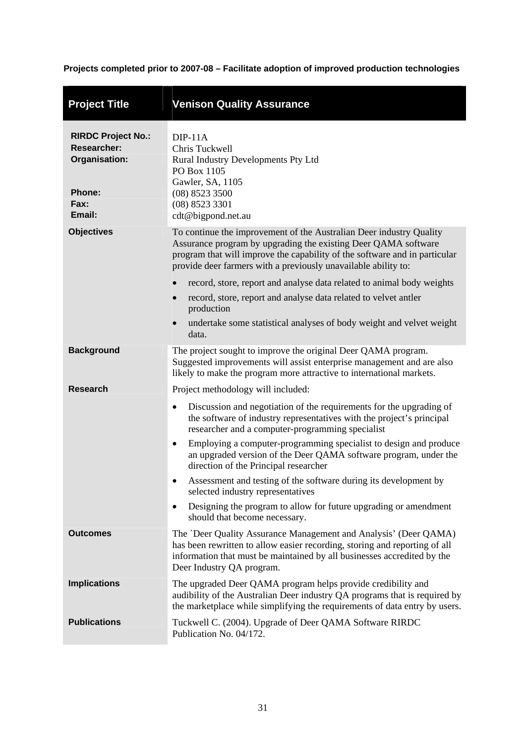**Projects completed prior to 2007-08 – Facilitate adoption of improved production technologies**

| **Project Title** | **Venison Quality Assurance** |
|---|---|
| **RIRDC Project No.:** | DIP-11A |
| **Researcher:** | Chris Tuckwell |
| **Organisation:** | Rural Industry Developments Pty Ltd<br>PO Box 1105<br>Gawler, SA, 1105 |
| **Phone:** | (08) 8523 3500 |
| **Fax:** | (08) 8523 3301 |
| **Email:** | cdt@bigpond.net.au |
| **Objectives** | To continue the improvement of the Australian Deer industry Quality Assurance program by upgrading the existing Deer QAMA software program that will improve the capability of the software and in particular provide deer farmers with a previously unavailable ability to:<br>• record, store, report and analyse data related to animal body weights<br>• record, store, report and analyse data related to velvet antler production<br>• undertake some statistical analyses of body weight and velvet weight data. |
| **Background** | The project sought to improve the original Deer QAMA program. Suggested improvements will assist enterprise management and are also likely to make the program more attractive to international markets. |
| **Research** | Project methodology will included:<br>• Discussion and negotiation of the requirements for the upgrading of the software of industry representatives with the project's principal researcher and a computer-programming specialist<br>• Employing a computer-programming specialist to design and produce an upgraded version of the Deer QAMA software program, under the direction of the Principal researcher<br>• Assessment and testing of the software during its development by selected industry representatives<br>• Designing the program to allow for future upgrading or amendment should that become necessary. |
| **Outcomes** | The `Deer Quality Assurance Management and Analysis' (Deer QAMA) has been rewritten to allow easier recording, storing and reporting of all information that must be maintained by all businesses accredited by the Deer Industry QA program. |
| **Implications** | The upgraded Deer QAMA program helps provide credibility and audibility of the Australian Deer industry QA programs that is required by the marketplace while simplifying the requirements of data entry by users. |
| **Publications** | Tuckwell C. (2004). Upgrade of Deer QAMA Software RIRDC Publication No. 04/172. |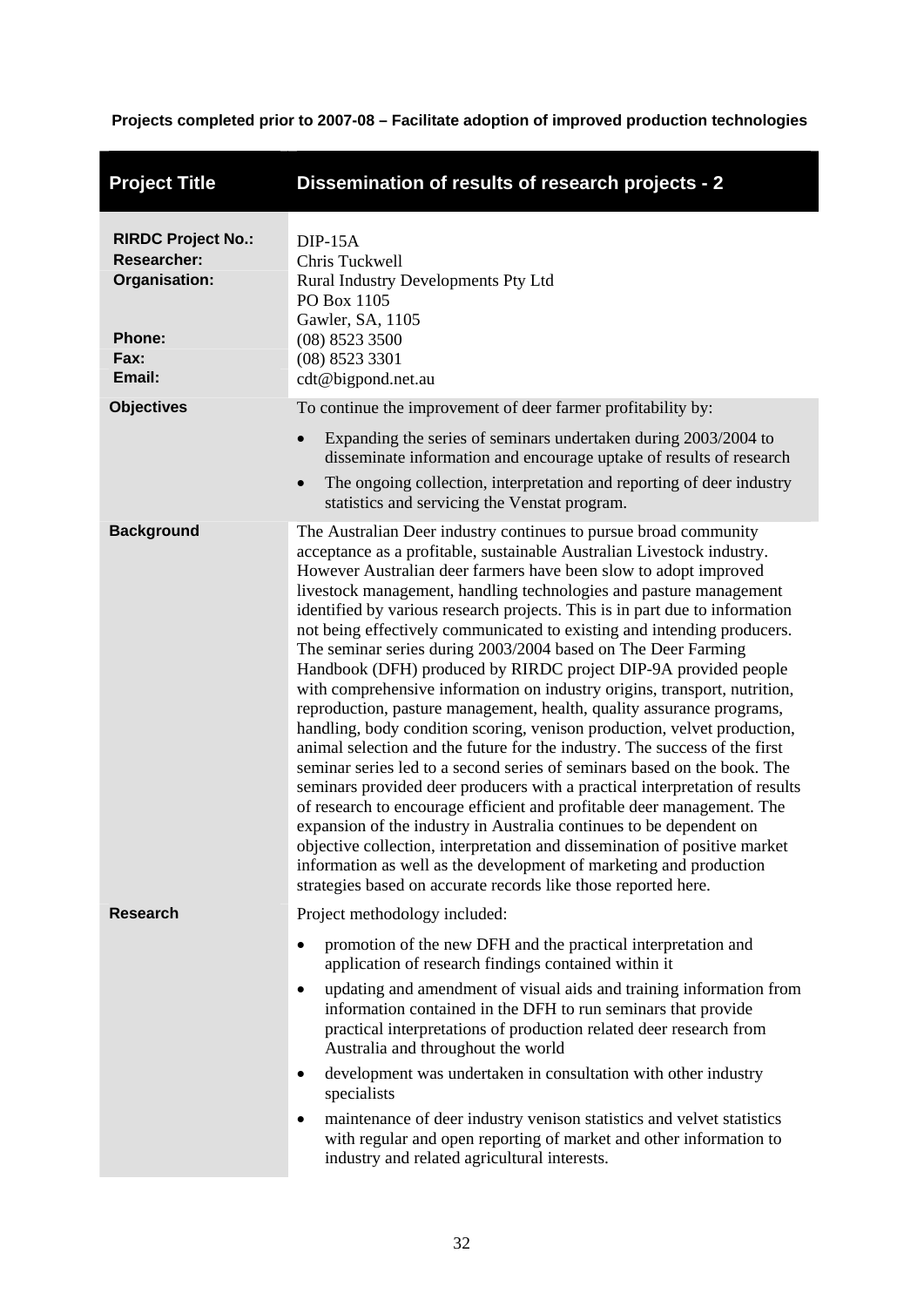**Projects completed prior to 2007-08 – Facilitate adoption of improved production technologies**

| Project Title | Dissemination of results of research projects - 2 |
|---|---|
| **RIRDC Project No.:** | DIP-15A |
| **Researcher:** | Chris Tuckwell |
| **Organisation:** | Rural Industry Developments Pty Ltd<br>PO Box 1105<br>Gawler, SA, 1105 |
| **Phone:** | (08) 8523 3500 |
| **Fax:** | (08) 8523 3301 |
| **Email:** | cdt@bigpond.net.au |
| **Objectives** | To continue the improvement of deer farmer profitability by:<br>• Expanding the series of seminars undertaken during 2003/2004 to disseminate information and encourage uptake of results of research<br>• The ongoing collection, interpretation and reporting of deer industry statistics and servicing the Venstat program. |
| **Background** | The Australian Deer industry continues to pursue broad community acceptance as a profitable, sustainable Australian Livestock industry. However Australian deer farmers have been slow to adopt improved livestock management, handling technologies and pasture management identified by various research projects. This is in part due to information not being effectively communicated to existing and intending producers. The seminar series during 2003/2004 based on The Deer Farming Handbook (DFH) produced by RIRDC project DIP-9A provided people with comprehensive information on industry origins, transport, nutrition, reproduction, pasture management, health, quality assurance programs, handling, body condition scoring, venison production, velvet production, animal selection and the future for the industry. The success of the first seminar series led to a second series of seminars based on the book. The seminars provided deer producers with a practical interpretation of results of research to encourage efficient and profitable deer management. The expansion of the industry in Australia continues to be dependent on objective collection, interpretation and dissemination of positive market information as well as the development of marketing and production strategies based on accurate records like those reported here. |
| **Research** | Project methodology included:<br>• promotion of the new DFH and the practical interpretation and application of research findings contained within it<br>• updating and amendment of visual aids and training information from information contained in the DFH to run seminars that provide practical interpretations of production related deer research from Australia and throughout the world<br>• development was undertaken in consultation with other industry specialists<br>• maintenance of deer industry venison statistics and velvet statistics with regular and open reporting of market and other information to industry and related agricultural interests. |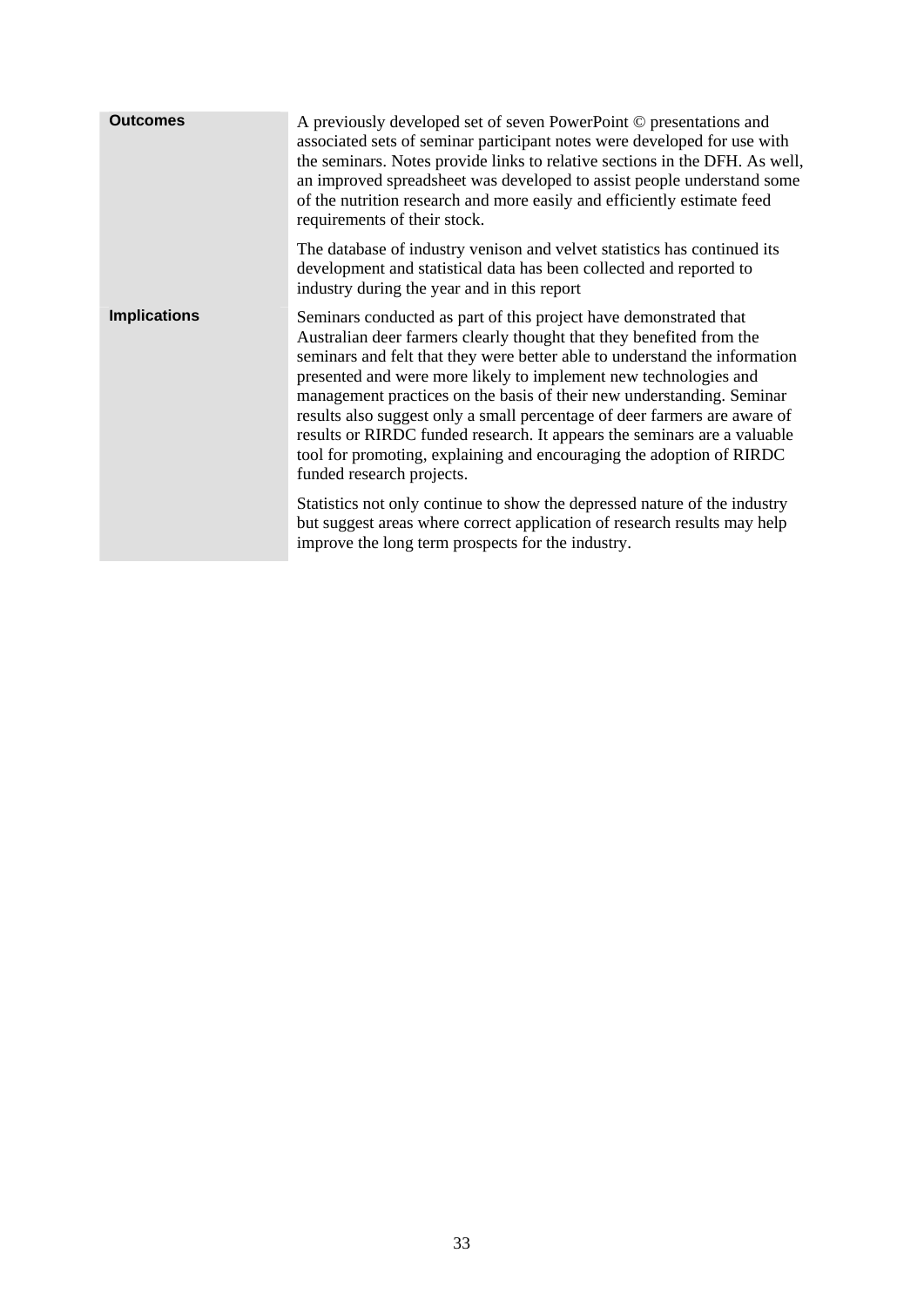| | |
|---|---|
| **Outcomes** | A previously developed set of seven PowerPoint © presentations and associated sets of seminar participant notes were developed for use with the seminars. Notes provide links to relative sections in the DFH. As well, an improved spreadsheet was developed to assist people understand some of the nutrition research and more easily and efficiently estimate feed requirements of their stock.<br><br>The database of industry venison and velvet statistics has continued its development and statistical data has been collected and reported to industry during the year and in this report |
| **Implications** | Seminars conducted as part of this project have demonstrated that Australian deer farmers clearly thought that they benefited from the seminars and felt that they were better able to understand the information presented and were more likely to implement new technologies and management practices on the basis of their new understanding. Seminar results also suggest only a small percentage of deer farmers are aware of results or RIRDC funded research. It appears the seminars are a valuable tool for promoting, explaining and encouraging the adoption of RIRDC funded research projects.<br><br>Statistics not only continue to show the depressed nature of the industry but suggest areas where correct application of research results may help improve the long term prospects for the industry. |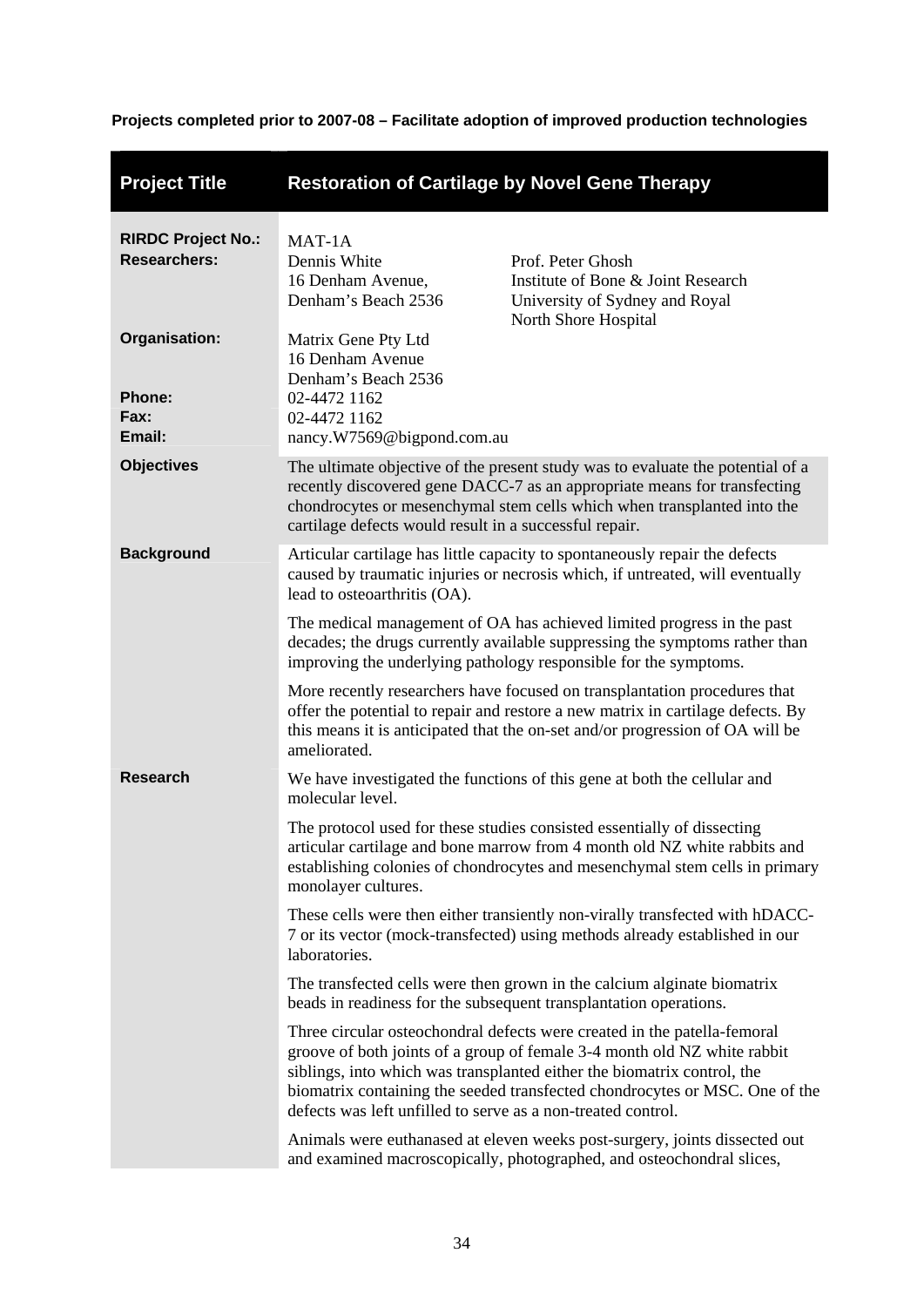**Projects completed prior to 2007-08 – Facilitate adoption of improved production technologies**

| **Project Title** | **Restoration of Cartilage by Novel Gene Therapy** |
|---|---|
| **RIRDC Project No.:** | MAT-1A |
| **Researchers:** | Dennis White, 16 Denham Avenue, Denham's Beach 2536; Prof. Peter Ghosh, Institute of Bone & Joint Research, University of Sydney and Royal North Shore Hospital |
| **Organisation:** | Matrix Gene Pty Ltd, 16 Denham Avenue, Denham's Beach 2536 |
| **Phone:** | 02-4472 1162 |
| **Fax:** | 02-4472 1162 |
| **Email:** | nancy.W7569@bigpond.com.au |
| **Objectives** | The ultimate objective of the present study was to evaluate the potential of a recently discovered gene DACC-7 as an appropriate means for transfecting chondrocytes or mesenchymal stem cells which when transplanted into the cartilage defects would result in a successful repair. |
| **Background** | Articular cartilage has little capacity to spontaneously repair the defects caused by traumatic injuries or necrosis which, if untreated, will eventually lead to osteoarthritis (OA).<br><br>The medical management of OA has achieved limited progress in the past decades; the drugs currently available suppressing the symptoms rather than improving the underlying pathology responsible for the symptoms.<br><br>More recently researchers have focused on transplantation procedures that offer the potential to repair and restore a new matrix in cartilage defects. By this means it is anticipated that the on-set and/or progression of OA will be ameliorated. |
| **Research** | We have investigated the functions of this gene at both the cellular and molecular level.<br><br>The protocol used for these studies consisted essentially of dissecting articular cartilage and bone marrow from 4 month old NZ white rabbits and establishing colonies of chondrocytes and mesenchymal stem cells in primary monolayer cultures.<br><br>These cells were then either transiently non-virally transfected with hDACC-7 or its vector (mock-transfected) using methods already established in our laboratories.<br><br>The transfected cells were then grown in the calcium alginate biomatrix beads in readiness for the subsequent transplantation operations.<br><br>Three circular osteochondral defects were created in the patella-femoral groove of both joints of a group of female 3-4 month old NZ white rabbit siblings, into which was transplanted either the biomatrix control, the biomatrix containing the seeded transfected chondrocytes or MSC. One of the defects was left unfilled to serve as a non-treated control.<br><br>Animals were euthanased at eleven weeks post-surgery, joints dissected out and examined macroscopically, photographed, and osteochondral slices, |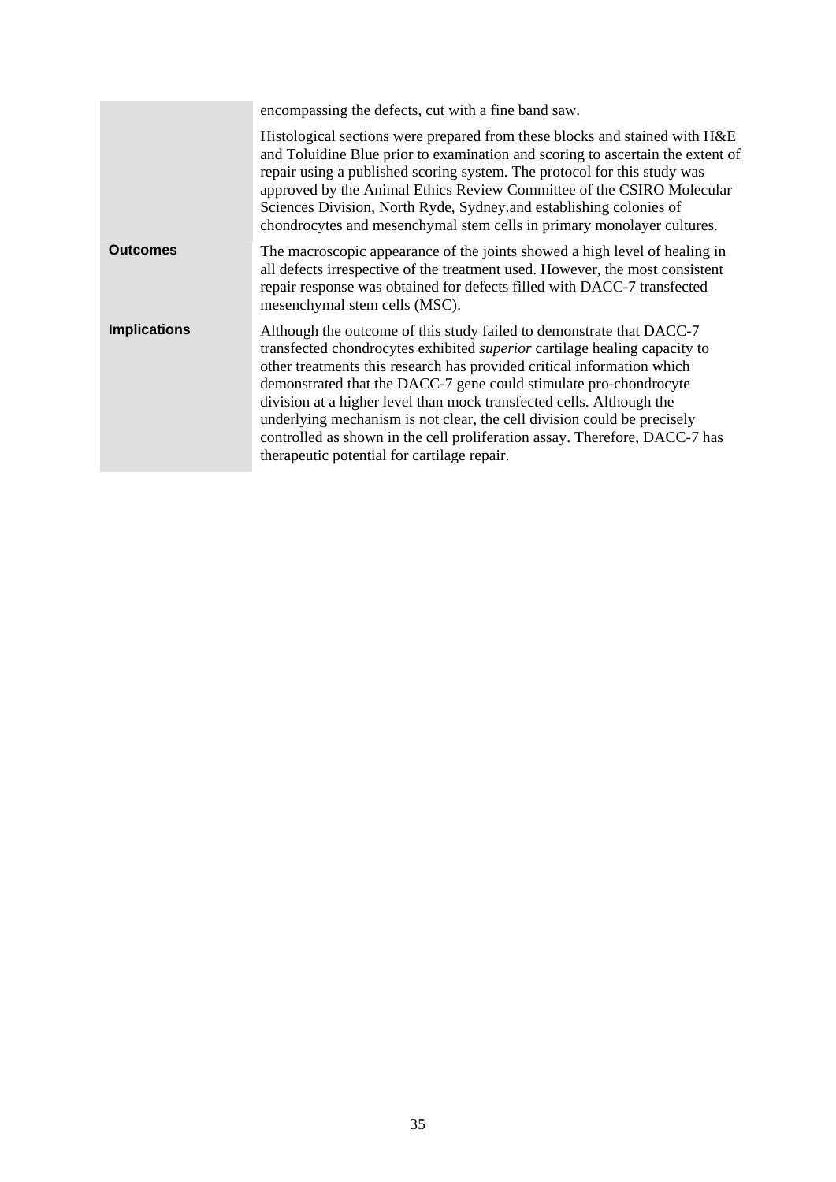| | |
|---|---|
| | encompassing the defects, cut with a fine band saw.<br><br>Histological sections were prepared from these blocks and stained with H&E and Toluidine Blue prior to examination and scoring to ascertain the extent of repair using a published scoring system. The protocol for this study was approved by the Animal Ethics Review Committee of the CSIRO Molecular Sciences Division, North Ryde, Sydney.and establishing colonies of chondrocytes and mesenchymal stem cells in primary monolayer cultures. |
| **Outcomes** | The macroscopic appearance of the joints showed a high level of healing in all defects irrespective of the treatment used. However, the most consistent repair response was obtained for defects filled with DACC-7 transfected mesenchymal stem cells (MSC). |
| **Implications** | Although the outcome of this study failed to demonstrate that DACC-7 transfected chondrocytes exhibited *superior* cartilage healing capacity to other treatments this research has provided critical information which demonstrated that the DACC-7 gene could stimulate pro-chondrocyte division at a higher level than mock transfected cells. Although the underlying mechanism is not clear, the cell division could be precisely controlled as shown in the cell proliferation assay. Therefore, DACC-7 has therapeutic potential for cartilage repair. |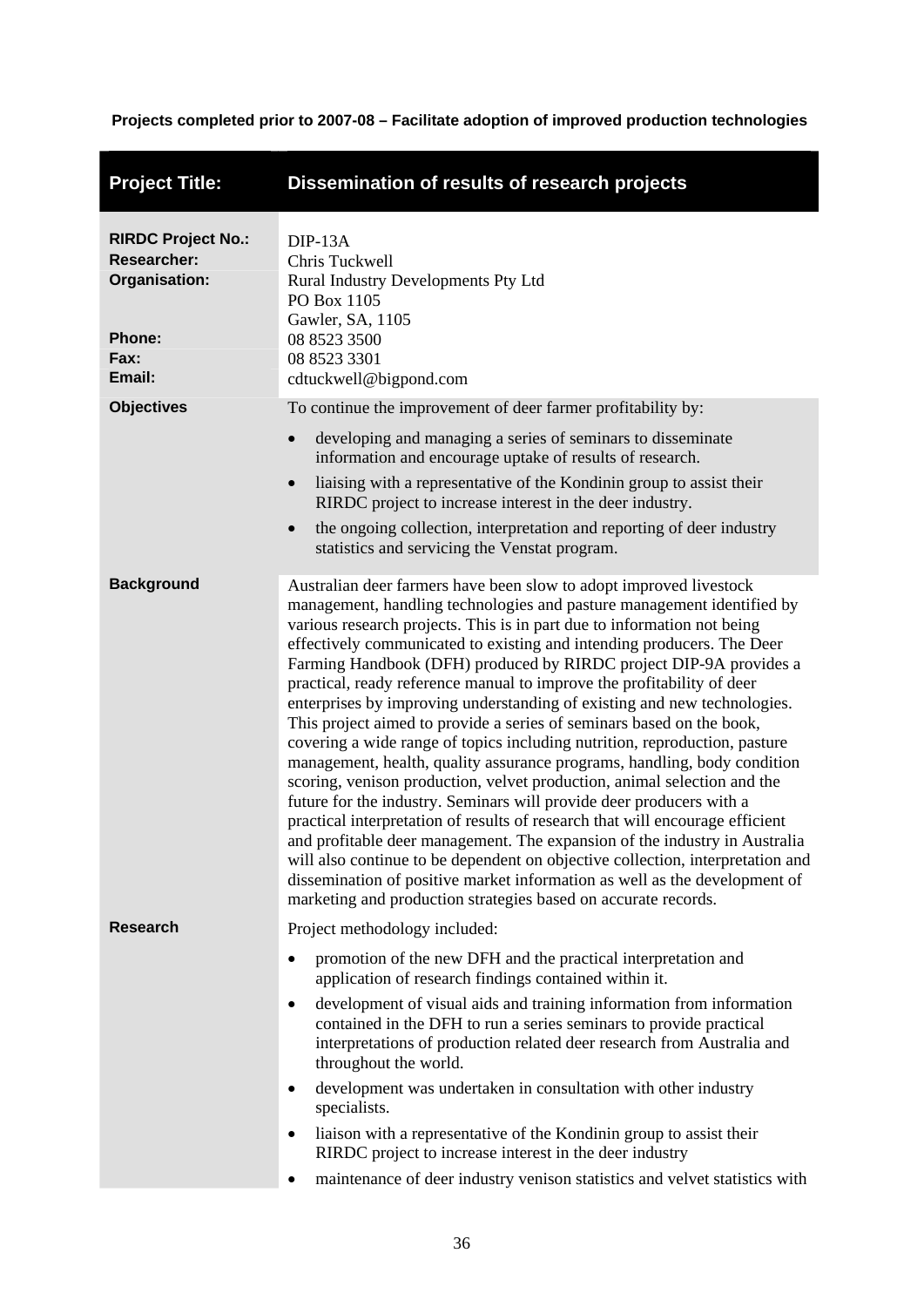**Projects completed prior to 2007-08 – Facilitate adoption of improved production technologies**

| **Project Title:** | **Dissemination of results of research projects** |
|---|---|
| **RIRDC Project No.:** | DIP-13A |
| **Researcher:** | Chris Tuckwell |
| **Organisation:** | Rural Industry Developments Pty Ltd<br>PO Box 1105<br>Gawler, SA, 1105 |
| **Phone:** | 08 8523 3500 |
| **Fax:** | 08 8523 3301 |
| **Email:** | cdtuckwell@bigpond.com |
| **Objectives** | To continue the improvement of deer farmer profitability by:<br>• developing and managing a series of seminars to disseminate information and encourage uptake of results of research.<br>• liaising with a representative of the Kondinin group to assist their RIRDC project to increase interest in the deer industry.<br>• the ongoing collection, interpretation and reporting of deer industry statistics and servicing the Venstat program. |
| **Background** | Australian deer farmers have been slow to adopt improved livestock management, handling technologies and pasture management identified by various research projects. This is in part due to information not being effectively communicated to existing and intending producers. The Deer Farming Handbook (DFH) produced by RIRDC project DIP-9A provides a practical, ready reference manual to improve the profitability of deer enterprises by improving understanding of existing and new technologies. This project aimed to provide a series of seminars based on the book, covering a wide range of topics including nutrition, reproduction, pasture management, health, quality assurance programs, handling, body condition scoring, venison production, velvet production, animal selection and the future for the industry. Seminars will provide deer producers with a practical interpretation of results of research that will encourage efficient and profitable deer management. The expansion of the industry in Australia will also continue to be dependent on objective collection, interpretation and dissemination of positive market information as well as the development of marketing and production strategies based on accurate records. |
| **Research** | Project methodology included:<br>• promotion of the new DFH and the practical interpretation and application of research findings contained within it.<br>• development of visual aids and training information from information contained in the DFH to run a series seminars to provide practical interpretations of production related deer research from Australia and throughout the world.<br>• development was undertaken in consultation with other industry specialists.<br>• liaison with a representative of the Kondinin group to assist their RIRDC project to increase interest in the deer industry<br>• maintenance of deer industry venison statistics and velvet statistics with |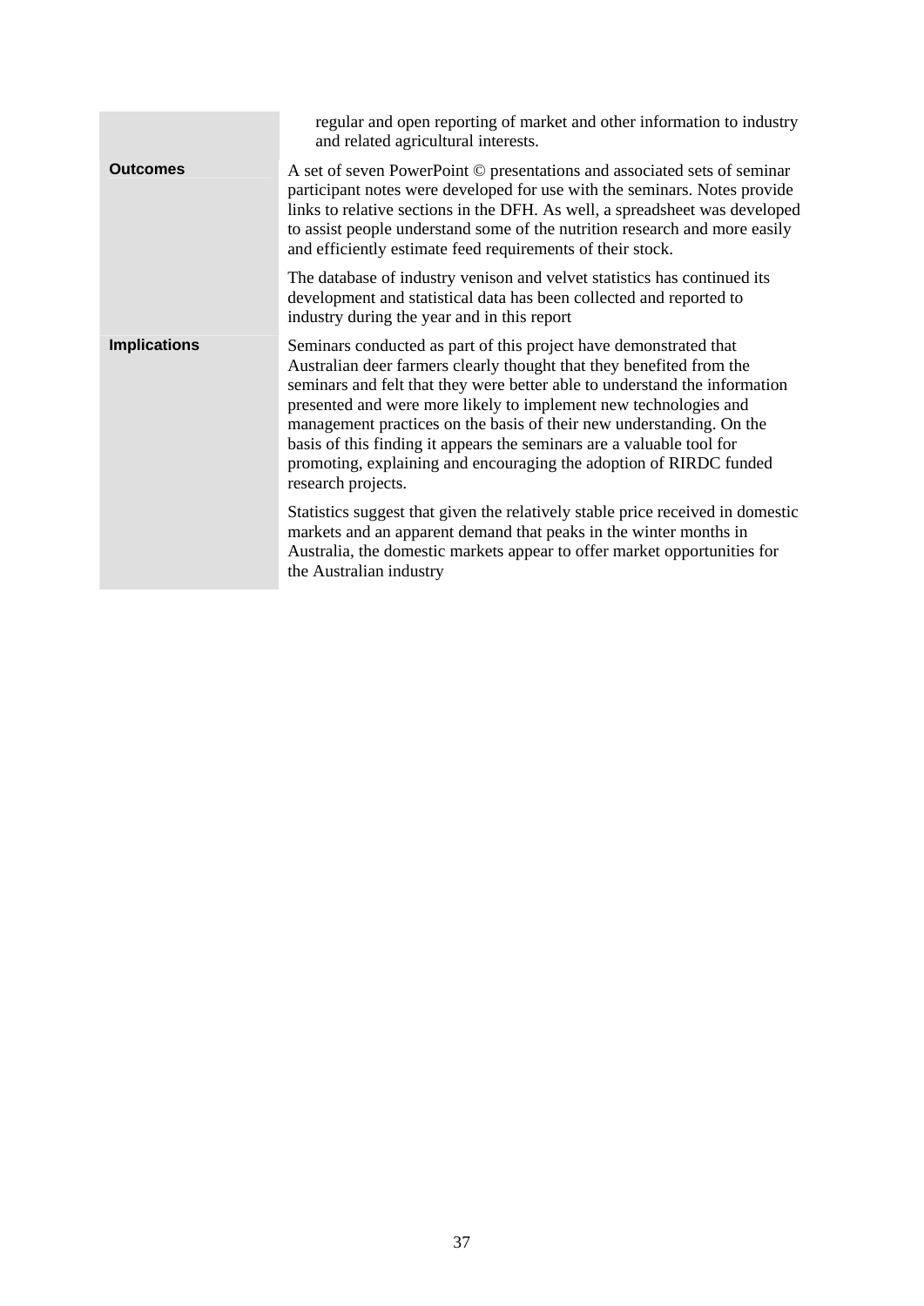|  |  |
|---|---|
|  | regular and open reporting of market and other information to industry and related agricultural interests. |
| **Outcomes** | A set of seven PowerPoint © presentations and associated sets of seminar participant notes were developed for use with the seminars. Notes provide links to relative sections in the DFH. As well, a spreadsheet was developed to assist people understand some of the nutrition research and more easily and efficiently estimate feed requirements of their stock.<br><br>The database of industry venison and velvet statistics has continued its development and statistical data has been collected and reported to industry during the year and in this report |
| **Implications** | Seminars conducted as part of this project have demonstrated that Australian deer farmers clearly thought that they benefited from the seminars and felt that they were better able to understand the information presented and were more likely to implement new technologies and management practices on the basis of their new understanding. On the basis of this finding it appears the seminars are a valuable tool for promoting, explaining and encouraging the adoption of RIRDC funded research projects.<br><br>Statistics suggest that given the relatively stable price received in domestic markets and an apparent demand that peaks in the winter months in Australia, the domestic markets appear to offer market opportunities for the Australian industry |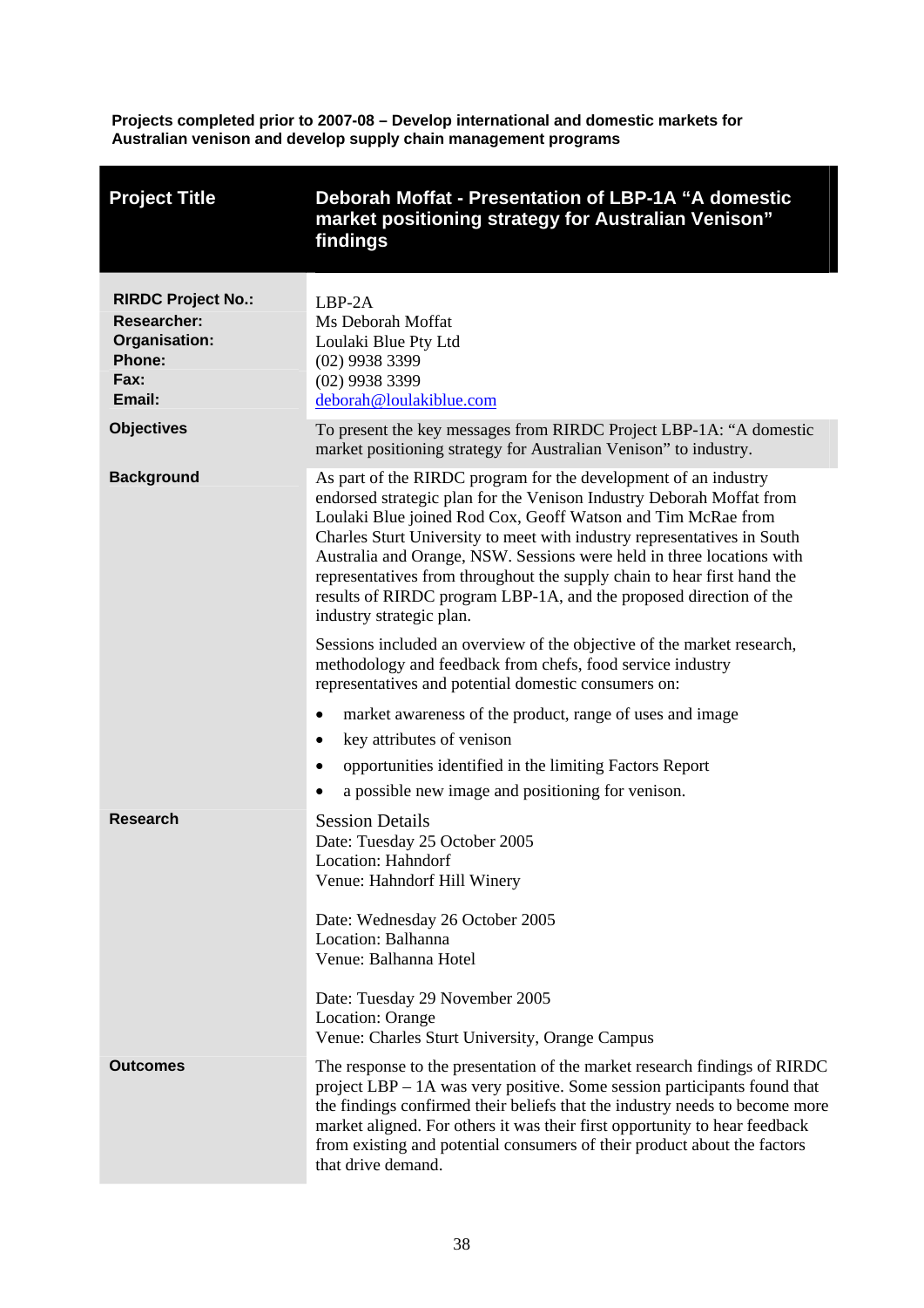**Projects completed prior to 2007-08 – Develop international and domestic markets for Australian venison and develop supply chain management programs**

| Project Title | Deborah Moffat - Presentation of LBP-1A "A domestic market positioning strategy for Australian Venison" findings |
|---|---|
| **RIRDC Project No.:**<br>**Researcher:**<br>**Organisation:**<br>**Phone:**<br>**Fax:**<br>**Email:** | LBP-2A<br>Ms Deborah Moffat<br>Loulaki Blue Pty Ltd<br>(02) 9938 3399<br>(02) 9938 3399<br>deborah@loulakiblue.com |
| **Objectives** | To present the key messages from RIRDC Project LBP-1A: "A domestic market positioning strategy for Australian Venison" to industry. |
| **Background** | As part of the RIRDC program for the development of an industry endorsed strategic plan for the Venison Industry Deborah Moffat from Loulaki Blue joined Rod Cox, Geoff Watson and Tim McRae from Charles Sturt University to meet with industry representatives in South Australia and Orange, NSW. Sessions were held in three locations with representatives from throughout the supply chain to hear first hand the results of RIRDC program LBP-1A, and the proposed direction of the industry strategic plan.<br><br>Sessions included an overview of the objective of the market research, methodology and feedback from chefs, food service industry representatives and potential domestic consumers on:<br><br>• market awareness of the product, range of uses and image<br>• key attributes of venison<br>• opportunities identified in the limiting Factors Report<br>• a possible new image and positioning for venison. |
| **Research** | Session Details<br>Date: Tuesday 25 October 2005<br>Location: Hahndorf<br>Venue: Hahndorf Hill Winery<br><br>Date: Wednesday 26 October 2005<br>Location: Balhanna<br>Venue: Balhanna Hotel<br><br>Date: Tuesday 29 November 2005<br>Location: Orange<br>Venue: Charles Sturt University, Orange Campus |
| **Outcomes** | The response to the presentation of the market research findings of RIRDC project LBP – 1A was very positive. Some session participants found that the findings confirmed their beliefs that the industry needs to become more market aligned. For others it was their first opportunity to hear feedback from existing and potential consumers of their product about the factors that drive demand. |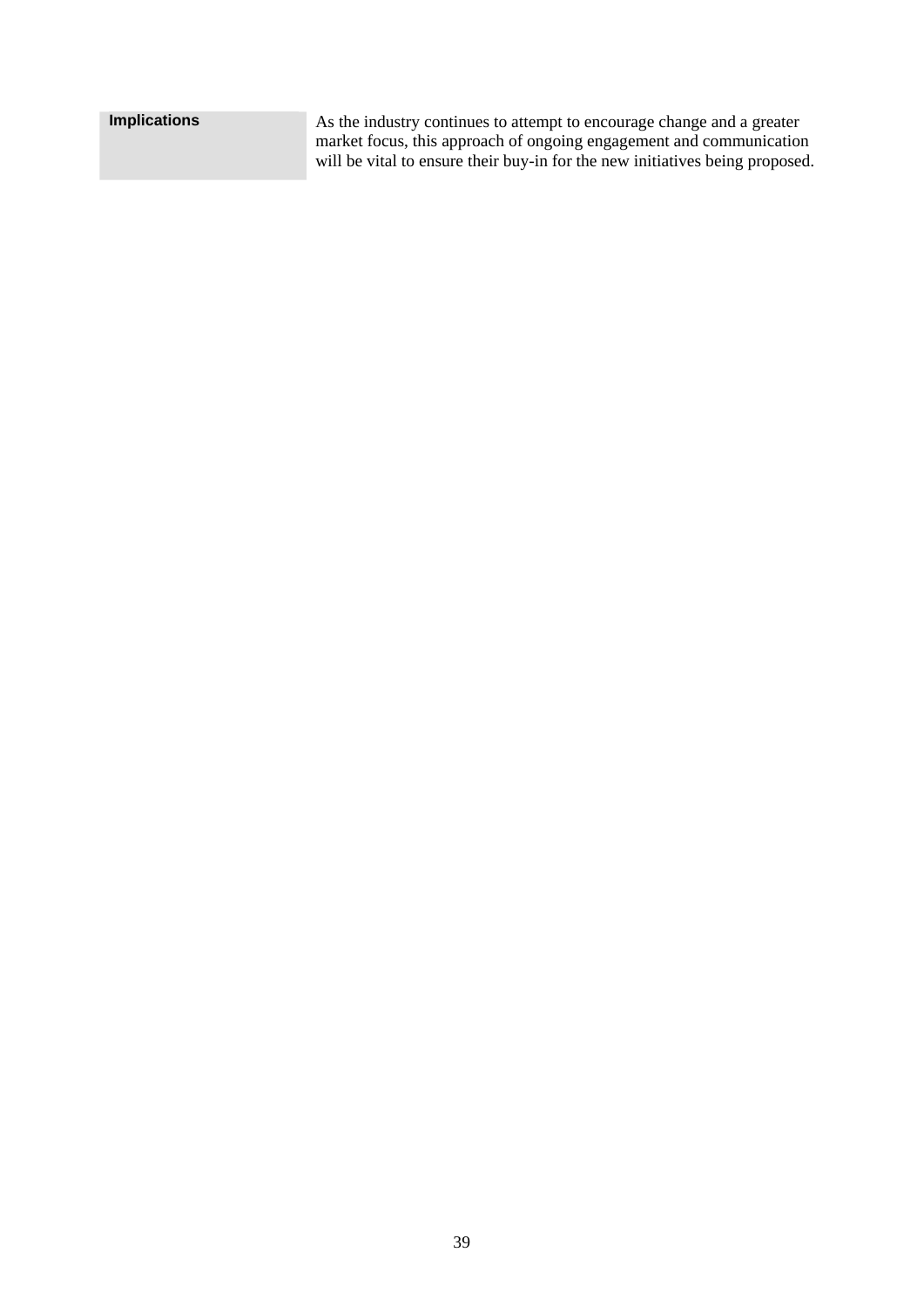| Implications | As the industry continues to attempt to encourage change and a greater market focus, this approach of ongoing engagement and communication will be vital to ensure their buy-in for the new initiatives being proposed. |
|---|---|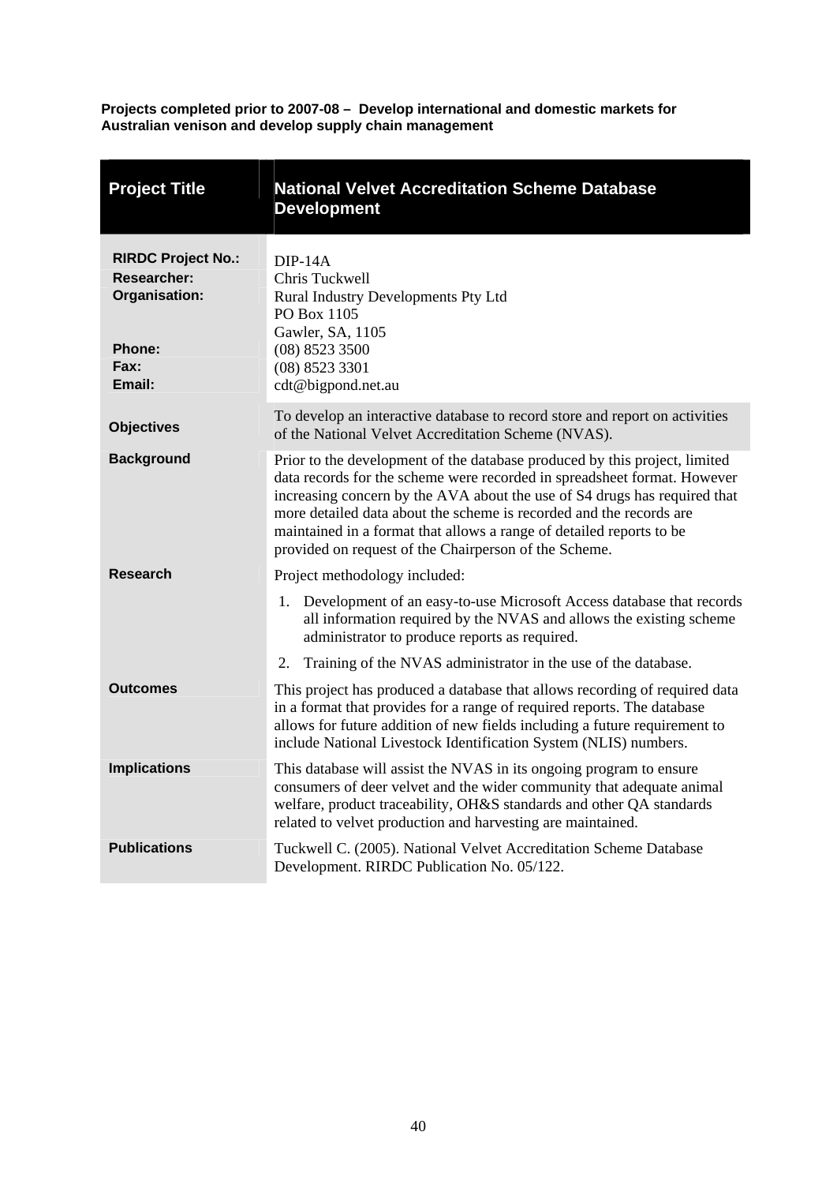**Projects completed prior to 2007-08 – Develop international and domestic markets for Australian venison and develop supply chain management**

| **Project Title** | **National Velvet Accreditation Scheme Database Development** |
|---|---|
| **RIRDC Project No.:** | DIP-14A |
| **Researcher:** | Chris Tuckwell |
| **Organisation:** | Rural Industry Developments Pty Ltd<br>PO Box 1105<br>Gawler, SA, 1105 |
| **Phone:** | (08) 8523 3500 |
| **Fax:** | (08) 8523 3301 |
| **Email:** | cdt@bigpond.net.au |
| **Objectives** | To develop an interactive database to record store and report on activities of the National Velvet Accreditation Scheme (NVAS). |
| **Background** | Prior to the development of the database produced by this project, limited data records for the scheme were recorded in spreadsheet format. However increasing concern by the AVA about the use of S4 drugs has required that more detailed data about the scheme is recorded and the records are maintained in a format that allows a range of detailed reports to be provided on request of the Chairperson of the Scheme. |
| **Research** | Project methodology included:<br>1. Development of an easy-to-use Microsoft Access database that records all information required by the NVAS and allows the existing scheme administrator to produce reports as required.<br>2. Training of the NVAS administrator in the use of the database. |
| **Outcomes** | This project has produced a database that allows recording of required data in a format that provides for a range of required reports. The database allows for future addition of new fields including a future requirement to include National Livestock Identification System (NLIS) numbers. |
| **Implications** | This database will assist the NVAS in its ongoing program to ensure consumers of deer velvet and the wider community that adequate animal welfare, product traceability, OH&S standards and other QA standards related to velvet production and harvesting are maintained. |
| **Publications** | Tuckwell C. (2005). National Velvet Accreditation Scheme Database Development. RIRDC Publication No. 05/122. |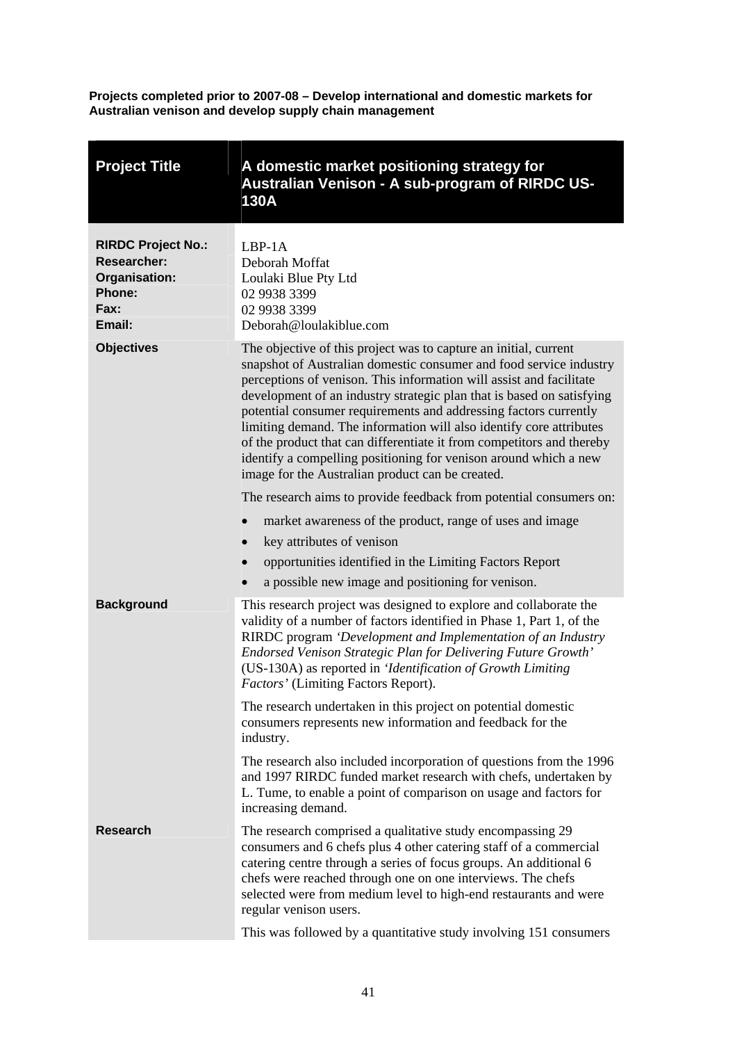**Projects completed prior to 2007-08 – Develop international and domestic markets for Australian venison and develop supply chain management**

| **Project Title** | **A domestic market positioning strategy for Australian Venison - A sub-program of RIRDC US-130A** |
|---|---|
| **RIRDC Project No.:**<br>**Researcher:**<br>**Organisation:**<br>**Phone:**<br>**Fax:**<br>**Email:** | LBP-1A<br>Deborah Moffat<br>Loulaki Blue Pty Ltd<br>02 9938 3399<br>02 9938 3399<br>Deborah@loulakiblue.com |
| **Objectives** | The objective of this project was to capture an initial, current snapshot of Australian domestic consumer and food service industry perceptions of venison. This information will assist and facilitate development of an industry strategic plan that is based on satisfying potential consumer requirements and addressing factors currently limiting demand. The information will also identify core attributes of the product that can differentiate it from competitors and thereby identify a compelling positioning for venison around which a new image for the Australian product can be created.<br><br>The research aims to provide feedback from potential consumers on:<br>• market awareness of the product, range of uses and image<br>• key attributes of venison<br>• opportunities identified in the Limiting Factors Report<br>• a possible new image and positioning for venison. |
| **Background** | This research project was designed to explore and collaborate the validity of a number of factors identified in Phase 1, Part 1, of the RIRDC program *'Development and Implementation of an Industry Endorsed Venison Strategic Plan for Delivering Future Growth'* (US-130A) as reported in *'Identification of Growth Limiting Factors'* (Limiting Factors Report).<br><br>The research undertaken in this project on potential domestic consumers represents new information and feedback for the industry.<br><br>The research also included incorporation of questions from the 1996 and 1997 RIRDC funded market research with chefs, undertaken by L. Tume, to enable a point of comparison on usage and factors for increasing demand. |
| **Research** | The research comprised a qualitative study encompassing 29 consumers and 6 chefs plus 4 other catering staff of a commercial catering centre through a series of focus groups. An additional 6 chefs were reached through one on one interviews. The chefs selected were from medium level to high-end restaurants and were regular venison users.<br><br>This was followed by a quantitative study involving 151 consumers |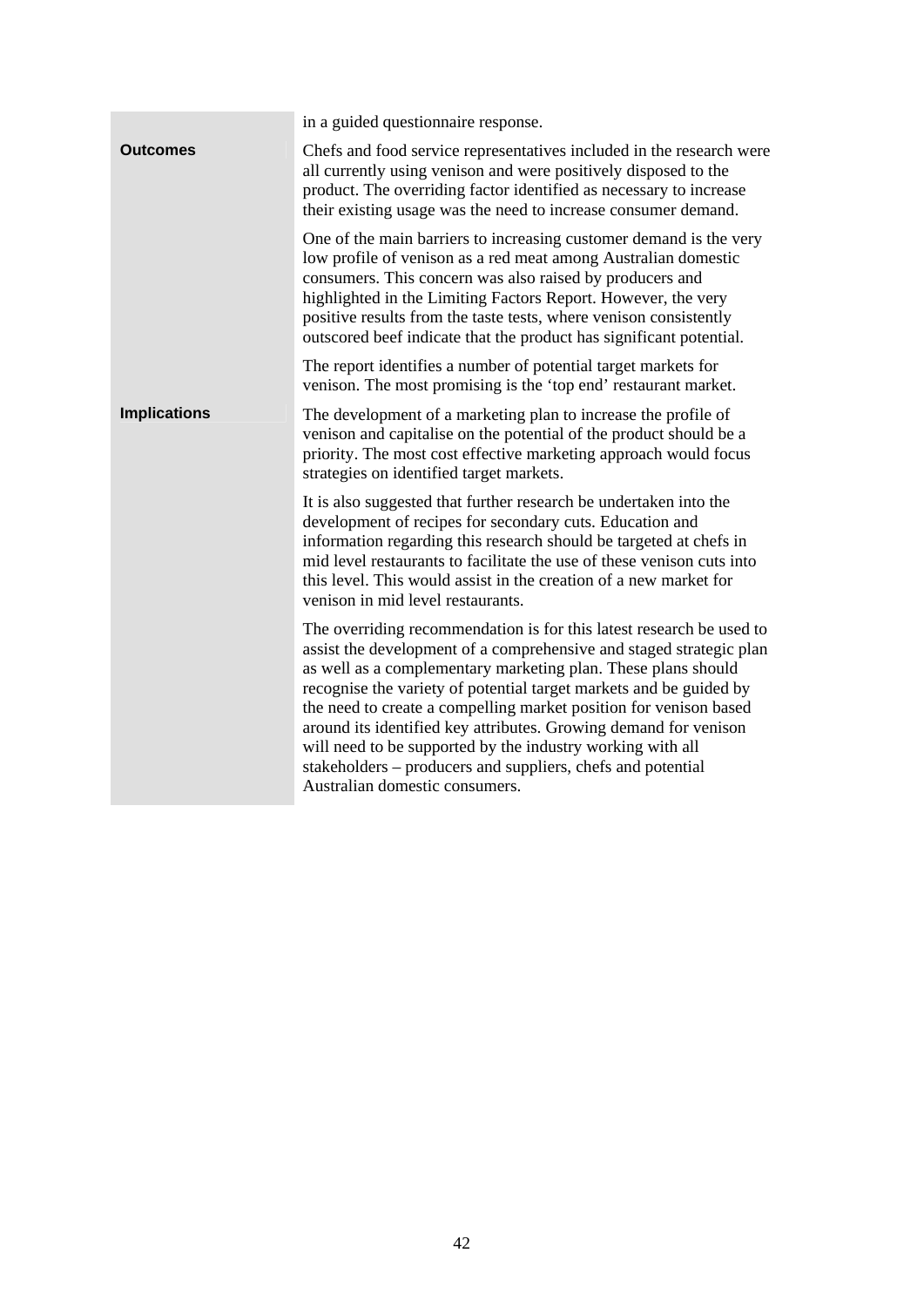in a guided questionnaire response.

**Outcomes**

Chefs and food service representatives included in the research were all currently using venison and were positively disposed to the product. The overriding factor identified as necessary to increase their existing usage was the need to increase consumer demand.

One of the main barriers to increasing customer demand is the very low profile of venison as a red meat among Australian domestic consumers. This concern was also raised by producers and highlighted in the Limiting Factors Report. However, the very positive results from the taste tests, where venison consistently outscored beef indicate that the product has significant potential.

The report identifies a number of potential target markets for venison. The most promising is the 'top end' restaurant market.

**Implications**

The development of a marketing plan to increase the profile of venison and capitalise on the potential of the product should be a priority. The most cost effective marketing approach would focus strategies on identified target markets.

It is also suggested that further research be undertaken into the development of recipes for secondary cuts. Education and information regarding this research should be targeted at chefs in mid level restaurants to facilitate the use of these venison cuts into this level. This would assist in the creation of a new market for venison in mid level restaurants.

The overriding recommendation is for this latest research be used to assist the development of a comprehensive and staged strategic plan as well as a complementary marketing plan. These plans should recognise the variety of potential target markets and be guided by the need to create a compelling market position for venison based around its identified key attributes. Growing demand for venison will need to be supported by the industry working with all stakeholders – producers and suppliers, chefs and potential Australian domestic consumers.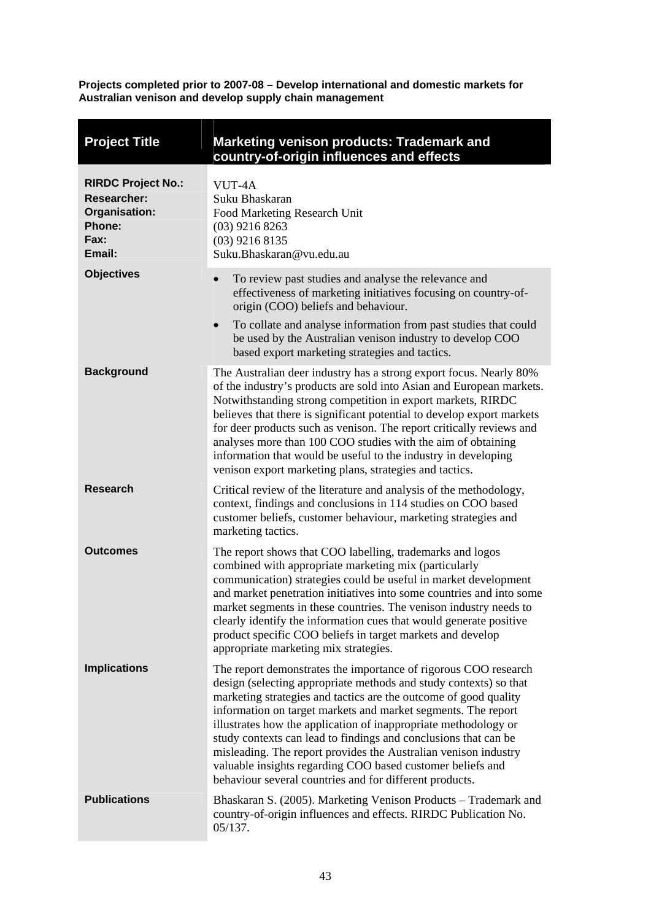**Projects completed prior to 2007-08 – Develop international and domestic markets for Australian venison and develop supply chain management**

| Project Title | Marketing venison products: Trademark and country-of-origin influences and effects |
|---|---|
| **RIRDC Project No.:** | VUT-4A |
| **Researcher:** | Suku Bhaskaran |
| **Organisation:** | Food Marketing Research Unit |
| **Phone:** | (03) 9216 8263 |
| **Fax:** | (03) 9216 8135 |
| **Email:** | Suku.Bhaskaran@vu.edu.au |
| **Objectives** | • To review past studies and analyse the relevance and effectiveness of marketing initiatives focusing on country-of-origin (COO) beliefs and behaviour.<br>• To collate and analyse information from past studies that could be used by the Australian venison industry to develop COO based export marketing strategies and tactics. |
| **Background** | The Australian deer industry has a strong export focus. Nearly 80% of the industry's products are sold into Asian and European markets. Notwithstanding strong competition in export markets, RIRDC believes that there is significant potential to develop export markets for deer products such as venison. The report critically reviews and analyses more than 100 COO studies with the aim of obtaining information that would be useful to the industry in developing venison export marketing plans, strategies and tactics. |
| **Research** | Critical review of the literature and analysis of the methodology, context, findings and conclusions in 114 studies on COO based customer beliefs, customer behaviour, marketing strategies and marketing tactics. |
| **Outcomes** | The report shows that COO labelling, trademarks and logos combined with appropriate marketing mix (particularly communication) strategies could be useful in market development and market penetration initiatives into some countries and into some market segments in these countries. The venison industry needs to clearly identify the information cues that would generate positive product specific COO beliefs in target markets and develop appropriate marketing mix strategies. |
| **Implications** | The report demonstrates the importance of rigorous COO research design (selecting appropriate methods and study contexts) so that marketing strategies and tactics are the outcome of good quality information on target markets and market segments. The report illustrates how the application of inappropriate methodology or study contexts can lead to findings and conclusions that can be misleading. The report provides the Australian venison industry valuable insights regarding COO based customer beliefs and behaviour several countries and for different products. |
| **Publications** | Bhaskaran S. (2005). Marketing Venison Products – Trademark and country-of-origin influences and effects. RIRDC Publication No. 05/137. |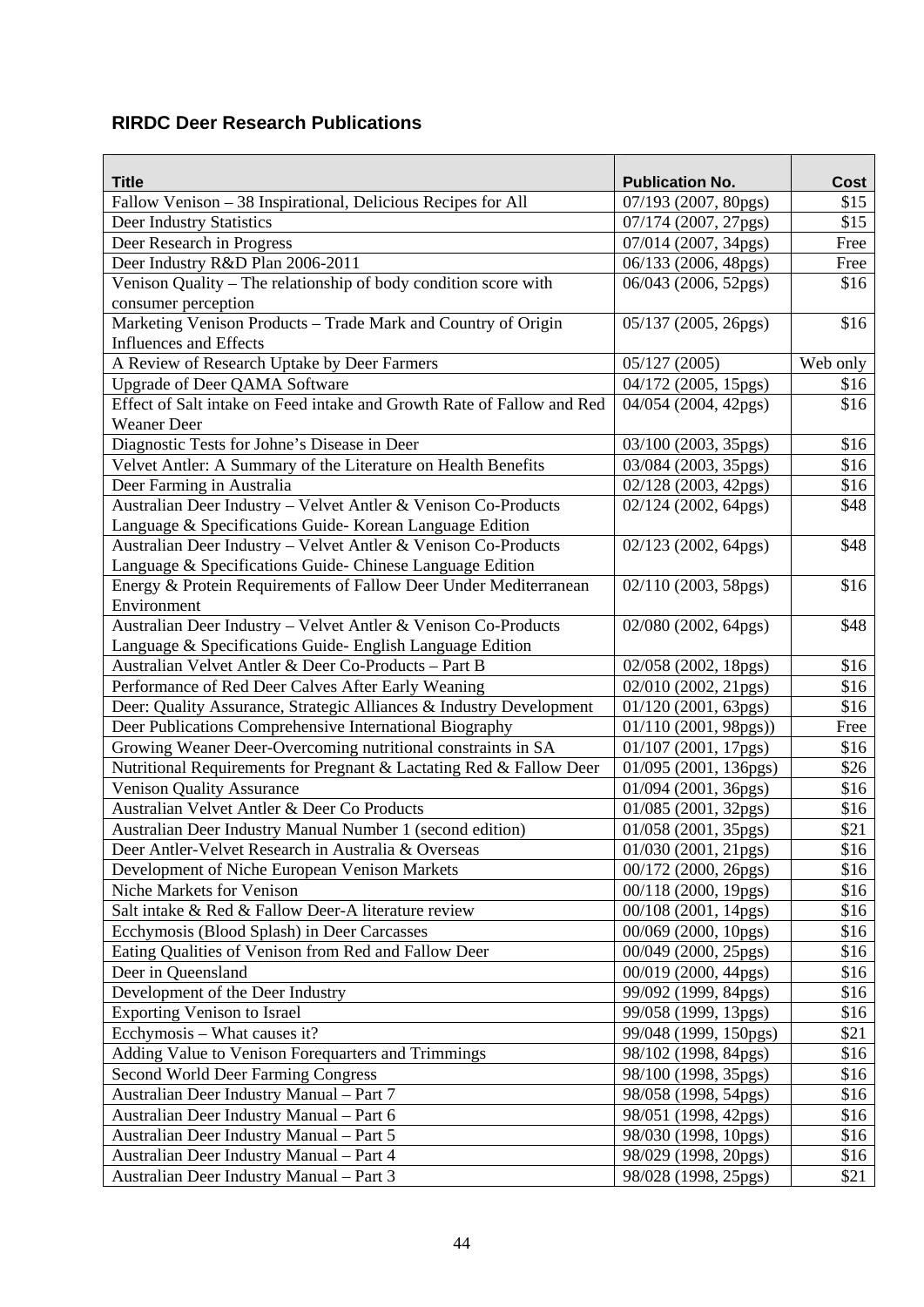## RIRDC Deer Research Publications

| Title | Publication No. | Cost |
|---|---|---|
| Fallow Venison – 38 Inspirational, Delicious Recipes for All | 07/193 (2007, 80pgs) | $15 |
| Deer Industry Statistics | 07/174 (2007, 27pgs) | $15 |
| Deer Research in Progress | 07/014 (2007, 34pgs) | Free |
| Deer Industry R&D Plan 2006-2011 | 06/133 (2006, 48pgs) | Free |
| Venison Quality – The relationship of body condition score with consumer perception | 06/043 (2006, 52pgs) | $16 |
| Marketing Venison Products – Trade Mark and Country of Origin Influences and Effects | 05/137 (2005, 26pgs) | $16 |
| A Review of Research Uptake by Deer Farmers | 05/127 (2005) | Web only |
| Upgrade of Deer QAMA Software | 04/172 (2005, 15pgs) | $16 |
| Effect of Salt intake on Feed intake and Growth Rate of Fallow and Red Weaner Deer | 04/054 (2004, 42pgs) | $16 |
| Diagnostic Tests for Johne's Disease in Deer | 03/100 (2003, 35pgs) | $16 |
| Velvet Antler: A Summary of the Literature on Health Benefits | 03/084 (2003, 35pgs) | $16 |
| Deer Farming in Australia | 02/128 (2003, 42pgs) | $16 |
| Australian Deer Industry – Velvet Antler & Venison Co-Products Language & Specifications Guide- Korean Language Edition | 02/124 (2002, 64pgs) | $48 |
| Australian Deer Industry – Velvet Antler & Venison Co-Products Language & Specifications Guide- Chinese Language Edition | 02/123 (2002, 64pgs) | $48 |
| Energy & Protein Requirements of Fallow Deer Under Mediterranean Environment | 02/110 (2003, 58pgs) | $16 |
| Australian Deer Industry – Velvet Antler & Venison Co-Products Language & Specifications Guide- English Language Edition | 02/080 (2002, 64pgs) | $48 |
| Australian Velvet Antler & Deer Co-Products – Part B | 02/058 (2002, 18pgs) | $16 |
| Performance of Red Deer Calves After Early Weaning | 02/010 (2002, 21pgs) | $16 |
| Deer: Quality Assurance, Strategic Alliances & Industry Development | 01/120 (2001, 63pgs) | $16 |
| Deer Publications Comprehensive International Biography | 01/110 (2001, 98pgs)) | Free |
| Growing Weaner Deer-Overcoming nutritional constraints in SA | 01/107 (2001, 17pgs) | $16 |
| Nutritional Requirements for Pregnant & Lactating Red & Fallow Deer | 01/095 (2001, 136pgs) | $26 |
| Venison Quality Assurance | 01/094 (2001, 36pgs) | $16 |
| Australian Velvet Antler & Deer Co Products | 01/085 (2001, 32pgs) | $16 |
| Australian Deer Industry Manual Number 1 (second edition) | 01/058 (2001, 35pgs) | $21 |
| Deer Antler-Velvet Research in Australia & Overseas | 01/030 (2001, 21pgs) | $16 |
| Development of Niche European Venison Markets | 00/172 (2000, 26pgs) | $16 |
| Niche Markets for Venison | 00/118 (2000, 19pgs) | $16 |
| Salt intake & Red & Fallow Deer-A literature review | 00/108 (2001, 14pgs) | $16 |
| Ecchymosis (Blood Splash) in Deer Carcasses | 00/069 (2000, 10pgs) | $16 |
| Eating Qualities of Venison from Red and Fallow Deer | 00/049 (2000, 25pgs) | $16 |
| Deer in Queensland | 00/019 (2000, 44pgs) | $16 |
| Development of the Deer Industry | 99/092 (1999, 84pgs) | $16 |
| Exporting Venison to Israel | 99/058 (1999, 13pgs) | $16 |
| Ecchymosis – What causes it? | 99/048 (1999, 150pgs) | $21 |
| Adding Value to Venison Forequarters and Trimmings | 98/102 (1998, 84pgs) | $16 |
| Second World Deer Farming Congress | 98/100 (1998, 35pgs) | $16 |
| Australian Deer Industry Manual – Part 7 | 98/058 (1998, 54pgs) | $16 |
| Australian Deer Industry Manual – Part 6 | 98/051 (1998, 42pgs) | $16 |
| Australian Deer Industry Manual – Part 5 | 98/030 (1998, 10pgs) | $16 |
| Australian Deer Industry Manual – Part 4 | 98/029 (1998, 20pgs) | $16 |
| Australian Deer Industry Manual – Part 3 | 98/028 (1998, 25pgs) | $21 |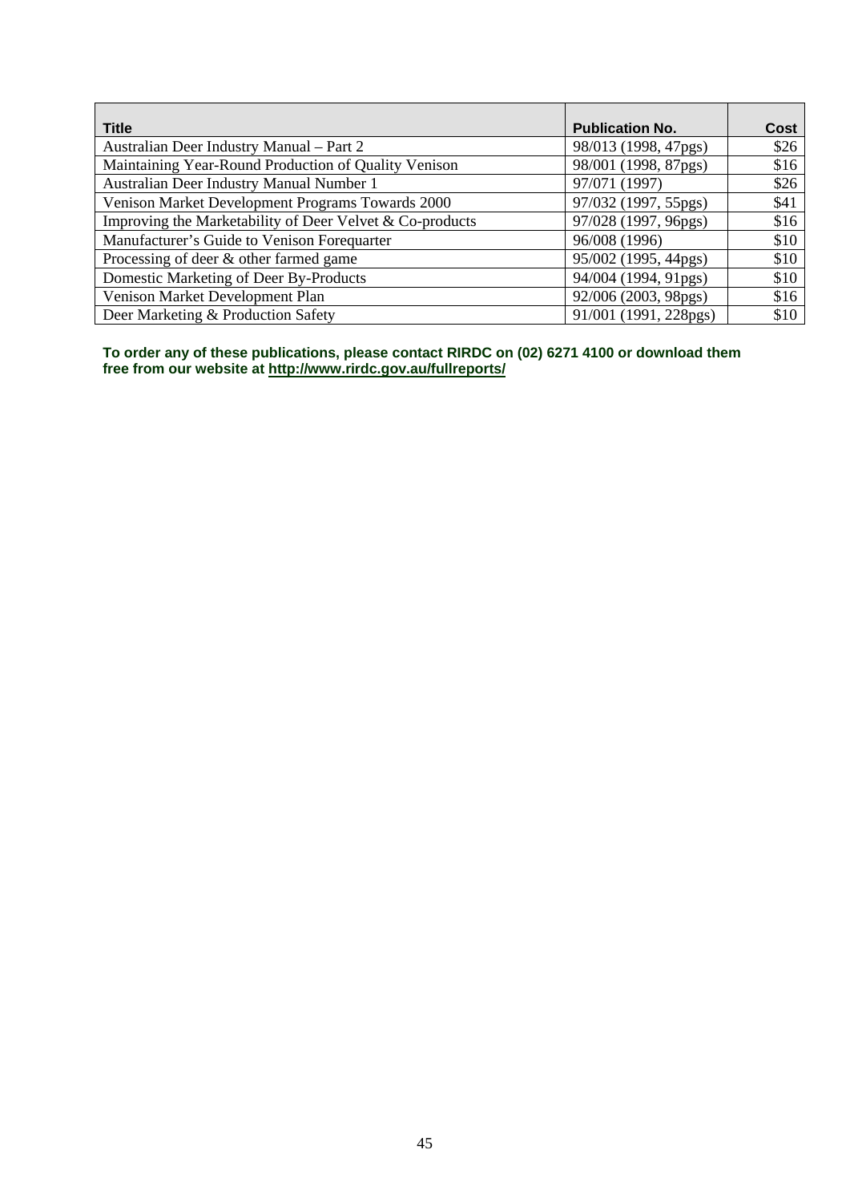| Title | Publication No. | Cost |
| --- | --- | --- |
| Australian Deer Industry Manual – Part 2 | 98/013 (1998, 47pgs) | $26 |
| Maintaining Year-Round Production of Quality Venison | 98/001 (1998, 87pgs) | $16 |
| Australian Deer Industry Manual Number 1 | 97/071 (1997) | $26 |
| Venison Market Development Programs Towards 2000 | 97/032 (1997, 55pgs) | $41 |
| Improving the Marketability of Deer Velvet & Co-products | 97/028 (1997, 96pgs) | $16 |
| Manufacturer's Guide to Venison Forequarter | 96/008 (1996) | $10 |
| Processing of deer & other farmed game | 95/002 (1995, 44pgs) | $10 |
| Domestic Marketing of Deer By-Products | 94/004 (1994, 91pgs) | $10 |
| Venison Market Development Plan | 92/006 (2003, 98pgs) | $16 |
| Deer Marketing & Production Safety | 91/001 (1991, 228pgs) | $10 |

**To order any of these publications, please contact RIRDC on (02) 6271 4100 or download them free from our website at http://www.rirdc.gov.au/fullreports/**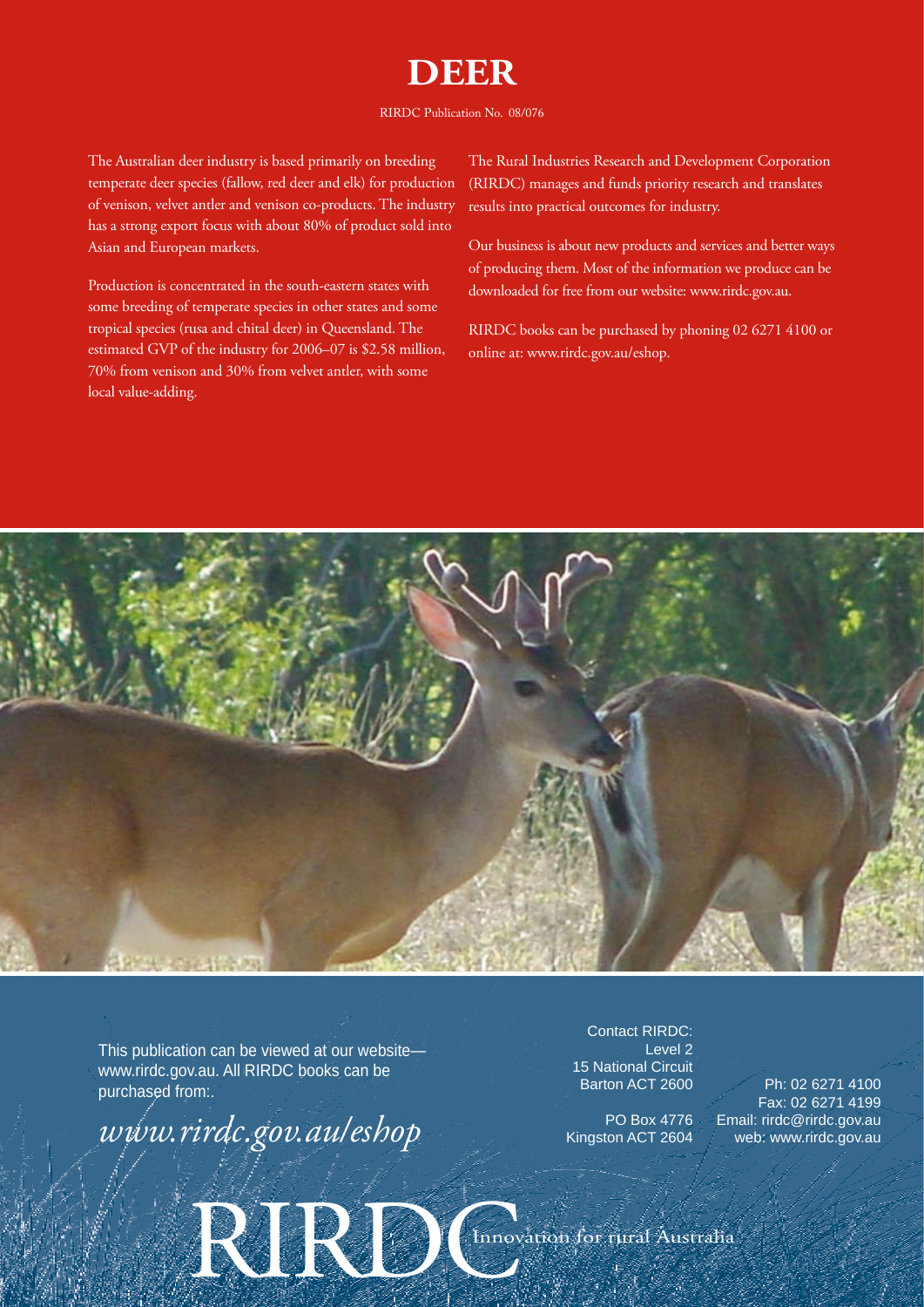# DEER

RIRDC Publication No. 08/076

The Australian deer industry is based primarily on breeding temperate deer species (fallow, red deer and elk) for production of venison, velvet antler and venison co-products. The industry has a strong export focus with about 80% of product sold into Asian and European markets.

Production is concentrated in the south-eastern states with some breeding of temperate species in other states and some tropical species (rusa and chital deer) in Queensland. The estimated GVP of the industry for 2006–07 is $2.58 million, 70% from venison and 30% from velvet antler, with some local value-adding.

The Rural Industries Research and Development Corporation (RIRDC) manages and funds priority research and translates results into practical outcomes for industry.

Our business is about new products and services and better ways of producing them. Most of the information we produce can be downloaded for free from our website: www.rirdc.gov.au.

RIRDC books can be purchased by phoning 02 6271 4100 or online at: www.rirdc.gov.au/eshop.

This publication can be viewed at our website—www.rirdc.gov.au. All RIRDC books can be purchased from:.

*www.rirdc.gov.au/eshop*

Contact RIRDC:
Level 2
15 National Circuit
Barton ACT 2600

PO Box 4776
Kingston ACT 2604

Ph: 02 6271 4100
Fax: 02 6271 4199
Email: rirdc@rirdc.gov.au
web: www.rirdc.gov.au

RIRDC Innovation for rural Australia